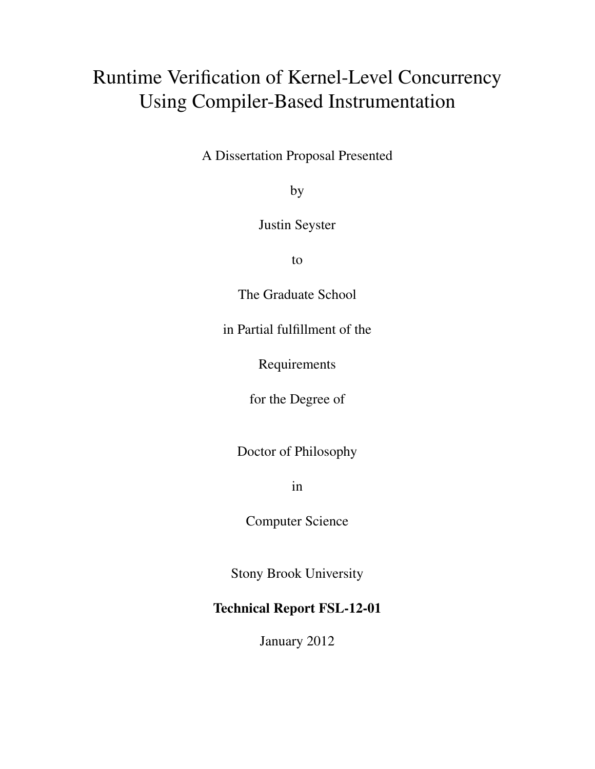# Runtime Verification of Kernel-Level Concurrency Using Compiler-Based Instrumentation

A Dissertation Proposal Presented

by

Justin Seyster

to

The Graduate School

in Partial fulfillment of the

Requirements

for the Degree of

Doctor of Philosophy

in

Computer Science

Stony Brook University

**Technical Report FSL-12-01**

January 2012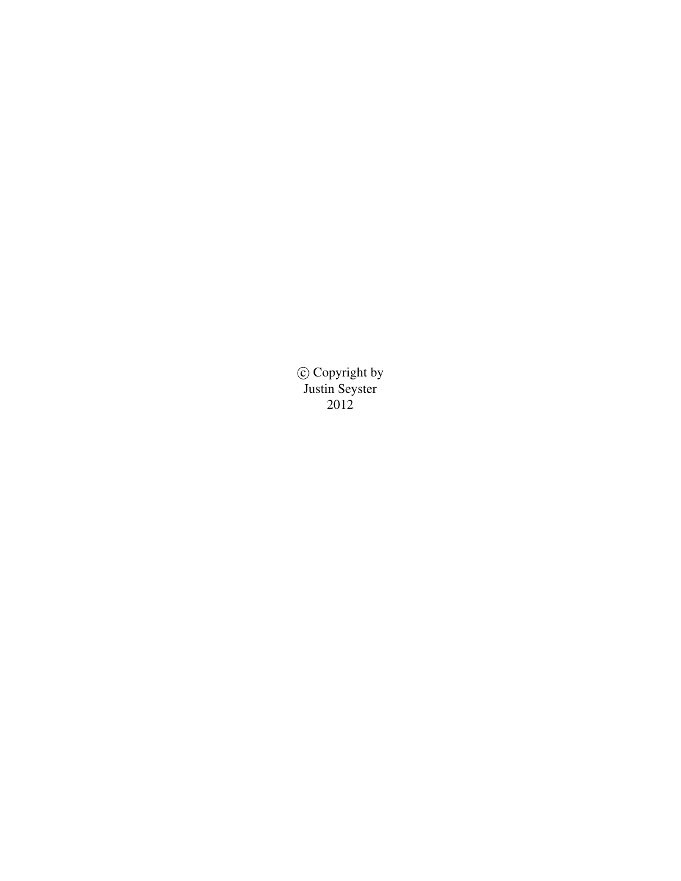© Copyright by
Justin Seyster
2012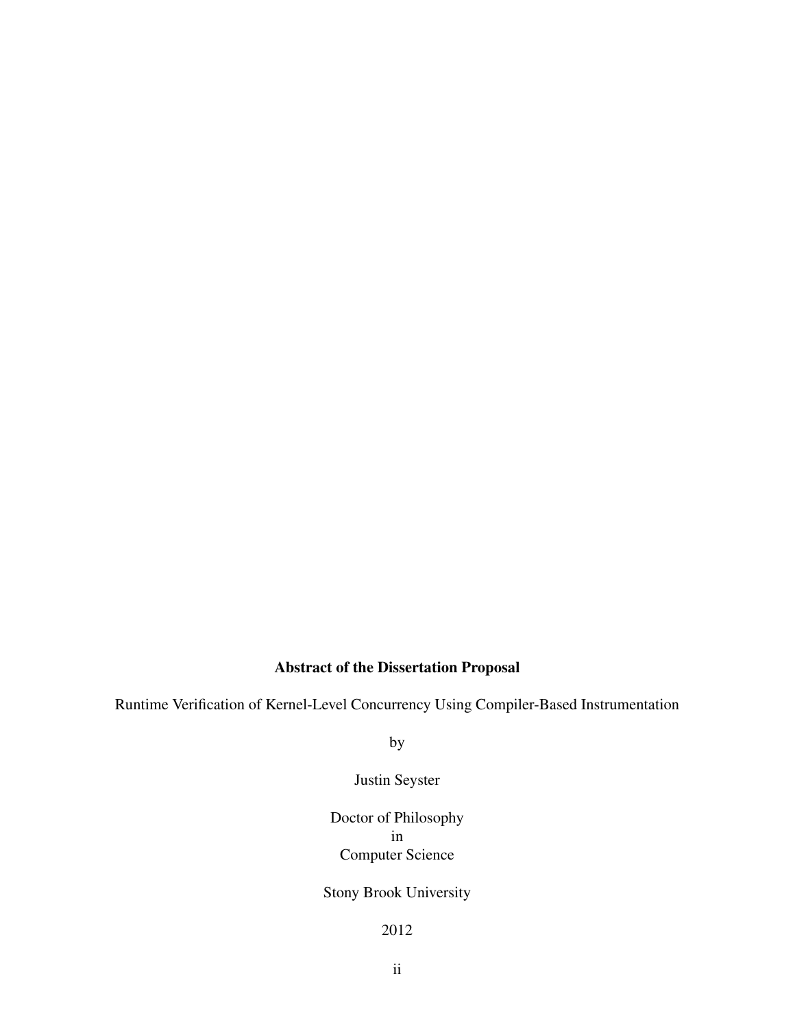**Abstract of the Dissertation Proposal**

Runtime Verification of Kernel-Level Concurrency Using Compiler-Based Instrumentation

by

Justin Seyster

Doctor of Philosophy
in
Computer Science

Stony Brook University

2012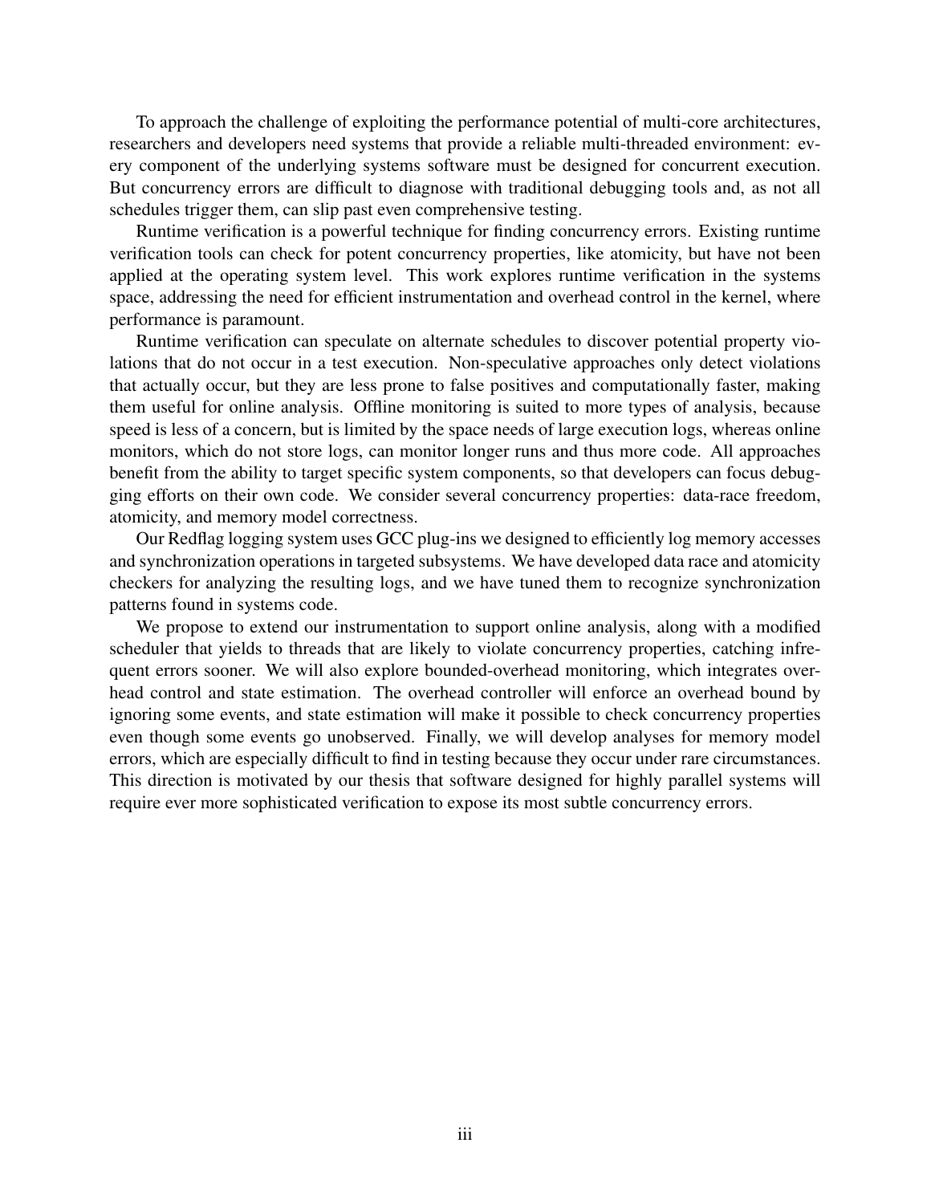To approach the challenge of exploiting the performance potential of multi-core architectures, researchers and developers need systems that provide a reliable multi-threaded environment: every component of the underlying systems software must be designed for concurrent execution. But concurrency errors are difficult to diagnose with traditional debugging tools and, as not all schedules trigger them, can slip past even comprehensive testing.

Runtime verification is a powerful technique for finding concurrency errors. Existing runtime verification tools can check for potent concurrency properties, like atomicity, but have not been applied at the operating system level. This work explores runtime verification in the systems space, addressing the need for efficient instrumentation and overhead control in the kernel, where performance is paramount.

Runtime verification can speculate on alternate schedules to discover potential property violations that do not occur in a test execution. Non-speculative approaches only detect violations that actually occur, but they are less prone to false positives and computationally faster, making them useful for online analysis. Offline monitoring is suited to more types of analysis, because speed is less of a concern, but is limited by the space needs of large execution logs, whereas online monitors, which do not store logs, can monitor longer runs and thus more code. All approaches benefit from the ability to target specific system components, so that developers can focus debugging efforts on their own code. We consider several concurrency properties: data-race freedom, atomicity, and memory model correctness.

Our Redflag logging system uses GCC plug-ins we designed to efficiently log memory accesses and synchronization operations in targeted subsystems. We have developed data race and atomicity checkers for analyzing the resulting logs, and we have tuned them to recognize synchronization patterns found in systems code.

We propose to extend our instrumentation to support online analysis, along with a modified scheduler that yields to threads that are likely to violate concurrency properties, catching infrequent errors sooner. We will also explore bounded-overhead monitoring, which integrates overhead control and state estimation. The overhead controller will enforce an overhead bound by ignoring some events, and state estimation will make it possible to check concurrency properties even though some events go unobserved. Finally, we will develop analyses for memory model errors, which are especially difficult to find in testing because they occur under rare circumstances. This direction is motivated by our thesis that software designed for highly parallel systems will require ever more sophisticated verification to expose its most subtle concurrency errors.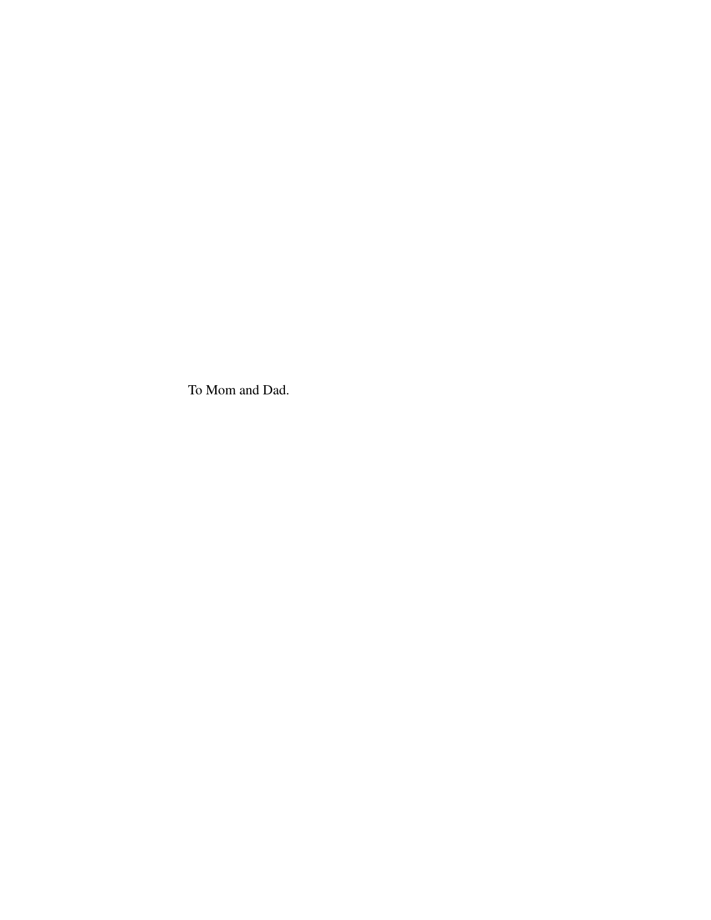To Mom and Dad.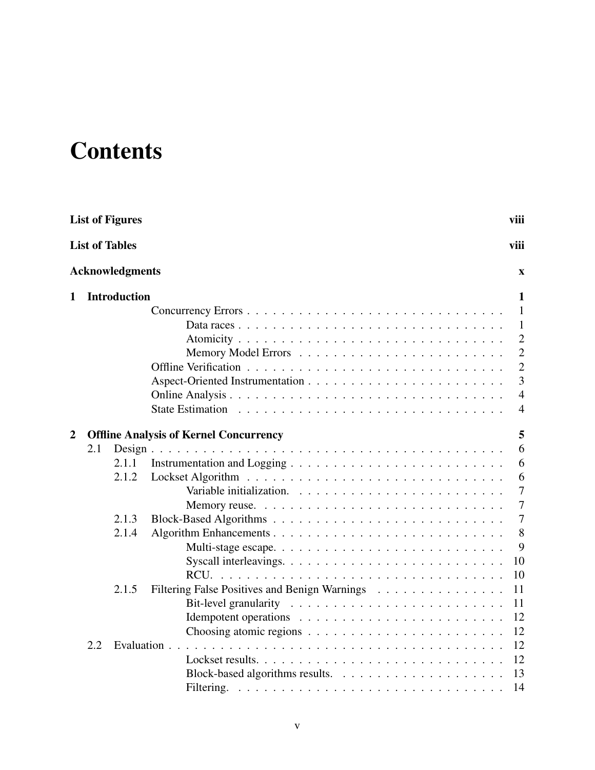# Contents

| | | |
|---|---|---|
| **List of Figures** | | **viii** |
| **List of Tables** | | **viii** |
| **Acknowledgments** | | **x** |
| **1** | **Introduction** | **1** |
| | Concurrency Errors | 1 |
| | Data races | 1 |
| | Atomicity | 2 |
| | Memory Model Errors | 2 |
| | Offline Verification | 2 |
| | Aspect-Oriented Instrumentation | 3 |
| | Online Analysis | 4 |
| | State Estimation | 4 |
| **2** | **Offline Analysis of Kernel Concurrency** | **5** |
| 2.1 | Design | 6 |
| 2.1.1 | Instrumentation and Logging | 6 |
| 2.1.2 | Lockset Algorithm | 6 |
| | Variable initialization. | 7 |
| | Memory reuse. | 7 |
| 2.1.3 | Block-Based Algorithms | 7 |
| 2.1.4 | Algorithm Enhancements | 8 |
| | Multi-stage escape. | 9 |
| | Syscall interleavings. | 10 |
| | RCU. | 10 |
| 2.1.5 | Filtering False Positives and Benign Warnings | 11 |
| | Bit-level granularity | 11 |
| | Idempotent operations | 12 |
| | Choosing atomic regions | 12 |
| 2.2 | Evaluation | 12 |
| | Lockset results. | 12 |
| | Block-based algorithms results. | 13 |
| | Filtering. | 14 |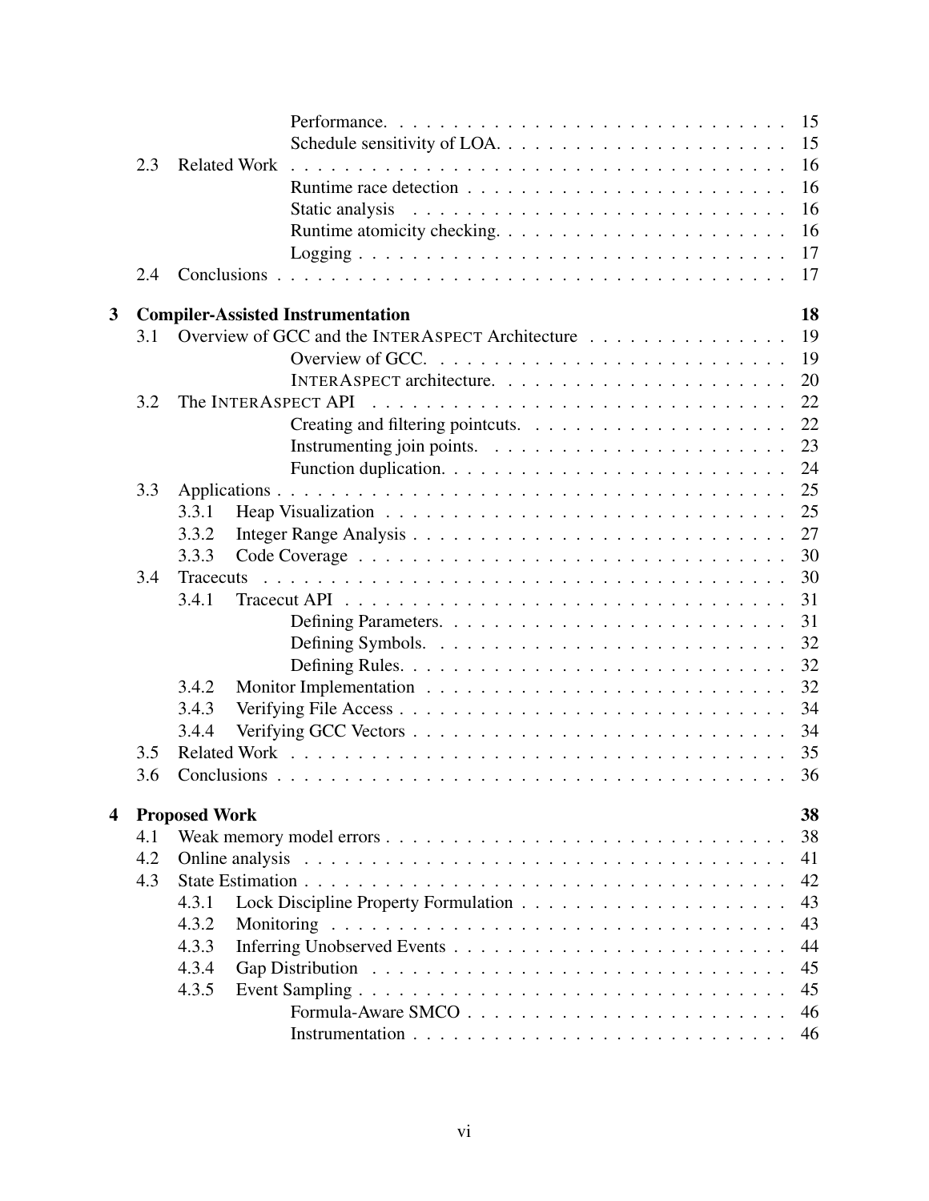Performance. . . . . . . . . . . . . . . . . . . . . . . . . . . . . 15
Schedule sensitivity of LOA. . . . . . . . . . . . . . . . . . . . . . 15

2.3 Related Work . . . . . . . . . . . . . . . . . . . . . . . . . . . . . . . . . . . . . . 16
Runtime race detection . . . . . . . . . . . . . . . . . . . . . . . . 16
Static analysis . . . . . . . . . . . . . . . . . . . . . . . . . . . . 16
Runtime atomicity checking. . . . . . . . . . . . . . . . . . . . . . 16
Logging . . . . . . . . . . . . . . . . . . . . . . . . . . . . . . . . 17

2.4 Conclusions . . . . . . . . . . . . . . . . . . . . . . . . . . . . . . . . . . . . . . 17

**3 Compiler-Assisted Instrumentation** **18**

3.1 Overview of GCC and the INTERASPECT Architecture . . . . . . . . . . . . . . . 19
Overview of GCC. . . . . . . . . . . . . . . . . . . . . . . . . . . 19
INTERASPECT architecture. . . . . . . . . . . . . . . . . . . . . . 20

3.2 The INTERASPECT API . . . . . . . . . . . . . . . . . . . . . . . . . . . . . . . 22
Creating and filtering pointcuts. . . . . . . . . . . . . . . . . . . . 22
Instrumenting join points. . . . . . . . . . . . . . . . . . . . . . . 23
Function duplication. . . . . . . . . . . . . . . . . . . . . . . . . . 24

3.3 Applications . . . . . . . . . . . . . . . . . . . . . . . . . . . . . . . . . . . . . . 25
3.3.1 Heap Visualization . . . . . . . . . . . . . . . . . . . . . . . . . . . . . . 25
3.3.2 Integer Range Analysis . . . . . . . . . . . . . . . . . . . . . . . . . . . . 27
3.3.3 Code Coverage . . . . . . . . . . . . . . . . . . . . . . . . . . . . . . . . 30

3.4 Tracecuts . . . . . . . . . . . . . . . . . . . . . . . . . . . . . . . . . . . . . . . 30
3.4.1 Tracecut API . . . . . . . . . . . . . . . . . . . . . . . . . . . . . . . . . 31
Defining Parameters. . . . . . . . . . . . . . . . . . . . . . . . . . 31
Defining Symbols. . . . . . . . . . . . . . . . . . . . . . . . . . . . 32
Defining Rules. . . . . . . . . . . . . . . . . . . . . . . . . . . . . 32
3.4.2 Monitor Implementation . . . . . . . . . . . . . . . . . . . . . . . . . . . 32
3.4.3 Verifying File Access . . . . . . . . . . . . . . . . . . . . . . . . . . . . . 34
3.4.4 Verifying GCC Vectors . . . . . . . . . . . . . . . . . . . . . . . . . . . . 34

3.5 Related Work . . . . . . . . . . . . . . . . . . . . . . . . . . . . . . . . . . . . . . 35

3.6 Conclusions . . . . . . . . . . . . . . . . . . . . . . . . . . . . . . . . . . . . . . 36

**4 Proposed Work** **38**

4.1 Weak memory model errors . . . . . . . . . . . . . . . . . . . . . . . . . . . . . . 38

4.2 Online analysis . . . . . . . . . . . . . . . . . . . . . . . . . . . . . . . . . . . . 41

4.3 State Estimation . . . . . . . . . . . . . . . . . . . . . . . . . . . . . . . . . . . . 42
4.3.1 Lock Discipline Property Formulation . . . . . . . . . . . . . . . . . . . . 43
4.3.2 Monitoring . . . . . . . . . . . . . . . . . . . . . . . . . . . . . . . . . . 43
4.3.3 Inferring Unobserved Events . . . . . . . . . . . . . . . . . . . . . . . . . 44
4.3.4 Gap Distribution . . . . . . . . . . . . . . . . . . . . . . . . . . . . . . . 45
4.3.5 Event Sampling . . . . . . . . . . . . . . . . . . . . . . . . . . . . . . . . 45
Formula-Aware SMCO . . . . . . . . . . . . . . . . . . . . . . . . 46
Instrumentation . . . . . . . . . . . . . . . . . . . . . . . . . . . . 46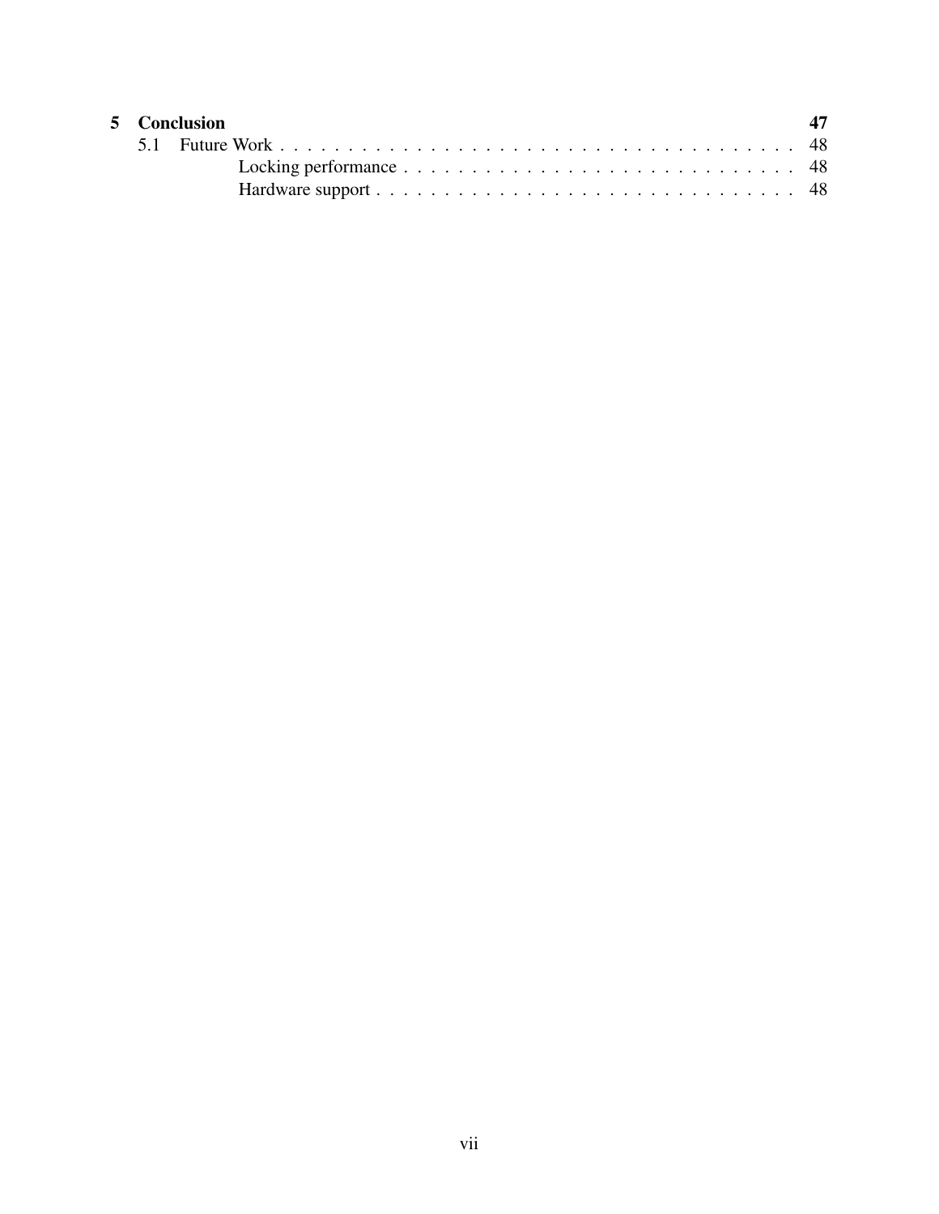**5 Conclusion** — **47**

- 5.1 Future Work — 48
  - Locking performance — 48
  - Hardware support — 48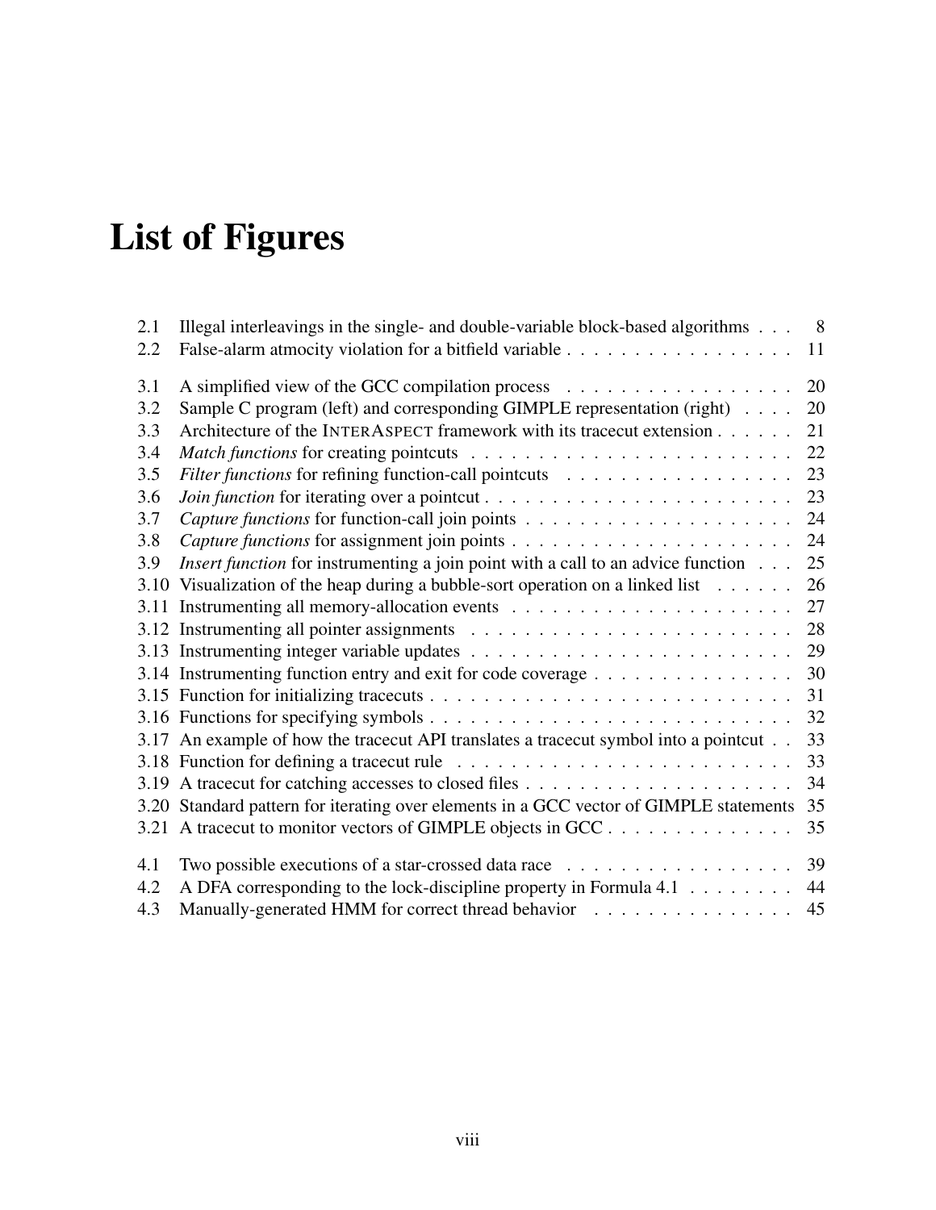# List of Figures

2.1 Illegal interleavings in the single- and double-variable block-based algorithms . . . 8
2.2 False-alarm atmocity violation for a bitfield variable . . . . . . . . . . . . . . . . . 11

3.1 A simplified view of the GCC compilation process . . . . . . . . . . . . . . . . . 20
3.2 Sample C program (left) and corresponding GIMPLE representation (right) . . . . 20
3.3 Architecture of the INTERASPECT framework with its tracecut extension . . . . . . 21
3.4 *Match functions* for creating pointcuts . . . . . . . . . . . . . . . . . . . . . . . 22
3.5 *Filter functions* for refining function-call pointcuts . . . . . . . . . . . . . . . . . 23
3.6 *Join function* for iterating over a pointcut . . . . . . . . . . . . . . . . . . . . . . 23
3.7 *Capture functions* for function-call join points . . . . . . . . . . . . . . . . . . . 24
3.8 *Capture functions* for assignment join points . . . . . . . . . . . . . . . . . . . . 24
3.9 *Insert function* for instrumenting a join point with a call to an advice function . . . 25
3.10 Visualization of the heap during a bubble-sort operation on a linked list . . . . . . 26
3.11 Instrumenting all memory-allocation events . . . . . . . . . . . . . . . . . . . . . 27
3.12 Instrumenting all pointer assignments . . . . . . . . . . . . . . . . . . . . . . . . 28
3.13 Instrumenting integer variable updates . . . . . . . . . . . . . . . . . . . . . . . . 29
3.14 Instrumenting function entry and exit for code coverage . . . . . . . . . . . . . . . 30
3.15 Function for initializing tracecuts . . . . . . . . . . . . . . . . . . . . . . . . . . 31
3.16 Functions for specifying symbols . . . . . . . . . . . . . . . . . . . . . . . . . . . 32
3.17 An example of how the tracecut API translates a tracecut symbol into a pointcut . . 33
3.18 Function for defining a tracecut rule . . . . . . . . . . . . . . . . . . . . . . . . . 33
3.19 A tracecut for catching accesses to closed files . . . . . . . . . . . . . . . . . . . . 34
3.20 Standard pattern for iterating over elements in a GCC vector of GIMPLE statements 35
3.21 A tracecut to monitor vectors of GIMPLE objects in GCC . . . . . . . . . . . . . . 35

4.1 Two possible executions of a star-crossed data race . . . . . . . . . . . . . . . . . 39
4.2 A DFA corresponding to the lock-discipline property in Formula 4.1 . . . . . . . . 44
4.3 Manually-generated HMM for correct thread behavior . . . . . . . . . . . . . . . 45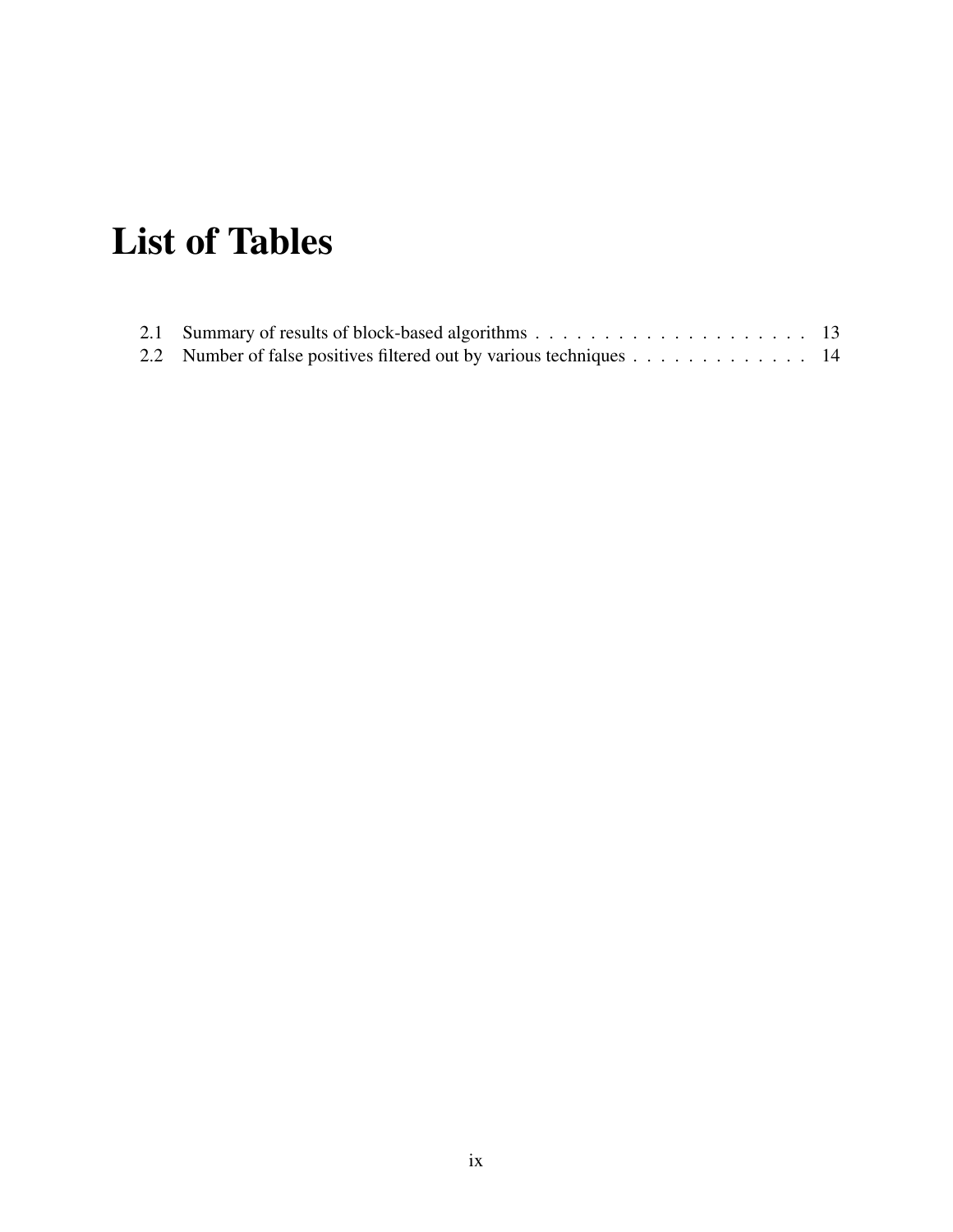# List of Tables

2.1 Summary of results of block-based algorithms . . . . . . . . . . . . . . . . . . . . 13
2.2 Number of false positives filtered out by various techniques . . . . . . . . . . . . . 14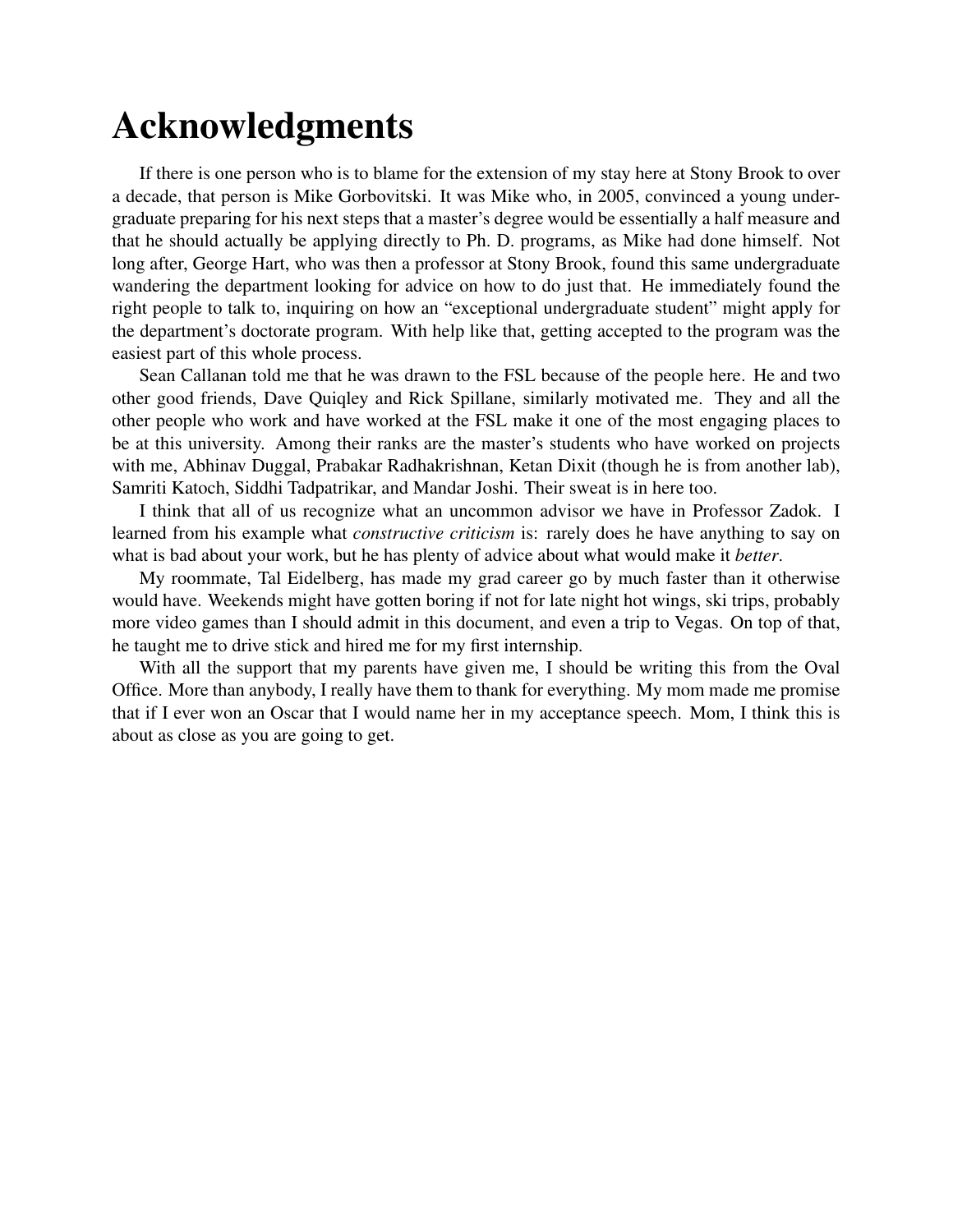# Acknowledgments

If there is one person who is to blame for the extension of my stay here at Stony Brook to over a decade, that person is Mike Gorbovitski. It was Mike who, in 2005, convinced a young undergraduate preparing for his next steps that a master's degree would be essentially a half measure and that he should actually be applying directly to Ph. D. programs, as Mike had done himself. Not long after, George Hart, who was then a professor at Stony Brook, found this same undergraduate wandering the department looking for advice on how to do just that. He immediately found the right people to talk to, inquiring on how an "exceptional undergraduate student" might apply for the department's doctorate program. With help like that, getting accepted to the program was the easiest part of this whole process.

Sean Callanan told me that he was drawn to the FSL because of the people here. He and two other good friends, Dave Quiqley and Rick Spillane, similarly motivated me. They and all the other people who work and have worked at the FSL make it one of the most engaging places to be at this university. Among their ranks are the master's students who have worked on projects with me, Abhinav Duggal, Prabakar Radhakrishnan, Ketan Dixit (though he is from another lab), Samriti Katoch, Siddhi Tadpatrikar, and Mandar Joshi. Their sweat is in here too.

I think that all of us recognize what an uncommon advisor we have in Professor Zadok. I learned from his example what *constructive criticism* is: rarely does he have anything to say on what is bad about your work, but he has plenty of advice about what would make it *better*.

My roommate, Tal Eidelberg, has made my grad career go by much faster than it otherwise would have. Weekends might have gotten boring if not for late night hot wings, ski trips, probably more video games than I should admit in this document, and even a trip to Vegas. On top of that, he taught me to drive stick and hired me for my first internship.

With all the support that my parents have given me, I should be writing this from the Oval Office. More than anybody, I really have them to thank for everything. My mom made me promise that if I ever won an Oscar that I would name her in my acceptance speech. Mom, I think this is about as close as you are going to get.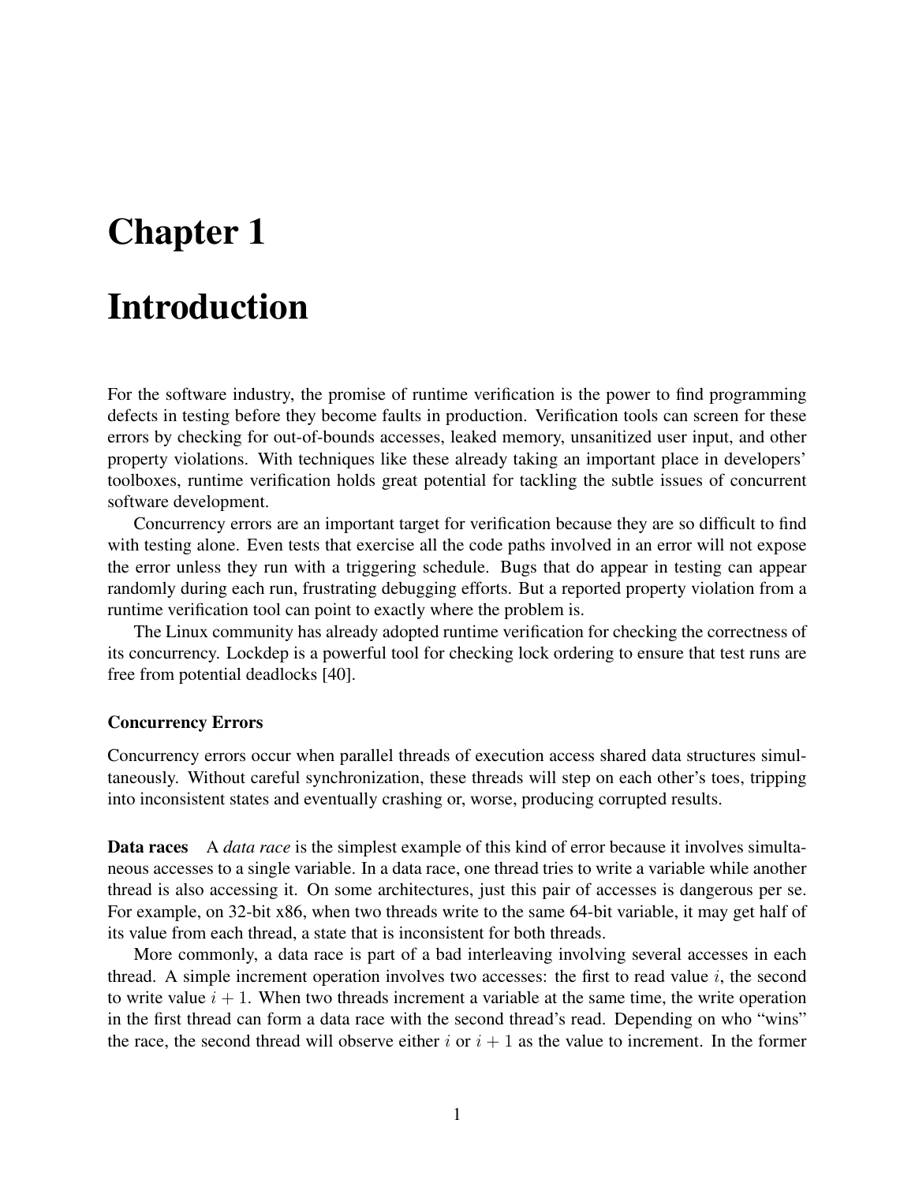# Chapter 1

# Introduction

For the software industry, the promise of runtime verification is the power to find programming defects in testing before they become faults in production. Verification tools can screen for these errors by checking for out-of-bounds accesses, leaked memory, unsanitized user input, and other property violations. With techniques like these already taking an important place in developers' toolboxes, runtime verification holds great potential for tackling the subtle issues of concurrent software development.

Concurrency errors are an important target for verification because they are so difficult to find with testing alone. Even tests that exercise all the code paths involved in an error will not expose the error unless they run with a triggering schedule. Bugs that do appear in testing can appear randomly during each run, frustrating debugging efforts. But a reported property violation from a runtime verification tool can point to exactly where the problem is.

The Linux community has already adopted runtime verification for checking the correctness of its concurrency. Lockdep is a powerful tool for checking lock ordering to ensure that test runs are free from potential deadlocks [40].

### Concurrency Errors

Concurrency errors occur when parallel threads of execution access shared data structures simultaneously. Without careful synchronization, these threads will step on each other's toes, tripping into inconsistent states and eventually crashing or, worse, producing corrupted results.

**Data races** A *data race* is the simplest example of this kind of error because it involves simultaneous accesses to a single variable. In a data race, one thread tries to write a variable while another thread is also accessing it. On some architectures, just this pair of accesses is dangerous per se. For example, on 32-bit x86, when two threads write to the same 64-bit variable, it may get half of its value from each thread, a state that is inconsistent for both threads.

More commonly, a data race is part of a bad interleaving involving several accesses in each thread. A simple increment operation involves two accesses: the first to read value $i$, the second to write value $i + 1$. When two threads increment a variable at the same time, the write operation in the first thread can form a data race with the second thread's read. Depending on who "wins" the race, the second thread will observe either $i$ or $i + 1$ as the value to increment. In the former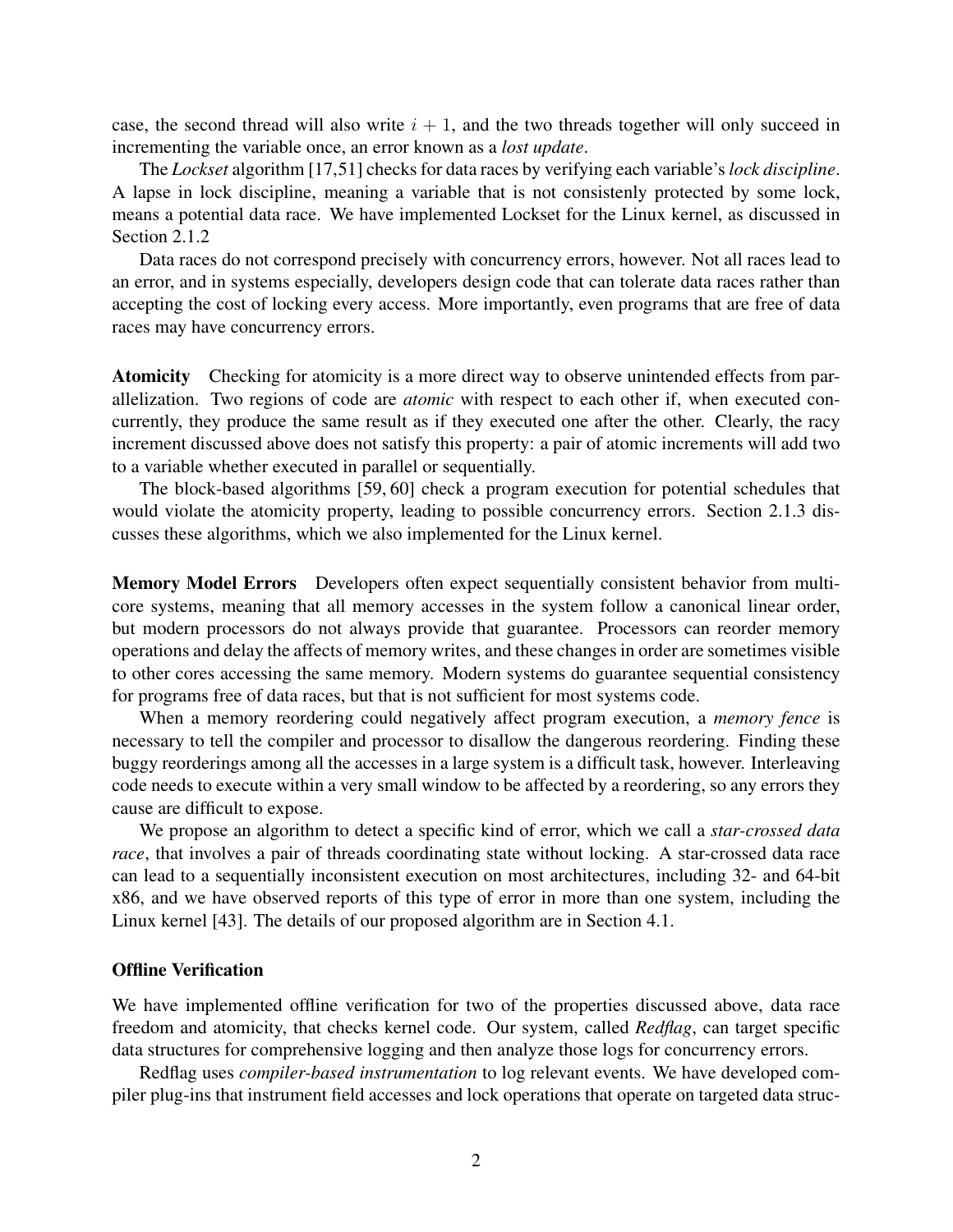case, the second thread will also write $i + 1$, and the two threads together will only succeed in incrementing the variable once, an error known as a *lost update*.

The *Lockset* algorithm [17,51] checks for data races by verifying each variable's *lock discipline*. A lapse in lock discipline, meaning a variable that is not consistenly protected by some lock, means a potential data race. We have implemented Lockset for the Linux kernel, as discussed in Section 2.1.2

Data races do not correspond precisely with concurrency errors, however. Not all races lead to an error, and in systems especially, developers design code that can tolerate data races rather than accepting the cost of locking every access. More importantly, even programs that are free of data races may have concurrency errors.

**Atomicity** Checking for atomicity is a more direct way to observe unintended effects from parallelization. Two regions of code are *atomic* with respect to each other if, when executed concurrently, they produce the same result as if they executed one after the other. Clearly, the racy increment discussed above does not satisfy this property: a pair of atomic increments will add two to a variable whether executed in parallel or sequentially.

The block-based algorithms [59, 60] check a program execution for potential schedules that would violate the atomicity property, leading to possible concurrency errors. Section 2.1.3 discusses these algorithms, which we also implemented for the Linux kernel.

**Memory Model Errors** Developers often expect sequentially consistent behavior from multicore systems, meaning that all memory accesses in the system follow a canonical linear order, but modern processors do not always provide that guarantee. Processors can reorder memory operations and delay the affects of memory writes, and these changes in order are sometimes visible to other cores accessing the same memory. Modern systems do guarantee sequential consistency for programs free of data races, but that is not sufficient for most systems code.

When a memory reordering could negatively affect program execution, a *memory fence* is necessary to tell the compiler and processor to disallow the dangerous reordering. Finding these buggy reorderings among all the accesses in a large system is a difficult task, however. Interleaving code needs to execute within a very small window to be affected by a reordering, so any errors they cause are difficult to expose.

We propose an algorithm to detect a specific kind of error, which we call a *star-crossed data race*, that involves a pair of threads coordinating state without locking. A star-crossed data race can lead to a sequentially inconsistent execution on most architectures, including 32- and 64-bit x86, and we have observed reports of this type of error in more than one system, including the Linux kernel [43]. The details of our proposed algorithm are in Section 4.1.

### Offline Verification

We have implemented offline verification for two of the properties discussed above, data race freedom and atomicity, that checks kernel code. Our system, called *Redflag*, can target specific data structures for comprehensive logging and then analyze those logs for concurrency errors.

Redflag uses *compiler-based instrumentation* to log relevant events. We have developed compiler plug-ins that instrument field accesses and lock operations that operate on targeted data struc-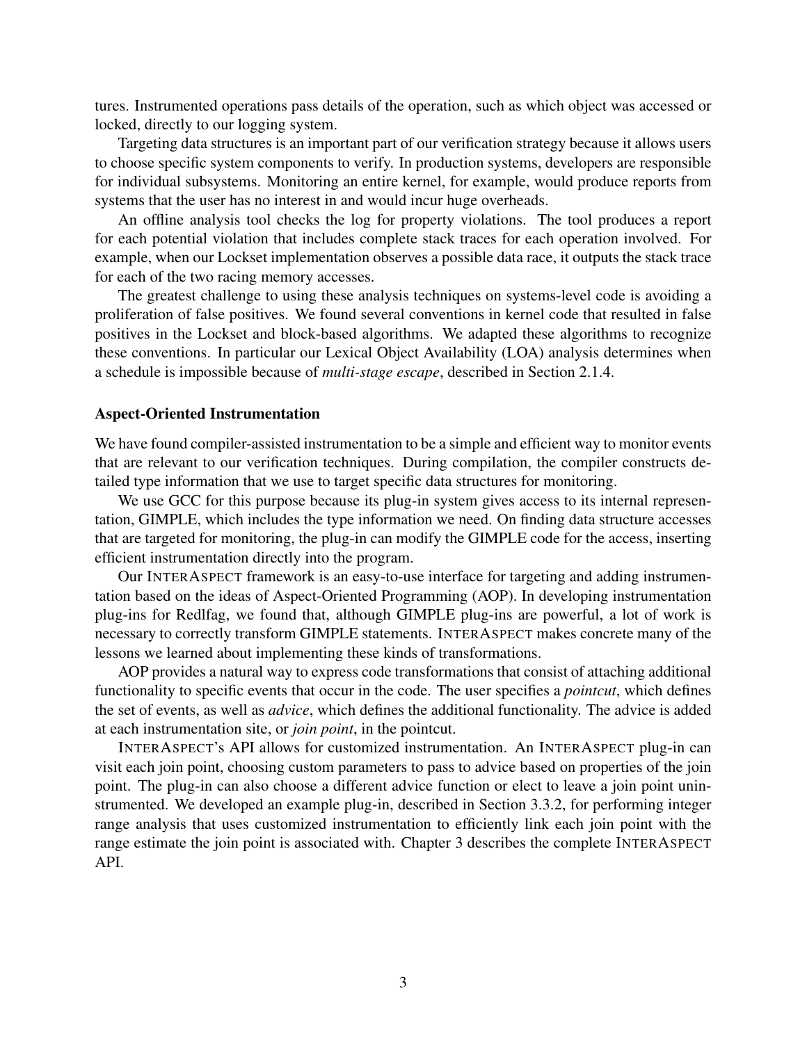tures. Instrumented operations pass details of the operation, such as which object was accessed or locked, directly to our logging system.

Targeting data structures is an important part of our verification strategy because it allows users to choose specific system components to verify. In production systems, developers are responsible for individual subsystems. Monitoring an entire kernel, for example, would produce reports from systems that the user has no interest in and would incur huge overheads.

An offline analysis tool checks the log for property violations. The tool produces a report for each potential violation that includes complete stack traces for each operation involved. For example, when our Lockset implementation observes a possible data race, it outputs the stack trace for each of the two racing memory accesses.

The greatest challenge to using these analysis techniques on systems-level code is avoiding a proliferation of false positives. We found several conventions in kernel code that resulted in false positives in the Lockset and block-based algorithms. We adapted these algorithms to recognize these conventions. In particular our Lexical Object Availability (LOA) analysis determines when a schedule is impossible because of *multi-stage escape*, described in Section 2.1.4.

### Aspect-Oriented Instrumentation

We have found compiler-assisted instrumentation to be a simple and efficient way to monitor events that are relevant to our verification techniques. During compilation, the compiler constructs detailed type information that we use to target specific data structures for monitoring.

We use GCC for this purpose because its plug-in system gives access to its internal representation, GIMPLE, which includes the type information we need. On finding data structure accesses that are targeted for monitoring, the plug-in can modify the GIMPLE code for the access, inserting efficient instrumentation directly into the program.

Our INTERASPECT framework is an easy-to-use interface for targeting and adding instrumentation based on the ideas of Aspect-Oriented Programming (AOP). In developing instrumentation plug-ins for Redlfag, we found that, although GIMPLE plug-ins are powerful, a lot of work is necessary to correctly transform GIMPLE statements. INTERASPECT makes concrete many of the lessons we learned about implementing these kinds of transformations.

AOP provides a natural way to express code transformations that consist of attaching additional functionality to specific events that occur in the code. The user specifies a *pointcut*, which defines the set of events, as well as *advice*, which defines the additional functionality. The advice is added at each instrumentation site, or *join point*, in the pointcut.

INTERASPECT's API allows for customized instrumentation. An INTERASPECT plug-in can visit each join point, choosing custom parameters to pass to advice based on properties of the join point. The plug-in can also choose a different advice function or elect to leave a join point uninstrumented. We developed an example plug-in, described in Section 3.3.2, for performing integer range analysis that uses customized instrumentation to efficiently link each join point with the range estimate the join point is associated with. Chapter 3 describes the complete INTERASPECT API.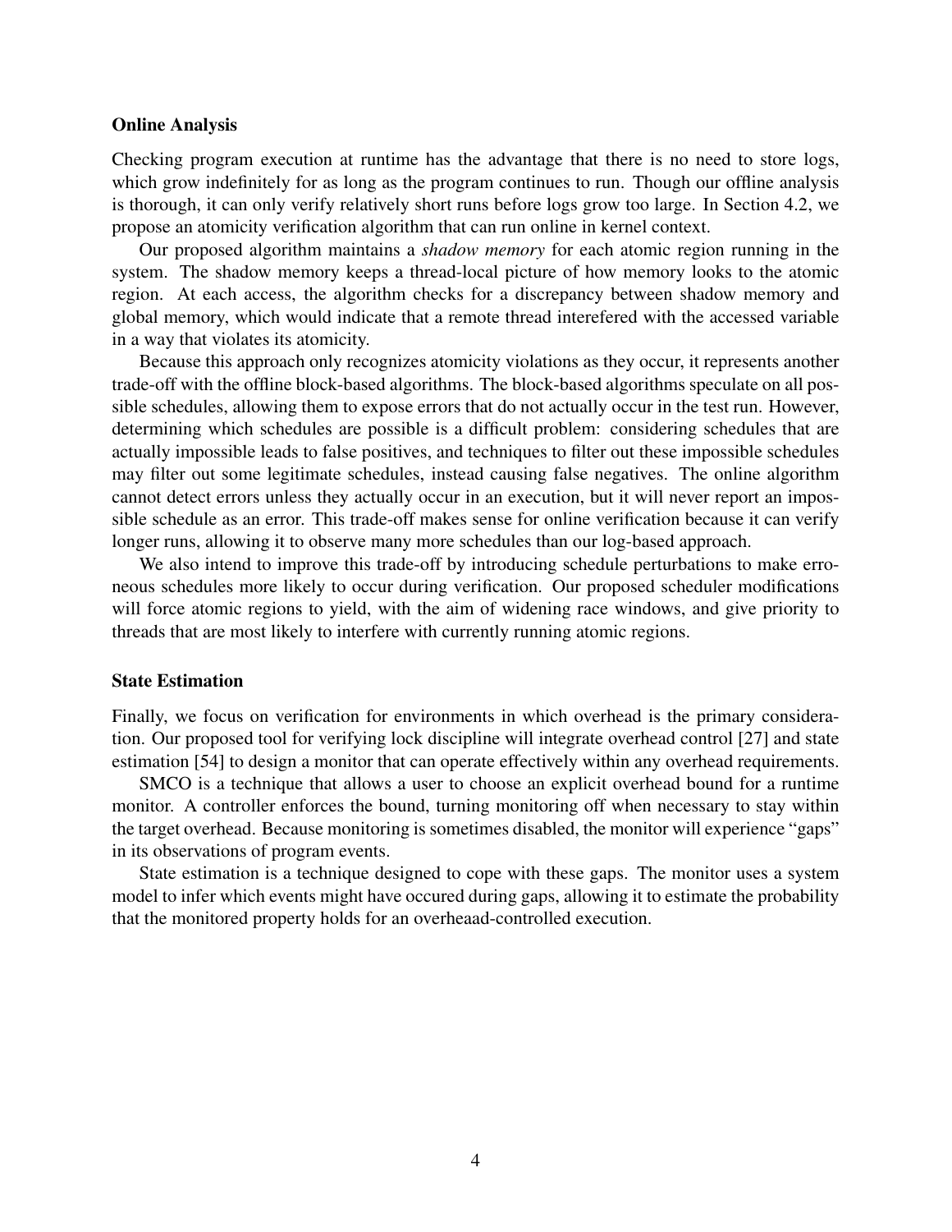**Online Analysis**

Checking program execution at runtime has the advantage that there is no need to store logs, which grow indefinitely for as long as the program continues to run. Though our offline analysis is thorough, it can only verify relatively short runs before logs grow too large. In Section 4.2, we propose an atomicity verification algorithm that can run online in kernel context.

Our proposed algorithm maintains a *shadow memory* for each atomic region running in the system. The shadow memory keeps a thread-local picture of how memory looks to the atomic region. At each access, the algorithm checks for a discrepancy between shadow memory and global memory, which would indicate that a remote thread interefered with the accessed variable in a way that violates its atomicity.

Because this approach only recognizes atomicity violations as they occur, it represents another trade-off with the offline block-based algorithms. The block-based algorithms speculate on all possible schedules, allowing them to expose errors that do not actually occur in the test run. However, determining which schedules are possible is a difficult problem: considering schedules that are actually impossible leads to false positives, and techniques to filter out these impossible schedules may filter out some legitimate schedules, instead causing false negatives. The online algorithm cannot detect errors unless they actually occur in an execution, but it will never report an impossible schedule as an error. This trade-off makes sense for online verification because it can verify longer runs, allowing it to observe many more schedules than our log-based approach.

We also intend to improve this trade-off by introducing schedule perturbations to make erroneous schedules more likely to occur during verification. Our proposed scheduler modifications will force atomic regions to yield, with the aim of widening race windows, and give priority to threads that are most likely to interfere with currently running atomic regions.

**State Estimation**

Finally, we focus on verification for environments in which overhead is the primary consideration. Our proposed tool for verifying lock discipline will integrate overhead control [27] and state estimation [54] to design a monitor that can operate effectively within any overhead requirements.

SMCO is a technique that allows a user to choose an explicit overhead bound for a runtime monitor. A controller enforces the bound, turning monitoring off when necessary to stay within the target overhead. Because monitoring is sometimes disabled, the monitor will experience "gaps" in its observations of program events.

State estimation is a technique designed to cope with these gaps. The monitor uses a system model to infer which events might have occured during gaps, allowing it to estimate the probability that the monitored property holds for an overheaad-controlled execution.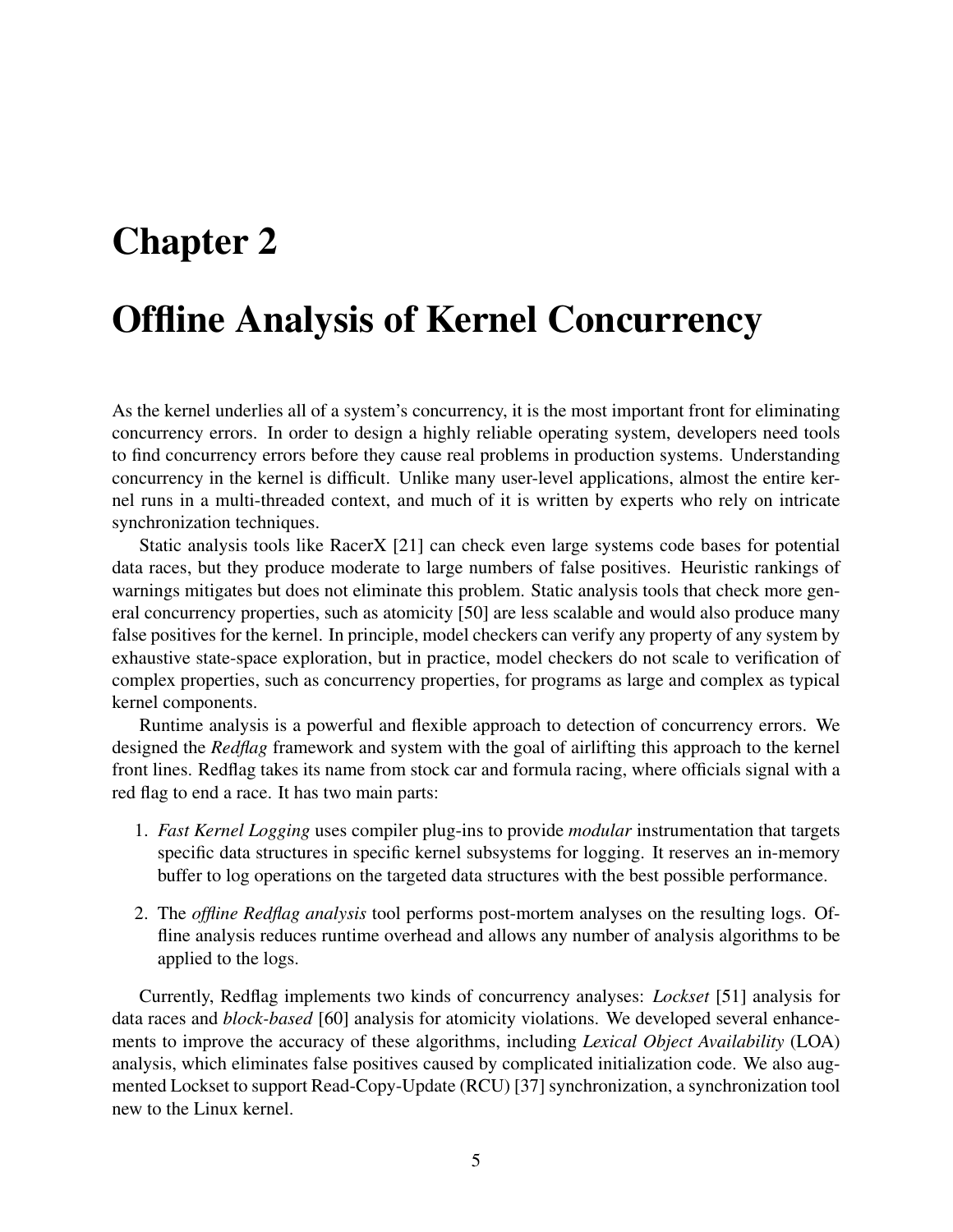# Chapter 2

# Offline Analysis of Kernel Concurrency

As the kernel underlies all of a system's concurrency, it is the most important front for eliminating concurrency errors. In order to design a highly reliable operating system, developers need tools to find concurrency errors before they cause real problems in production systems. Understanding concurrency in the kernel is difficult. Unlike many user-level applications, almost the entire kernel runs in a multi-threaded context, and much of it is written by experts who rely on intricate synchronization techniques.

Static analysis tools like RacerX [21] can check even large systems code bases for potential data races, but they produce moderate to large numbers of false positives. Heuristic rankings of warnings mitigates but does not eliminate this problem. Static analysis tools that check more general concurrency properties, such as atomicity [50] are less scalable and would also produce many false positives for the kernel. In principle, model checkers can verify any property of any system by exhaustive state-space exploration, but in practice, model checkers do not scale to verification of complex properties, such as concurrency properties, for programs as large and complex as typical kernel components.

Runtime analysis is a powerful and flexible approach to detection of concurrency errors. We designed the *Redflag* framework and system with the goal of airlifting this approach to the kernel front lines. Redflag takes its name from stock car and formula racing, where officials signal with a red flag to end a race. It has two main parts:

1. *Fast Kernel Logging* uses compiler plug-ins to provide *modular* instrumentation that targets specific data structures in specific kernel subsystems for logging. It reserves an in-memory buffer to log operations on the targeted data structures with the best possible performance.
2. The *offline Redflag analysis* tool performs post-mortem analyses on the resulting logs. Offline analysis reduces runtime overhead and allows any number of analysis algorithms to be applied to the logs.

Currently, Redflag implements two kinds of concurrency analyses: *Lockset* [51] analysis for data races and *block-based* [60] analysis for atomicity violations. We developed several enhancements to improve the accuracy of these algorithms, including *Lexical Object Availability* (LOA) analysis, which eliminates false positives caused by complicated initialization code. We also augmented Lockset to support Read-Copy-Update (RCU) [37] synchronization, a synchronization tool new to the Linux kernel.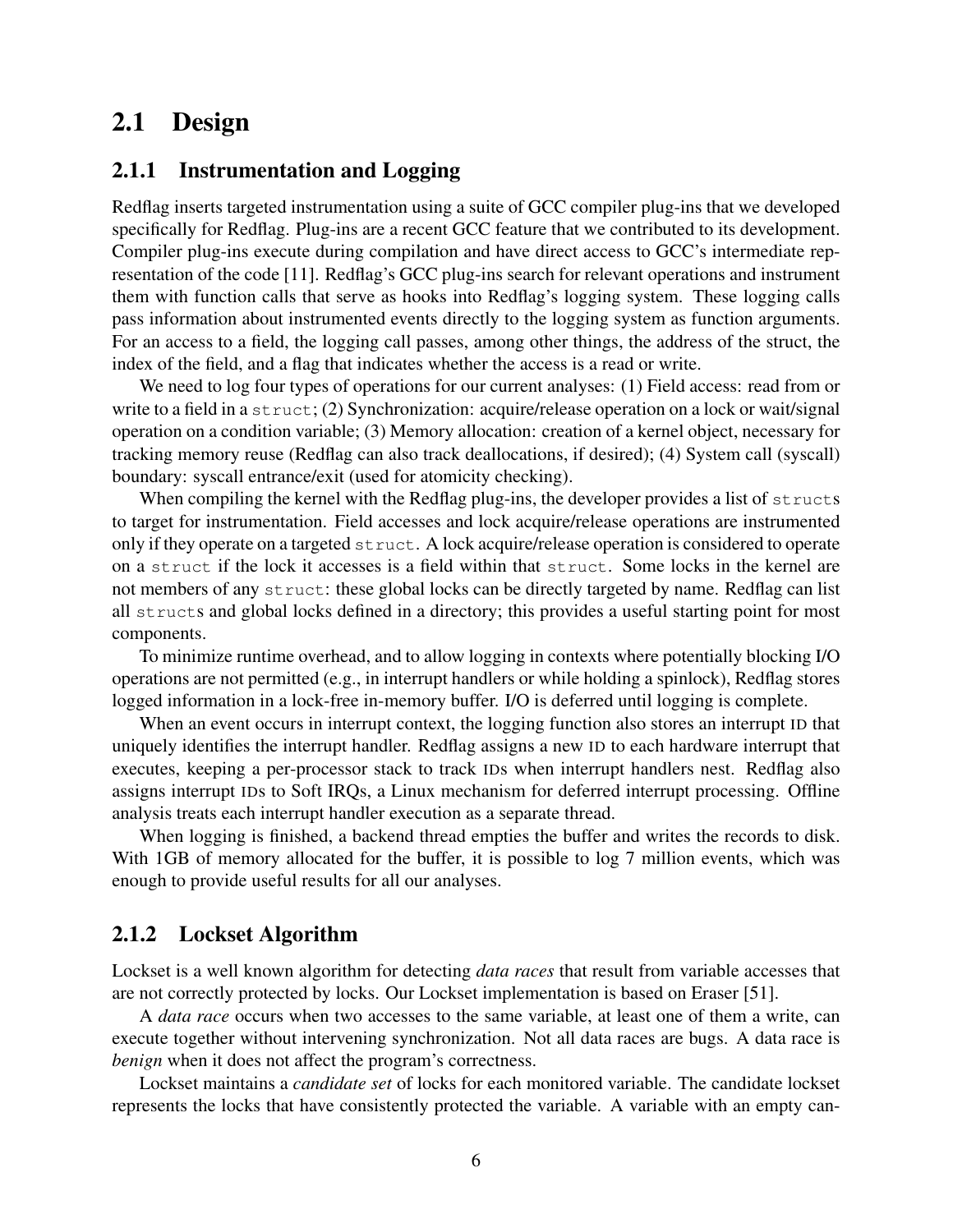## 2.1 Design

### 2.1.1 Instrumentation and Logging

Redflag inserts targeted instrumentation using a suite of GCC compiler plug-ins that we developed specifically for Redflag. Plug-ins are a recent GCC feature that we contributed to its development. Compiler plug-ins execute during compilation and have direct access to GCC's intermediate representation of the code [11]. Redflag's GCC plug-ins search for relevant operations and instrument them with function calls that serve as hooks into Redflag's logging system. These logging calls pass information about instrumented events directly to the logging system as function arguments. For an access to a field, the logging call passes, among other things, the address of the struct, the index of the field, and a flag that indicates whether the access is a read or write.

We need to log four types of operations for our current analyses: (1) Field access: read from or write to a field in a `struct`; (2) Synchronization: acquire/release operation on a lock or wait/signal operation on a condition variable; (3) Memory allocation: creation of a kernel object, necessary for tracking memory reuse (Redflag can also track deallocations, if desired); (4) System call (syscall) boundary: syscall entrance/exit (used for atomicity checking).

When compiling the kernel with the Redflag plug-ins, the developer provides a list of `struct`s to target for instrumentation. Field accesses and lock acquire/release operations are instrumented only if they operate on a targeted `struct`. A lock acquire/release operation is considered to operate on a `struct` if the lock it accesses is a field within that `struct`. Some locks in the kernel are not members of any `struct`: these global locks can be directly targeted by name. Redflag can list all `struct`s and global locks defined in a directory; this provides a useful starting point for most components.

To minimize runtime overhead, and to allow logging in contexts where potentially blocking I/O operations are not permitted (e.g., in interrupt handlers or while holding a spinlock), Redflag stores logged information in a lock-free in-memory buffer. I/O is deferred until logging is complete.

When an event occurs in interrupt context, the logging function also stores an interrupt ID that uniquely identifies the interrupt handler. Redflag assigns a new ID to each hardware interrupt that executes, keeping a per-processor stack to track IDs when interrupt handlers nest. Redflag also assigns interrupt IDs to Soft IRQs, a Linux mechanism for deferred interrupt processing. Offline analysis treats each interrupt handler execution as a separate thread.

When logging is finished, a backend thread empties the buffer and writes the records to disk. With 1GB of memory allocated for the buffer, it is possible to log 7 million events, which was enough to provide useful results for all our analyses.

### 2.1.2 Lockset Algorithm

Lockset is a well known algorithm for detecting *data races* that result from variable accesses that are not correctly protected by locks. Our Lockset implementation is based on Eraser [51].

A *data race* occurs when two accesses to the same variable, at least one of them a write, can execute together without intervening synchronization. Not all data races are bugs. A data race is *benign* when it does not affect the program's correctness.

Lockset maintains a *candidate set* of locks for each monitored variable. The candidate lockset represents the locks that have consistently protected the variable. A variable with an empty can-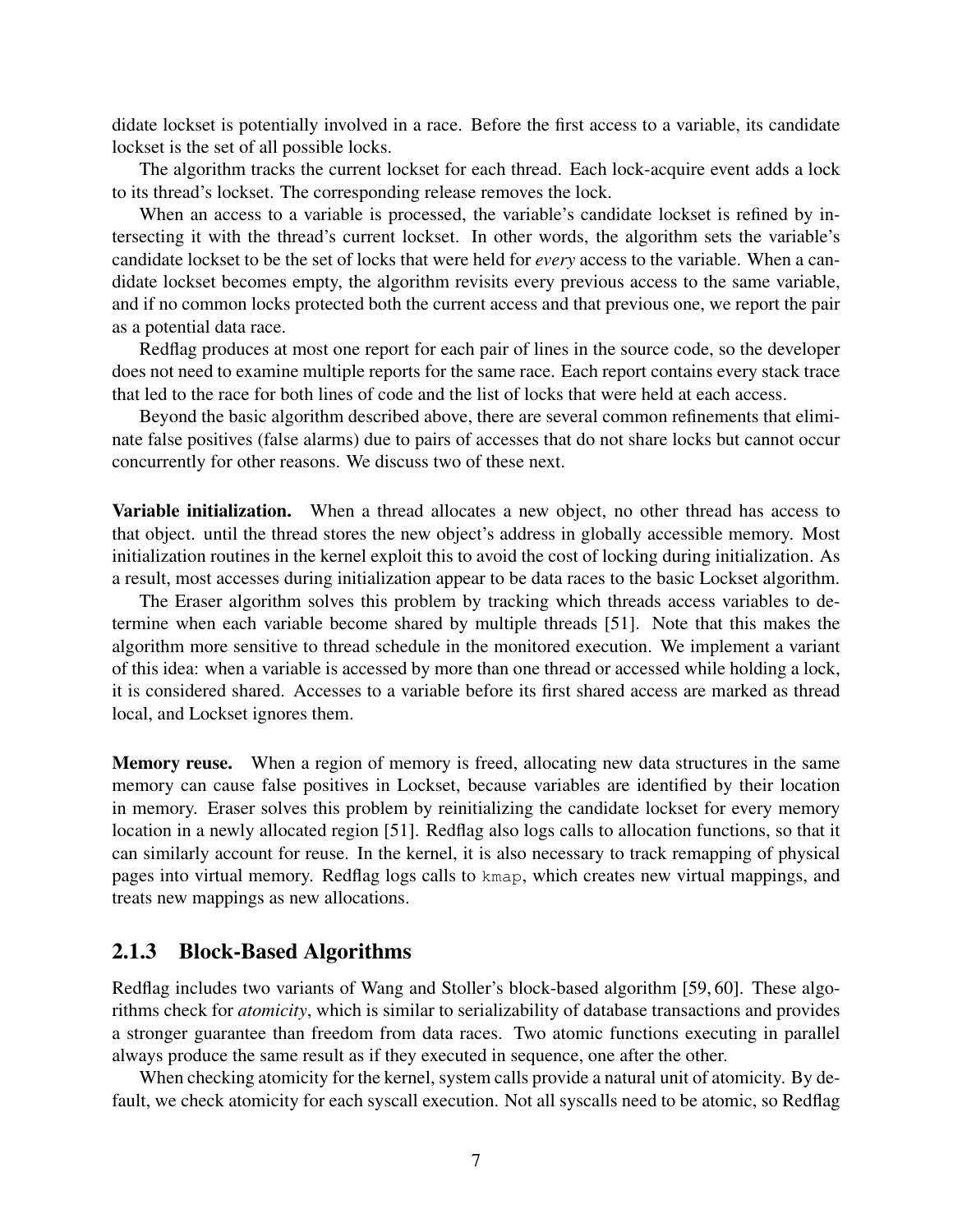didate lockset is potentially involved in a race. Before the first access to a variable, its candidate lockset is the set of all possible locks.

The algorithm tracks the current lockset for each thread. Each lock-acquire event adds a lock to its thread's lockset. The corresponding release removes the lock.

When an access to a variable is processed, the variable's candidate lockset is refined by intersecting it with the thread's current lockset. In other words, the algorithm sets the variable's candidate lockset to be the set of locks that were held for *every* access to the variable. When a candidate lockset becomes empty, the algorithm revisits every previous access to the same variable, and if no common locks protected both the current access and that previous one, we report the pair as a potential data race.

Redflag produces at most one report for each pair of lines in the source code, so the developer does not need to examine multiple reports for the same race. Each report contains every stack trace that led to the race for both lines of code and the list of locks that were held at each access.

Beyond the basic algorithm described above, there are several common refinements that eliminate false positives (false alarms) due to pairs of accesses that do not share locks but cannot occur concurrently for other reasons. We discuss two of these next.

**Variable initialization.** When a thread allocates a new object, no other thread has access to that object. until the thread stores the new object's address in globally accessible memory. Most initialization routines in the kernel exploit this to avoid the cost of locking during initialization. As a result, most accesses during initialization appear to be data races to the basic Lockset algorithm.

The Eraser algorithm solves this problem by tracking which threads access variables to determine when each variable become shared by multiple threads [51]. Note that this makes the algorithm more sensitive to thread schedule in the monitored execution. We implement a variant of this idea: when a variable is accessed by more than one thread or accessed while holding a lock, it is considered shared. Accesses to a variable before its first shared access are marked as thread local, and Lockset ignores them.

**Memory reuse.** When a region of memory is freed, allocating new data structures in the same memory can cause false positives in Lockset, because variables are identified by their location in memory. Eraser solves this problem by reinitializing the candidate lockset for every memory location in a newly allocated region [51]. Redflag also logs calls to allocation functions, so that it can similarly account for reuse. In the kernel, it is also necessary to track remapping of physical pages into virtual memory. Redflag logs calls to `kmap`, which creates new virtual mappings, and treats new mappings as new allocations.

### 2.1.3 Block-Based Algorithms

Redflag includes two variants of Wang and Stoller's block-based algorithm [59, 60]. These algorithms check for *atomicity*, which is similar to serializability of database transactions and provides a stronger guarantee than freedom from data races. Two atomic functions executing in parallel always produce the same result as if they executed in sequence, one after the other.

When checking atomicity for the kernel, system calls provide a natural unit of atomicity. By default, we check atomicity for each syscall execution. Not all syscalls need to be atomic, so Redflag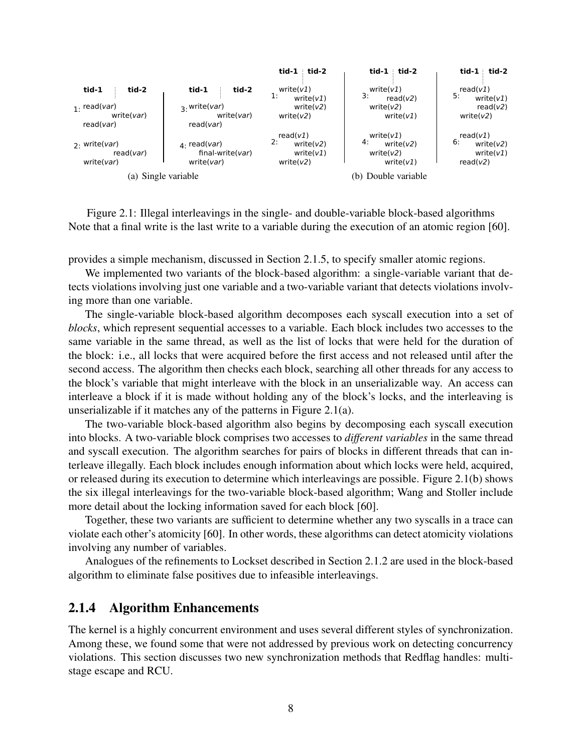| tid-1 | tid-2 |
|---|---|
| 1: read(*var*) | |
| | write(*var*) |
| read(*var*) | |
| 2: write(*var*) | |
| | read(*var*) |
| write(*var*) | |

| tid-1 | tid-2 |
|---|---|
| 3: write(*var*) | |
| | write(*var*) |
| read(*var*) | |
| 4: read(*var*) | |
| | final-write(*var*) |
| write(*var*) | |

(a) Single variable

| tid-1 | tid-2 |
|---|---|
| 1: write(*v1*) | |
| | write(*v1*) |
| | write(*v2*) |
| write(*v2*) | |
| 2: read(*v1*) | |
| | write(*v2*) |
| | write(*v1*) |
| write(*v2*) | |

| tid-1 | tid-2 |
|---|---|
| 3: write(*v1*) | |
| | read(*v2*) |
| write(*v2*) | |
| | write(*v1*) |
| 4: write(*v1*) | |
| | write(*v2*) |
| write(*v2*) | |
| | write(*v1*) |

| tid-1 | tid-2 |
|---|---|
| 5: read(*v1*) | |
| | write(*v1*) |
| | read(*v2*) |
| write(*v2*) | |
| 6: read(*v1*) | |
| | write(*v2*) |
| | write(*v1*) |
| read(*v2*) | |

(b) Double variable

Figure 2.1: Illegal interleavings in the single- and double-variable block-based algorithms Note that a final write is the last write to a variable during the execution of an atomic region [60].

provides a simple mechanism, discussed in Section 2.1.5, to specify smaller atomic regions.

We implemented two variants of the block-based algorithm: a single-variable variant that detects violations involving just one variable and a two-variable variant that detects violations involving more than one variable.

The single-variable block-based algorithm decomposes each syscall execution into a set of *blocks*, which represent sequential accesses to a variable. Each block includes two accesses to the same variable in the same thread, as well as the list of locks that were held for the duration of the block: i.e., all locks that were acquired before the first access and not released until after the second access. The algorithm then checks each block, searching all other threads for any access to the block's variable that might interleave with the block in an unserializable way. An access can interleave a block if it is made without holding any of the block's locks, and the interleaving is unserializable if it matches any of the patterns in Figure 2.1(a).

The two-variable block-based algorithm also begins by decomposing each syscall execution into blocks. A two-variable block comprises two accesses to *different variables* in the same thread and syscall execution. The algorithm searches for pairs of blocks in different threads that can interleave illegally. Each block includes enough information about which locks were held, acquired, or released during its execution to determine which interleavings are possible. Figure 2.1(b) shows the six illegal interleavings for the two-variable block-based algorithm; Wang and Stoller include more detail about the locking information saved for each block [60].

Together, these two variants are sufficient to determine whether any two syscalls in a trace can violate each other's atomicity [60]. In other words, these algorithms can detect atomicity violations involving any number of variables.

Analogues of the refinements to Lockset described in Section 2.1.2 are used in the block-based algorithm to eliminate false positives due to infeasible interleavings.

### 2.1.4 Algorithm Enhancements

The kernel is a highly concurrent environment and uses several different styles of synchronization. Among these, we found some that were not addressed by previous work on detecting concurrency violations. This section discusses two new synchronization methods that Redflag handles: multi-stage escape and RCU.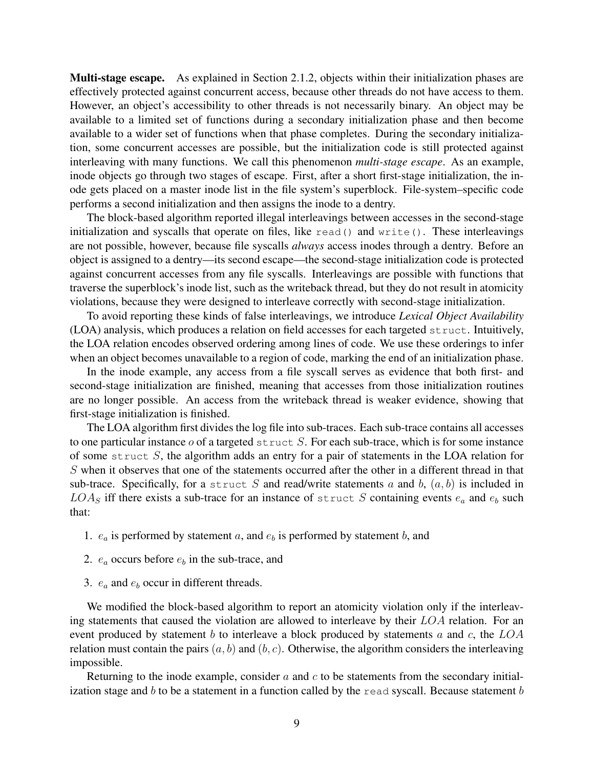**Multi-stage escape.** As explained in Section 2.1.2, objects within their initialization phases are effectively protected against concurrent access, because other threads do not have access to them. However, an object's accessibility to other threads is not necessarily binary. An object may be available to a limited set of functions during a secondary initialization phase and then become available to a wider set of functions when that phase completes. During the secondary initialization, some concurrent accesses are possible, but the initialization code is still protected against interleaving with many functions. We call this phenomenon *multi-stage escape*. As an example, inode objects go through two stages of escape. First, after a short first-stage initialization, the inode gets placed on a master inode list in the file system's superblock. File-system–specific code performs a second initialization and then assigns the inode to a dentry.

The block-based algorithm reported illegal interleavings between accesses in the second-stage initialization and syscalls that operate on files, like `read()` and `write()`. These interleavings are not possible, however, because file syscalls *always* access inodes through a dentry. Before an object is assigned to a dentry—its second escape—the second-stage initialization code is protected against concurrent accesses from any file syscalls. Interleavings are possible with functions that traverse the superblock's inode list, such as the writeback thread, but they do not result in atomicity violations, because they were designed to interleave correctly with second-stage initialization.

To avoid reporting these kinds of false interleavings, we introduce *Lexical Object Availability* (LOA) analysis, which produces a relation on field accesses for each targeted `struct`. Intuitively, the LOA relation encodes observed ordering among lines of code. We use these orderings to infer when an object becomes unavailable to a region of code, marking the end of an initialization phase.

In the inode example, any access from a file syscall serves as evidence that both first- and second-stage initialization are finished, meaning that accesses from those initialization routines are no longer possible. An access from the writeback thread is weaker evidence, showing that first-stage initialization is finished.

The LOA algorithm first divides the log file into sub-traces. Each sub-trace contains all accesses to one particular instance $o$ of a targeted `struct` $S$. For each sub-trace, which is for some instance of some `struct` $S$, the algorithm adds an entry for a pair of statements in the LOA relation for $S$ when it observes that one of the statements occurred after the other in a different thread in that sub-trace. Specifically, for a `struct` $S$ and read/write statements $a$ and $b$, $(a, b)$ is included in $LOA_S$ iff there exists a sub-trace for an instance of `struct` $S$ containing events $e_a$ and $e_b$ such that:

1. $e_a$ is performed by statement $a$, and $e_b$ is performed by statement $b$, and
2. $e_a$ occurs before $e_b$ in the sub-trace, and
3. $e_a$ and $e_b$ occur in different threads.

We modified the block-based algorithm to report an atomicity violation only if the interleaving statements that caused the violation are allowed to interleave by their $LOA$ relation. For an event produced by statement $b$ to interleave a block produced by statements $a$ and $c$, the $LOA$ relation must contain the pairs $(a, b)$ and $(b, c)$. Otherwise, the algorithm considers the interleaving impossible.

Returning to the inode example, consider $a$ and $c$ to be statements from the secondary initialization stage and $b$ to be a statement in a function called by the `read` syscall. Because statement $b$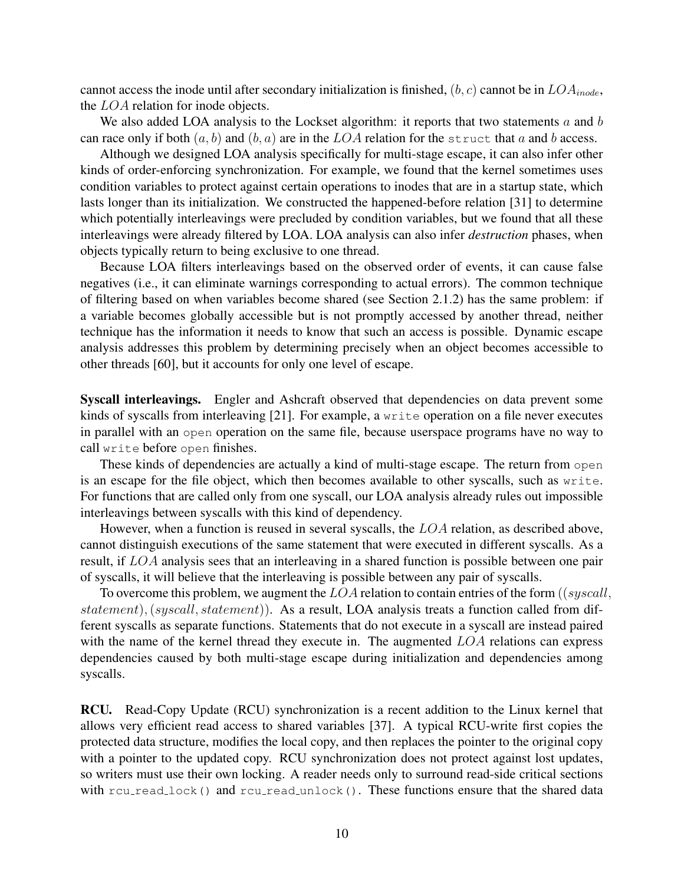cannot access the inode until after secondary initialization is finished, $(b, c)$ cannot be in $LOA_{inode}$, the $LOA$ relation for inode objects.

We also added LOA analysis to the Lockset algorithm: it reports that two statements $a$ and $b$ can race only if both $(a, b)$ and $(b, a)$ are in the $LOA$ relation for the `struct` that $a$ and $b$ access.

Although we designed LOA analysis specifically for multi-stage escape, it can also infer other kinds of order-enforcing synchronization. For example, we found that the kernel sometimes uses condition variables to protect against certain operations to inodes that are in a startup state, which lasts longer than its initialization. We constructed the happened-before relation [31] to determine which potentially interleavings were precluded by condition variables, but we found that all these interleavings were already filtered by LOA. LOA analysis can also infer ***destruction*** phases, when objects typically return to being exclusive to one thread.

Because LOA filters interleavings based on the observed order of events, it can cause false negatives (i.e., it can eliminate warnings corresponding to actual errors). The common technique of filtering based on when variables become shared (see Section 2.1.2) has the same problem: if a variable becomes globally accessible but is not promptly accessed by another thread, neither technique has the information it needs to know that such an access is possible. Dynamic escape analysis addresses this problem by determining precisely when an object becomes accessible to other threads [60], but it accounts for only one level of escape.

**Syscall interleavings.** Engler and Ashcraft observed that dependencies on data prevent some kinds of syscalls from interleaving [21]. For example, a `write` operation on a file never executes in parallel with an `open` operation on the same file, because userspace programs have no way to call `write` before `open` finishes.

These kinds of dependencies are actually a kind of multi-stage escape. The return from `open` is an escape for the file object, which then becomes available to other syscalls, such as `write`. For functions that are called only from one syscall, our LOA analysis already rules out impossible interleavings between syscalls with this kind of dependency.

However, when a function is reused in several syscalls, the $LOA$ relation, as described above, cannot distinguish executions of the same statement that were executed in different syscalls. As a result, if $LOA$ analysis sees that an interleaving in a shared function is possible between one pair of syscalls, it will believe that the interleaving is possible between any pair of syscalls.

To overcome this problem, we augment the $LOA$ relation to contain entries of the form $((syscall, statement), (syscall, statement))$. As a result, LOA analysis treats a function called from different syscalls as separate functions. Statements that do not execute in a syscall are instead paired with the name of the kernel thread they execute in. The augmented $LOA$ relations can express dependencies caused by both multi-stage escape during initialization and dependencies among syscalls.

**RCU.** Read-Copy Update (RCU) synchronization is a recent addition to the Linux kernel that allows very efficient read access to shared variables [37]. A typical RCU-write first copies the protected data structure, modifies the local copy, and then replaces the pointer to the original copy with a pointer to the updated copy. RCU synchronization does not protect against lost updates, so writers must use their own locking. A reader needs only to surround read-side critical sections with `rcu_read_lock()` and `rcu_read_unlock()`. These functions ensure that the shared data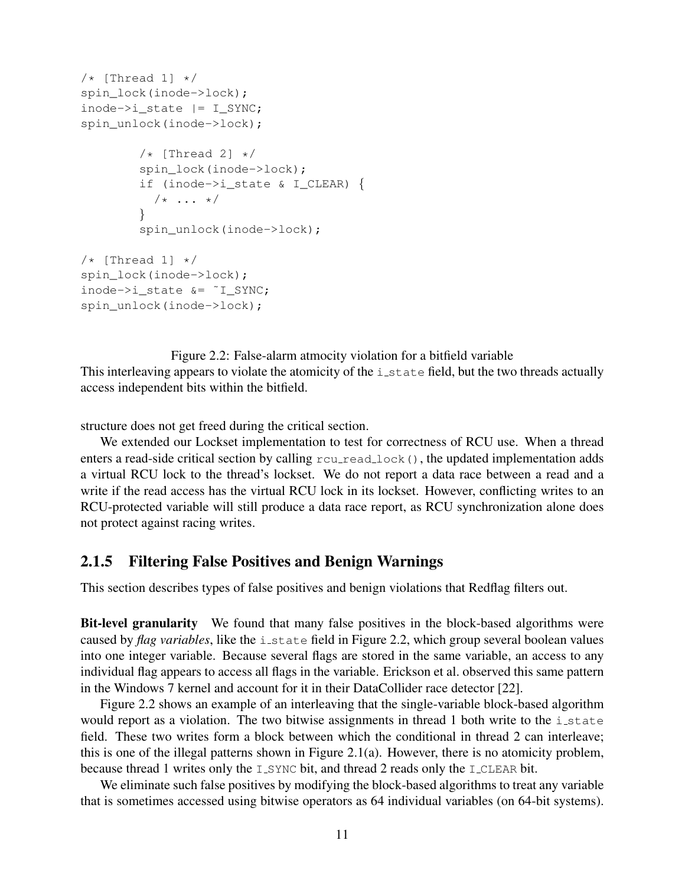```
/* [Thread 1] */
spin_lock(inode->lock);
inode->i_state |= I_SYNC;
spin_unlock(inode->lock);

        /* [Thread 2] */
        spin_lock(inode->lock);
        if (inode->i_state & I_CLEAR) {
          /* ... */
        }
        spin_unlock(inode->lock);

/* [Thread 1] */
spin_lock(inode->lock);
inode->i_state &= ~I_SYNC;
spin_unlock(inode->lock);
```

Figure 2.2: False-alarm atmocity violation for a bitfield variable
This interleaving appears to violate the atomicity of the `i_state` field, but the two threads actually access independent bits within the bitfield.

structure does not get freed during the critical section.

We extended our Lockset implementation to test for correctness of RCU use. When a thread enters a read-side critical section by calling `rcu_read_lock()`, the updated implementation adds a virtual RCU lock to the thread's lockset. We do not report a data race between a read and a write if the read access has the virtual RCU lock in its lockset. However, conflicting writes to an RCU-protected variable will still produce a data race report, as RCU synchronization alone does not protect against racing writes.

### 2.1.5 Filtering False Positives and Benign Warnings

This section describes types of false positives and benign violations that Redflag filters out.

**Bit-level granularity** We found that many false positives in the block-based algorithms were caused by *flag variables*, like the `i_state` field in Figure 2.2, which group several boolean values into one integer variable. Because several flags are stored in the same variable, an access to any individual flag appears to access all flags in the variable. Erickson et al. observed this same pattern in the Windows 7 kernel and account for it in their DataCollider race detector [22].

Figure 2.2 shows an example of an interleaving that the single-variable block-based algorithm would report as a violation. The two bitwise assignments in thread 1 both write to the `i_state` field. These two writes form a block between which the conditional in thread 2 can interleave; this is one of the illegal patterns shown in Figure 2.1(a). However, there is no atomicity problem, because thread 1 writes only the `I_SYNC` bit, and thread 2 reads only the `I_CLEAR` bit.

We eliminate such false positives by modifying the block-based algorithms to treat any variable that is sometimes accessed using bitwise operators as 64 individual variables (on 64-bit systems).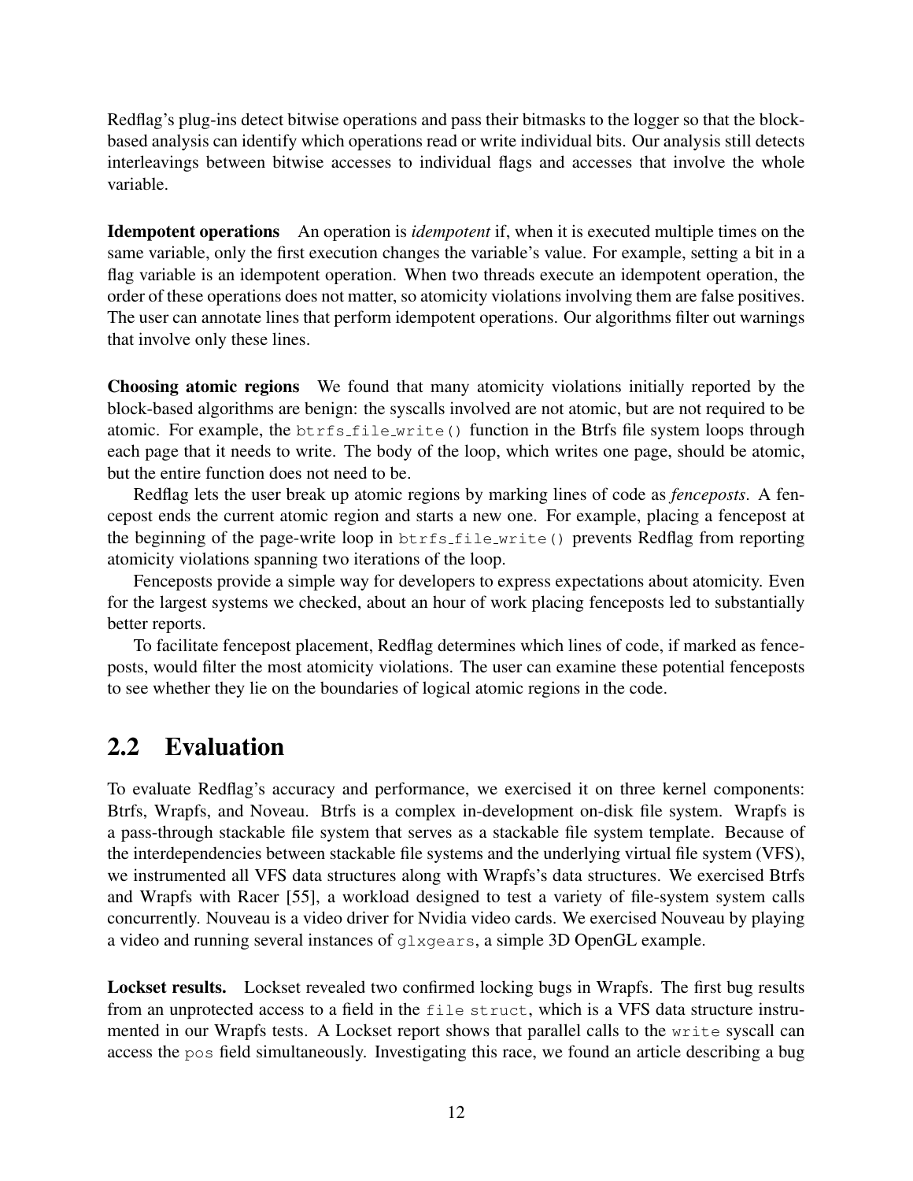Redflag's plug-ins detect bitwise operations and pass their bitmasks to the logger so that the block-based analysis can identify which operations read or write individual bits. Our analysis still detects interleavings between bitwise accesses to individual flags and accesses that involve the whole variable.

**Idempotent operations** An operation is *idempotent* if, when it is executed multiple times on the same variable, only the first execution changes the variable's value. For example, setting a bit in a flag variable is an idempotent operation. When two threads execute an idempotent operation, the order of these operations does not matter, so atomicity violations involving them are false positives. The user can annotate lines that perform idempotent operations. Our algorithms filter out warnings that involve only these lines.

**Choosing atomic regions** We found that many atomicity violations initially reported by the block-based algorithms are benign: the syscalls involved are not atomic, but are not required to be atomic. For example, the `btrfs_file_write()` function in the Btrfs file system loops through each page that it needs to write. The body of the loop, which writes one page, should be atomic, but the entire function does not need to be.

Redflag lets the user break up atomic regions by marking lines of code as *fenceposts*. A fencepost ends the current atomic region and starts a new one. For example, placing a fencepost at the beginning of the page-write loop in `btrfs_file_write()` prevents Redflag from reporting atomicity violations spanning two iterations of the loop.

Fenceposts provide a simple way for developers to express expectations about atomicity. Even for the largest systems we checked, about an hour of work placing fenceposts led to substantially better reports.

To facilitate fencepost placement, Redflag determines which lines of code, if marked as fenceposts, would filter the most atomicity violations. The user can examine these potential fenceposts to see whether they lie on the boundaries of logical atomic regions in the code.

## 2.2 Evaluation

To evaluate Redflag's accuracy and performance, we exercised it on three kernel components: Btrfs, Wrapfs, and Noveau. Btrfs is a complex in-development on-disk file system. Wrapfs is a pass-through stackable file system that serves as a stackable file system template. Because of the interdependencies between stackable file systems and the underlying virtual file system (VFS), we instrumented all VFS data structures along with Wrapfs's data structures. We exercised Btrfs and Wrapfs with Racer [55], a workload designed to test a variety of file-system system calls concurrently. Nouveau is a video driver for Nvidia video cards. We exercised Nouveau by playing a video and running several instances of `glxgears`, a simple 3D OpenGL example.

**Lockset results.** Lockset revealed two confirmed locking bugs in Wrapfs. The first bug results from an unprotected access to a field in the `file struct`, which is a VFS data structure instrumented in our Wrapfs tests. A Lockset report shows that parallel calls to the `write` syscall can access the `pos` field simultaneously. Investigating this race, we found an article describing a bug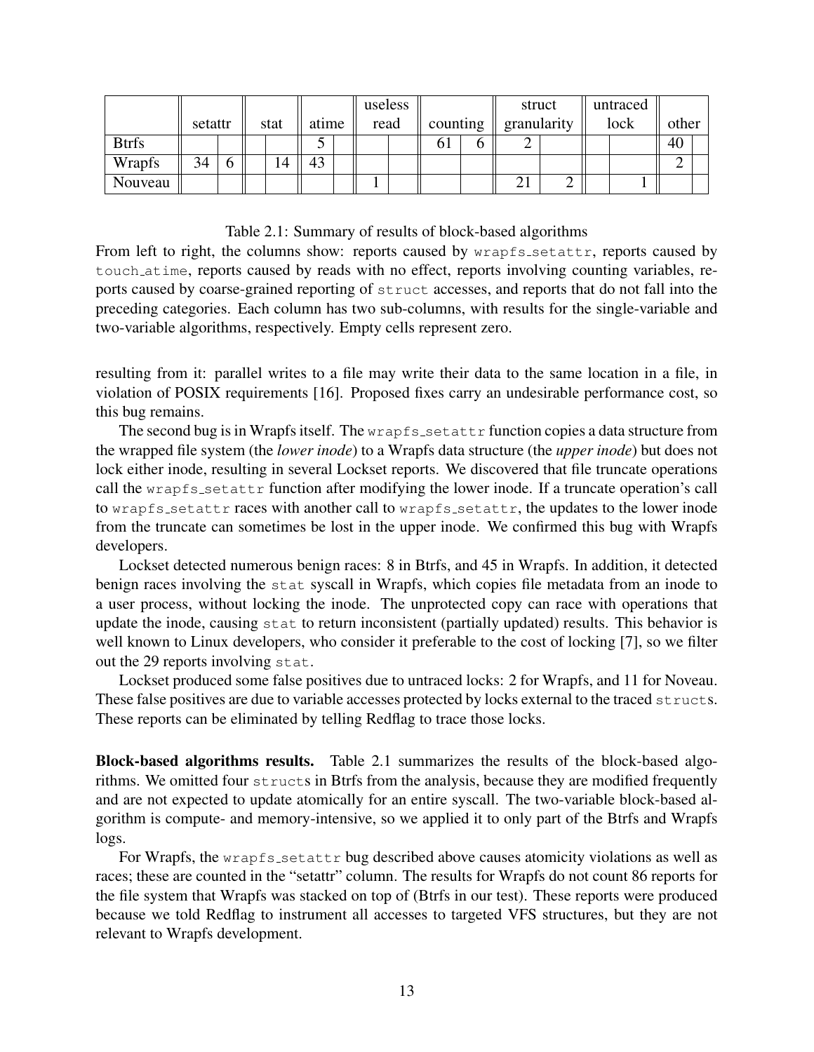| | setattr | | stat | | atime | | useless read | | counting | | struct granularity | | untraced lock | | other | |
|---|---|---|---|---|---|---|---|---|---|---|---|---|---|---|---|---|
| Btrfs | | | | | 5 | | | | 61 | 6 | 2 | | | | 40 | |
| Wrapfs | 34 | 6 | | 14 | 43 | | | | | | | | | | 2 | |
| Nouveau | | | | | | | 1 | | | | 21 | 2 | | 1 | | |

Table 2.1: Summary of results of block-based algorithms
From left to right, the columns show: reports caused by `wrapfs_setattr`, reports caused by `touch_atime`, reports caused by reads with no effect, reports involving counting variables, reports caused by coarse-grained reporting of `struct` accesses, and reports that do not fall into the preceding categories. Each column has two sub-columns, with results for the single-variable and two-variable algorithms, respectively. Empty cells represent zero.

resulting from it: parallel writes to a file may write their data to the same location in a file, in violation of POSIX requirements [16]. Proposed fixes carry an undesirable performance cost, so this bug remains.

The second bug is in Wrapfs itself. The `wrapfs_setattr` function copies a data structure from the wrapped file system (the *lower inode*) to a Wrapfs data structure (the *upper inode*) but does not lock either inode, resulting in several Lockset reports. We discovered that file truncate operations call the `wrapfs_setattr` function after modifying the lower inode. If a truncate operation's call to `wrapfs_setattr` races with another call to `wrapfs_setattr`, the updates to the lower inode from the truncate can sometimes be lost in the upper inode. We confirmed this bug with Wrapfs developers.

Lockset detected numerous benign races: 8 in Btrfs, and 45 in Wrapfs. In addition, it detected benign races involving the `stat` syscall in Wrapfs, which copies file metadata from an inode to a user process, without locking the inode. The unprotected copy can race with operations that update the inode, causing `stat` to return inconsistent (partially updated) results. This behavior is well known to Linux developers, who consider it preferable to the cost of locking [7], so we filter out the 29 reports involving `stat`.

Lockset produced some false positives due to untraced locks: 2 for Wrapfs, and 11 for Noveau. These false positives are due to variable accesses protected by locks external to the traced `struct`s. These reports can be eliminated by telling Redflag to trace those locks.

**Block-based algorithms results.** Table 2.1 summarizes the results of the block-based algorithms. We omitted four `struct`s in Btrfs from the analysis, because they are modified frequently and are not expected to update atomically for an entire syscall. The two-variable block-based algorithm is compute- and memory-intensive, so we applied it to only part of the Btrfs and Wrapfs logs.

For Wrapfs, the `wrapfs_setattr` bug described above causes atomicity violations as well as races; these are counted in the "setattr" column. The results for Wrapfs do not count 86 reports for the file system that Wrapfs was stacked on top of (Btrfs in our test). These reports were produced because we told Redflag to instrument all accesses to targeted VFS structures, but they are not relevant to Wrapfs development.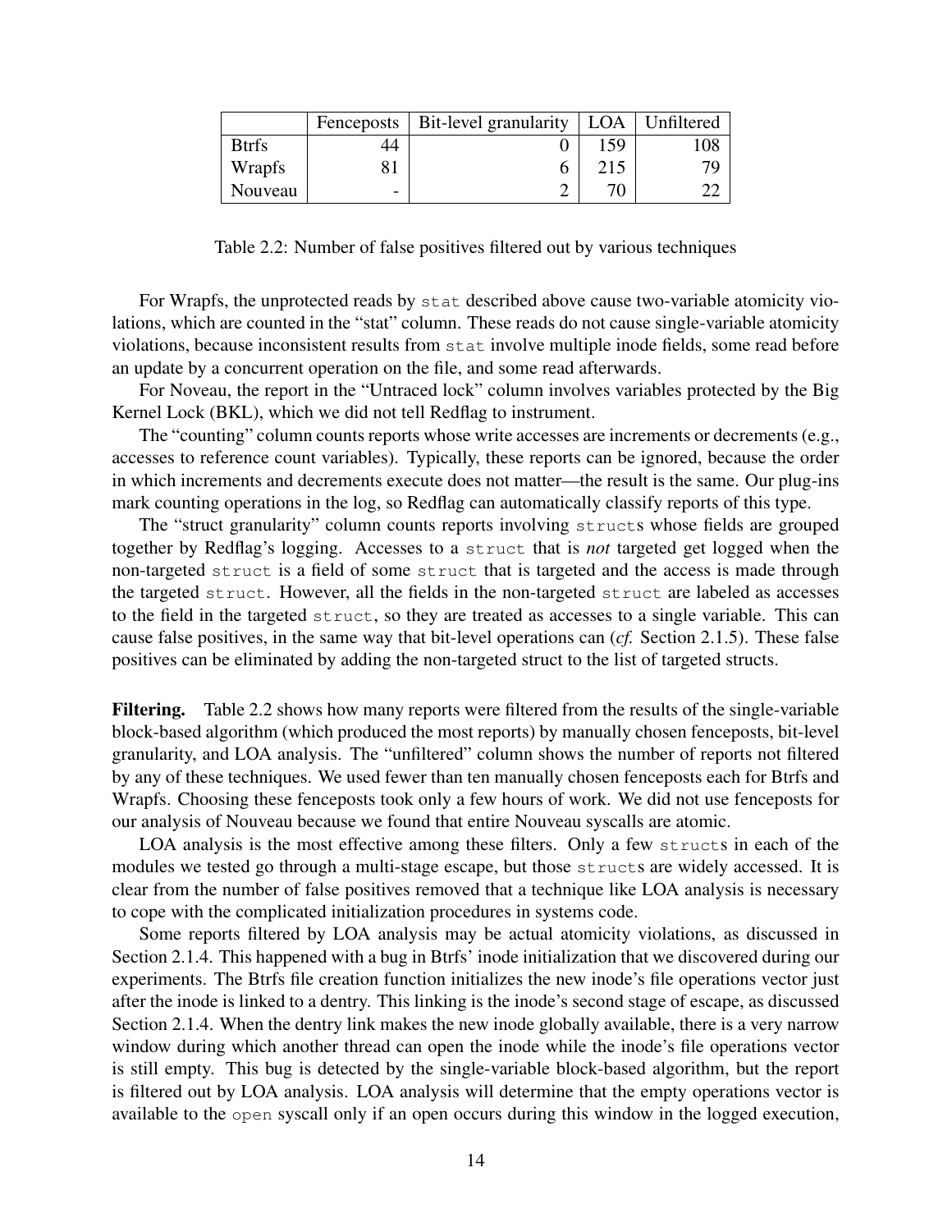|  | Fenceposts | Bit-level granularity | LOA | Unfiltered |
|---|---|---|---|---|
| Btrfs | 44 | 0 | 159 | 108 |
| Wrapfs | 81 | 6 | 215 | 79 |
| Nouveau | - | 2 | 70 | 22 |

Table 2.2: Number of false positives filtered out by various techniques

For Wrapfs, the unprotected reads by `stat` described above cause two-variable atomicity violations, which are counted in the "stat" column. These reads do not cause single-variable atomicity violations, because inconsistent results from `stat` involve multiple inode fields, some read before an update by a concurrent operation on the file, and some read afterwards.

For Noveau, the report in the "Untraced lock" column involves variables protected by the Big Kernel Lock (BKL), which we did not tell Redflag to instrument.

The "counting" column counts reports whose write accesses are increments or decrements (e.g., accesses to reference count variables). Typically, these reports can be ignored, because the order in which increments and decrements execute does not matter—the result is the same. Our plug-ins mark counting operations in the log, so Redflag can automatically classify reports of this type.

The "struct granularity" column counts reports involving `struct`s whose fields are grouped together by Redflag's logging. Accesses to a `struct` that is *not* targeted get logged when the non-targeted `struct` is a field of some `struct` that is targeted and the access is made through the targeted `struct`. However, all the fields in the non-targeted `struct` are labeled as accesses to the field in the targeted `struct`, so they are treated as accesses to a single variable. This can cause false positives, in the same way that bit-level operations can (*cf.* Section 2.1.5). These false positives can be eliminated by adding the non-targeted struct to the list of targeted structs.

**Filtering.** Table 2.2 shows how many reports were filtered from the results of the single-variable block-based algorithm (which produced the most reports) by manually chosen fenceposts, bit-level granularity, and LOA analysis. The "unfiltered" column shows the number of reports not filtered by any of these techniques. We used fewer than ten manually chosen fenceposts each for Btrfs and Wrapfs. Choosing these fenceposts took only a few hours of work. We did not use fenceposts for our analysis of Nouveau because we found that entire Nouveau syscalls are atomic.

LOA analysis is the most effective among these filters. Only a few `struct`s in each of the modules we tested go through a multi-stage escape, but those `struct`s are widely accessed. It is clear from the number of false positives removed that a technique like LOA analysis is necessary to cope with the complicated initialization procedures in systems code.

Some reports filtered by LOA analysis may be actual atomicity violations, as discussed in Section 2.1.4. This happened with a bug in Btrfs' inode initialization that we discovered during our experiments. The Btrfs file creation function initializes the new inode's file operations vector just after the inode is linked to a dentry. This linking is the inode's second stage of escape, as discussed Section 2.1.4. When the dentry link makes the new inode globally available, there is a very narrow window during which another thread can open the inode while the inode's file operations vector is still empty. This bug is detected by the single-variable block-based algorithm, but the report is filtered out by LOA analysis. LOA analysis will determine that the empty operations vector is available to the `open` syscall only if an open occurs during this window in the logged execution,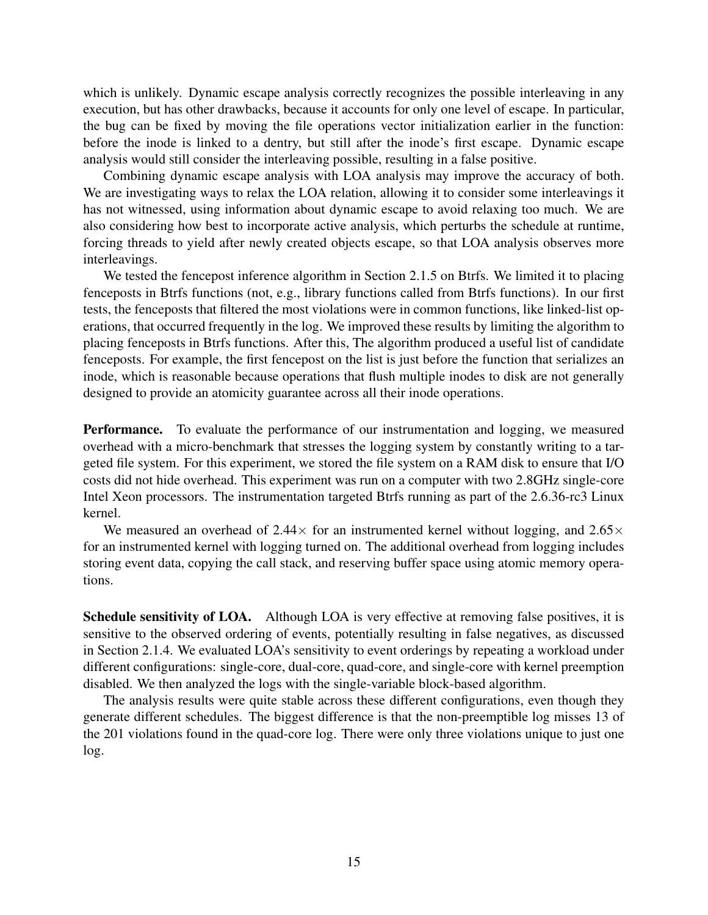which is unlikely. Dynamic escape analysis correctly recognizes the possible interleaving in any execution, but has other drawbacks, because it accounts for only one level of escape. In particular, the bug can be fixed by moving the file operations vector initialization earlier in the function: before the inode is linked to a dentry, but still after the inode's first escape. Dynamic escape analysis would still consider the interleaving possible, resulting in a false positive.

Combining dynamic escape analysis with LOA analysis may improve the accuracy of both. We are investigating ways to relax the LOA relation, allowing it to consider some interleavings it has not witnessed, using information about dynamic escape to avoid relaxing too much. We are also considering how best to incorporate active analysis, which perturbs the schedule at runtime, forcing threads to yield after newly created objects escape, so that LOA analysis observes more interleavings.

We tested the fencepost inference algorithm in Section 2.1.5 on Btrfs. We limited it to placing fenceposts in Btrfs functions (not, e.g., library functions called from Btrfs functions). In our first tests, the fenceposts that filtered the most violations were in common functions, like linked-list operations, that occurred frequently in the log. We improved these results by limiting the algorithm to placing fenceposts in Btrfs functions. After this, The algorithm produced a useful list of candidate fenceposts. For example, the first fencepost on the list is just before the function that serializes an inode, which is reasonable because operations that flush multiple inodes to disk are not generally designed to provide an atomicity guarantee across all their inode operations.

**Performance.** To evaluate the performance of our instrumentation and logging, we measured overhead with a micro-benchmark that stresses the logging system by constantly writing to a targeted file system. For this experiment, we stored the file system on a RAM disk to ensure that I/O costs did not hide overhead. This experiment was run on a computer with two 2.8GHz single-core Intel Xeon processors. The instrumentation targeted Btrfs running as part of the 2.6.36-rc3 Linux kernel.

We measured an overhead of $2.44\times$ for an instrumented kernel without logging, and $2.65\times$ for an instrumented kernel with logging turned on. The additional overhead from logging includes storing event data, copying the call stack, and reserving buffer space using atomic memory operations.

**Schedule sensitivity of LOA.** Although LOA is very effective at removing false positives, it is sensitive to the observed ordering of events, potentially resulting in false negatives, as discussed in Section 2.1.4. We evaluated LOA's sensitivity to event orderings by repeating a workload under different configurations: single-core, dual-core, quad-core, and single-core with kernel preemption disabled. We then analyzed the logs with the single-variable block-based algorithm.

The analysis results were quite stable across these different configurations, even though they generate different schedules. The biggest difference is that the non-preemptible log misses 13 of the 201 violations found in the quad-core log. There were only three violations unique to just one log.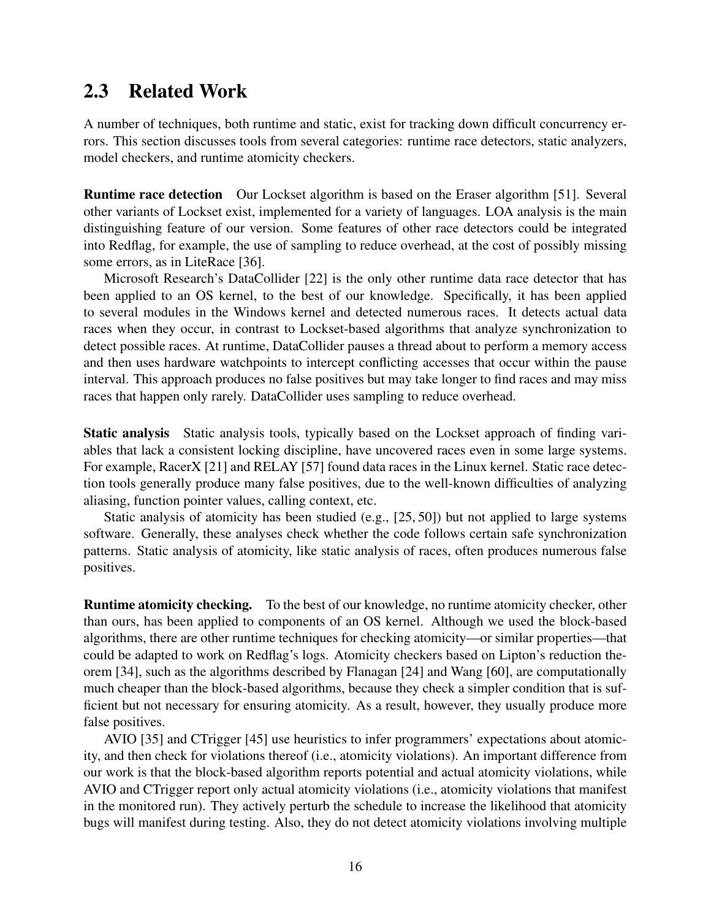## 2.3 Related Work

A number of techniques, both runtime and static, exist for tracking down difficult concurrency errors. This section discusses tools from several categories: runtime race detectors, static analyzers, model checkers, and runtime atomicity checkers.

**Runtime race detection** Our Lockset algorithm is based on the Eraser algorithm [51]. Several other variants of Lockset exist, implemented for a variety of languages. LOA analysis is the main distinguishing feature of our version. Some features of other race detectors could be integrated into Redflag, for example, the use of sampling to reduce overhead, at the cost of possibly missing some errors, as in LiteRace [36].

Microsoft Research's DataCollider [22] is the only other runtime data race detector that has been applied to an OS kernel, to the best of our knowledge. Specifically, it has been applied to several modules in the Windows kernel and detected numerous races. It detects actual data races when they occur, in contrast to Lockset-based algorithms that analyze synchronization to detect possible races. At runtime, DataCollider pauses a thread about to perform a memory access and then uses hardware watchpoints to intercept conflicting accesses that occur within the pause interval. This approach produces no false positives but may take longer to find races and may miss races that happen only rarely. DataCollider uses sampling to reduce overhead.

**Static analysis** Static analysis tools, typically based on the Lockset approach of finding variables that lack a consistent locking discipline, have uncovered races even in some large systems. For example, RacerX [21] and RELAY [57] found data races in the Linux kernel. Static race detection tools generally produce many false positives, due to the well-known difficulties of analyzing aliasing, function pointer values, calling context, etc.

Static analysis of atomicity has been studied (e.g., [25, 50]) but not applied to large systems software. Generally, these analyses check whether the code follows certain safe synchronization patterns. Static analysis of atomicity, like static analysis of races, often produces numerous false positives.

**Runtime atomicity checking.** To the best of our knowledge, no runtime atomicity checker, other than ours, has been applied to components of an OS kernel. Although we used the block-based algorithms, there are other runtime techniques for checking atomicity—or similar properties—that could be adapted to work on Redflag's logs. Atomicity checkers based on Lipton's reduction theorem [34], such as the algorithms described by Flanagan [24] and Wang [60], are computationally much cheaper than the block-based algorithms, because they check a simpler condition that is sufficient but not necessary for ensuring atomicity. As a result, however, they usually produce more false positives.

AVIO [35] and CTrigger [45] use heuristics to infer programmers' expectations about atomicity, and then check for violations thereof (i.e., atomicity violations). An important difference from our work is that the block-based algorithm reports potential and actual atomicity violations, while AVIO and CTrigger report only actual atomicity violations (i.e., atomicity violations that manifest in the monitored run). They actively perturb the schedule to increase the likelihood that atomicity bugs will manifest during testing. Also, they do not detect atomicity violations involving multiple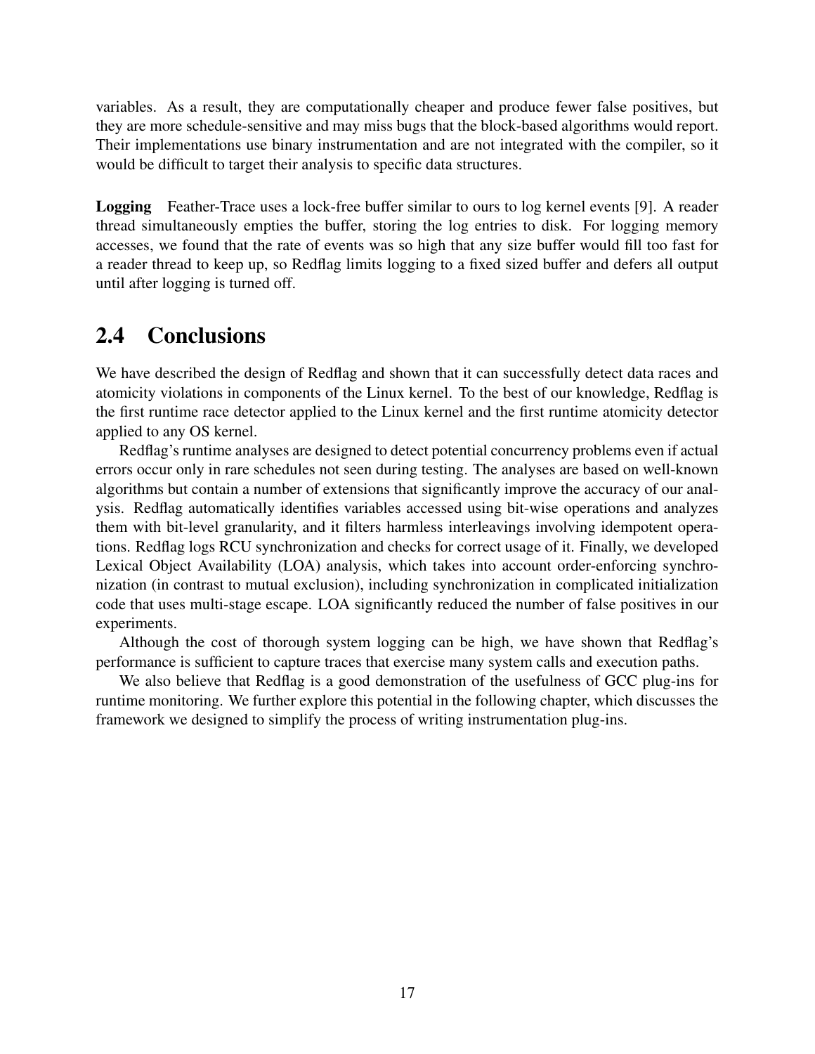variables. As a result, they are computationally cheaper and produce fewer false positives, but they are more schedule-sensitive and may miss bugs that the block-based algorithms would report. Their implementations use binary instrumentation and are not integrated with the compiler, so it would be difficult to target their analysis to specific data structures.

**Logging** Feather-Trace uses a lock-free buffer similar to ours to log kernel events [9]. A reader thread simultaneously empties the buffer, storing the log entries to disk. For logging memory accesses, we found that the rate of events was so high that any size buffer would fill too fast for a reader thread to keep up, so Redflag limits logging to a fixed sized buffer and defers all output until after logging is turned off.

## 2.4 Conclusions

We have described the design of Redflag and shown that it can successfully detect data races and atomicity violations in components of the Linux kernel. To the best of our knowledge, Redflag is the first runtime race detector applied to the Linux kernel and the first runtime atomicity detector applied to any OS kernel.

Redflag's runtime analyses are designed to detect potential concurrency problems even if actual errors occur only in rare schedules not seen during testing. The analyses are based on well-known algorithms but contain a number of extensions that significantly improve the accuracy of our analysis. Redflag automatically identifies variables accessed using bit-wise operations and analyzes them with bit-level granularity, and it filters harmless interleavings involving idempotent operations. Redflag logs RCU synchronization and checks for correct usage of it. Finally, we developed Lexical Object Availability (LOA) analysis, which takes into account order-enforcing synchronization (in contrast to mutual exclusion), including synchronization in complicated initialization code that uses multi-stage escape. LOA significantly reduced the number of false positives in our experiments.

Although the cost of thorough system logging can be high, we have shown that Redflag's performance is sufficient to capture traces that exercise many system calls and execution paths.

We also believe that Redflag is a good demonstration of the usefulness of GCC plug-ins for runtime monitoring. We further explore this potential in the following chapter, which discusses the framework we designed to simplify the process of writing instrumentation plug-ins.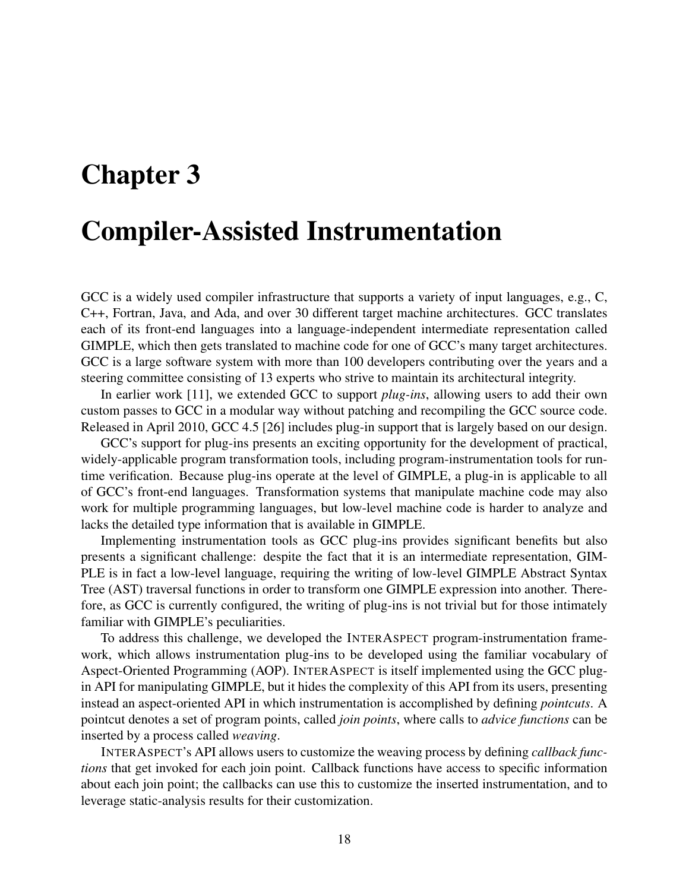# Chapter 3

# Compiler-Assisted Instrumentation

GCC is a widely used compiler infrastructure that supports a variety of input languages, e.g., C, C++, Fortran, Java, and Ada, and over 30 different target machine architectures. GCC translates each of its front-end languages into a language-independent intermediate representation called GIMPLE, which then gets translated to machine code for one of GCC's many target architectures. GCC is a large software system with more than 100 developers contributing over the years and a steering committee consisting of 13 experts who strive to maintain its architectural integrity.

In earlier work [11], we extended GCC to support *plug-ins*, allowing users to add their own custom passes to GCC in a modular way without patching and recompiling the GCC source code. Released in April 2010, GCC 4.5 [26] includes plug-in support that is largely based on our design.

GCC's support for plug-ins presents an exciting opportunity for the development of practical, widely-applicable program transformation tools, including program-instrumentation tools for runtime verification. Because plug-ins operate at the level of GIMPLE, a plug-in is applicable to all of GCC's front-end languages. Transformation systems that manipulate machine code may also work for multiple programming languages, but low-level machine code is harder to analyze and lacks the detailed type information that is available in GIMPLE.

Implementing instrumentation tools as GCC plug-ins provides significant benefits but also presents a significant challenge: despite the fact that it is an intermediate representation, GIMPLE is in fact a low-level language, requiring the writing of low-level GIMPLE Abstract Syntax Tree (AST) traversal functions in order to transform one GIMPLE expression into another. Therefore, as GCC is currently configured, the writing of plug-ins is not trivial but for those intimately familiar with GIMPLE's peculiarities.

To address this challenge, we developed the INTERASPECT program-instrumentation framework, which allows instrumentation plug-ins to be developed using the familiar vocabulary of Aspect-Oriented Programming (AOP). INTERASPECT is itself implemented using the GCC plug-in API for manipulating GIMPLE, but it hides the complexity of this API from its users, presenting instead an aspect-oriented API in which instrumentation is accomplished by defining *pointcuts*. A pointcut denotes a set of program points, called *join points*, where calls to *advice functions* can be inserted by a process called *weaving*.

INTERASPECT's API allows users to customize the weaving process by defining *callback functions* that get invoked for each join point. Callback functions have access to specific information about each join point; the callbacks can use this to customize the inserted instrumentation, and to leverage static-analysis results for their customization.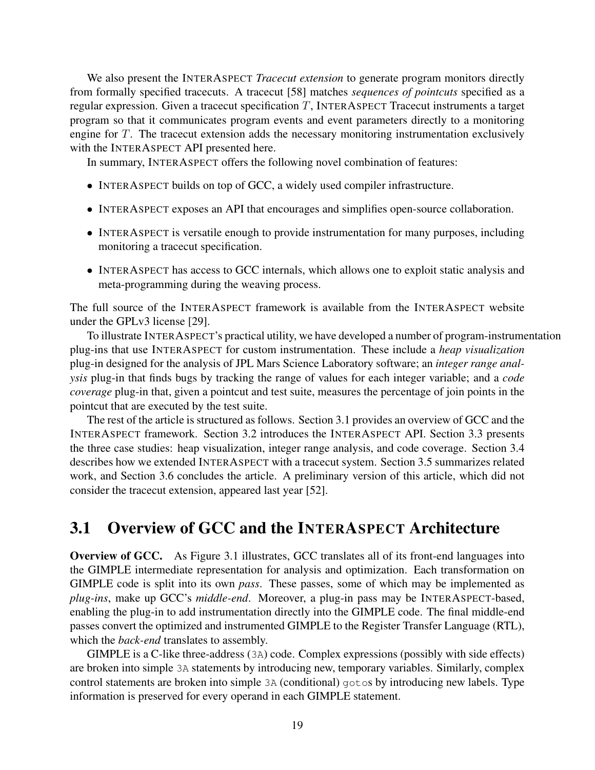We also present the InterAspect *Tracecut extension* to generate program monitors directly from formally specified tracecuts. A tracecut [58] matches *sequences of pointcuts* specified as a regular expression. Given a tracecut specification $T$, InterAspect Tracecut instruments a target program so that it communicates program events and event parameters directly to a monitoring engine for $T$. The tracecut extension adds the necessary monitoring instrumentation exclusively with the InterAspect API presented here.

In summary, InterAspect offers the following novel combination of features:

- InterAspect builds on top of GCC, a widely used compiler infrastructure.
- InterAspect exposes an API that encourages and simplifies open-source collaboration.
- InterAspect is versatile enough to provide instrumentation for many purposes, including monitoring a tracecut specification.
- InterAspect has access to GCC internals, which allows one to exploit static analysis and meta-programming during the weaving process.

The full source of the InterAspect framework is available from the InterAspect website under the GPLv3 license [29].

To illustrate InterAspect's practical utility, we have developed a number of program-instrumentation plug-ins that use InterAspect for custom instrumentation. These include a *heap visualization* plug-in designed for the analysis of JPL Mars Science Laboratory software; an *integer range analysis* plug-in that finds bugs by tracking the range of values for each integer variable; and a *code coverage* plug-in that, given a pointcut and test suite, measures the percentage of join points in the pointcut that are executed by the test suite.

The rest of the article is structured as follows. Section 3.1 provides an overview of GCC and the InterAspect framework. Section 3.2 introduces the InterAspect API. Section 3.3 presents the three case studies: heap visualization, integer range analysis, and code coverage. Section 3.4 describes how we extended InterAspect with a tracecut system. Section 3.5 summarizes related work, and Section 3.6 concludes the article. A preliminary version of this article, which did not consider the tracecut extension, appeared last year [52].

## 3.1 Overview of GCC and the InterAspect Architecture

**Overview of GCC.** As Figure 3.1 illustrates, GCC translates all of its front-end languages into the GIMPLE intermediate representation for analysis and optimization. Each transformation on GIMPLE code is split into its own *pass*. These passes, some of which may be implemented as *plug-ins*, make up GCC's *middle-end*. Moreover, a plug-in pass may be InterAspect-based, enabling the plug-in to add instrumentation directly into the GIMPLE code. The final middle-end passes convert the optimized and instrumented GIMPLE to the Register Transfer Language (RTL), which the *back-end* translates to assembly.

GIMPLE is a C-like three-address (`3A`) code. Complex expressions (possibly with side effects) are broken into simple `3A` statements by introducing new, temporary variables. Similarly, complex control statements are broken into simple `3A` (conditional) `goto`s by introducing new labels. Type information is preserved for every operand in each GIMPLE statement.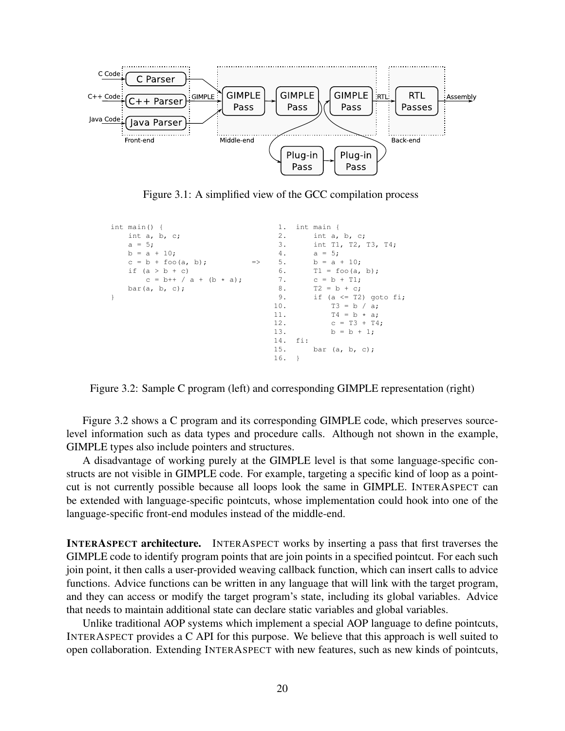Figure 3.1: A simplified view of the GCC compilation process

```
int main() {                                    1.  int main {
    int a, b, c;                                2.      int a, b, c;
    a = 5;                                      3.      int T1, T2, T3, T4;
    b = a + 10;                                 4.      a = 5;
    c = b + foo(a, b);               =>         5.      b = a + 10;
    if (a > b + c)                              6.      T1 = foo(a, b);
        c = b++ / a + (b * a);                  7.      c = b + T1;
    bar(a, b, c);                               8.      T2 = b + c;
}                                               9.      if (a <= T2) goto fi;
                                               10.          T3 = b / a;
                                               11.          T4 = b * a;
                                               12.          c = T3 + T4;
                                               13.          b = b + 1;
                                               14.  fi:
                                               15.      bar (a, b, c);
                                               16.  }
```

Figure 3.2: Sample C program (left) and corresponding GIMPLE representation (right)

Figure 3.2 shows a C program and its corresponding GIMPLE code, which preserves source-level information such as data types and procedure calls. Although not shown in the example, GIMPLE types also include pointers and structures.

A disadvantage of working purely at the GIMPLE level is that some language-specific constructs are not visible in GIMPLE code. For example, targeting a specific kind of loop as a pointcut is not currently possible because all loops look the same in GIMPLE. INTERASPECT can be extended with language-specific pointcuts, whose implementation could hook into one of the language-specific front-end modules instead of the middle-end.

**INTERASPECT architecture.** INTERASPECT works by inserting a pass that first traverses the GIMPLE code to identify program points that are join points in a specified pointcut. For each such join point, it then calls a user-provided weaving callback function, which can insert calls to advice functions. Advice functions can be written in any language that will link with the target program, and they can access or modify the target program's state, including its global variables. Advice that needs to maintain additional state can declare static variables and global variables.

Unlike traditional AOP systems which implement a special AOP language to define pointcuts, INTERASPECT provides a C API for this purpose. We believe that this approach is well suited to open collaboration. Extending INTERASPECT with new features, such as new kinds of pointcuts,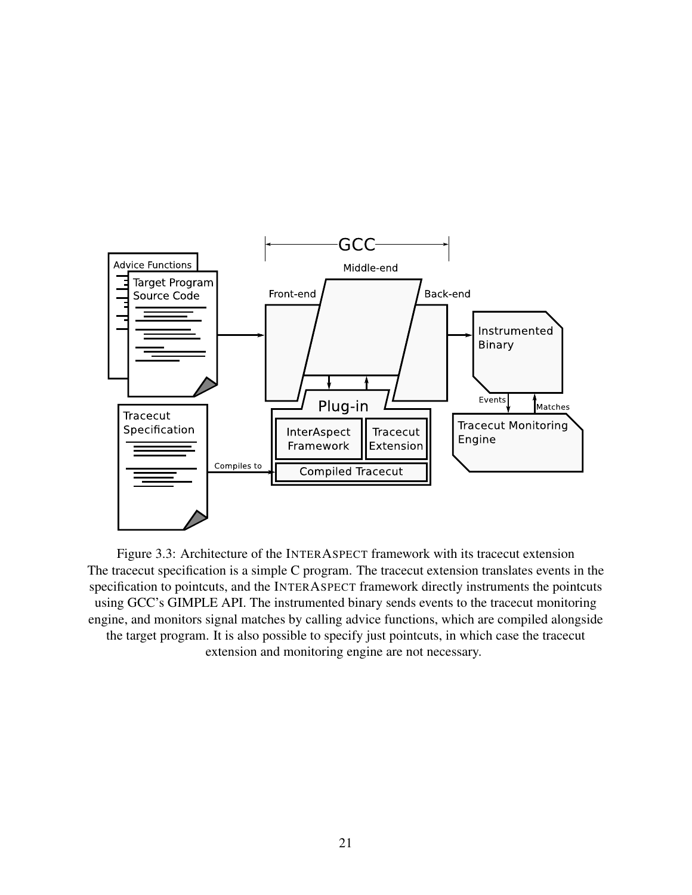Figure 3.3: Architecture of the INTERASPECT framework with its tracecut extension
The tracecut specification is a simple C program. The tracecut extension translates events in the specification to pointcuts, and the INTERASPECT framework directly instruments the pointcuts using GCC's GIMPLE API. The instrumented binary sends events to the tracecut monitoring engine, and monitors signal matches by calling advice functions, which are compiled alongside the target program. It is also possible to specify just pointcuts, in which case the tracecut extension and monitoring engine are not necessary.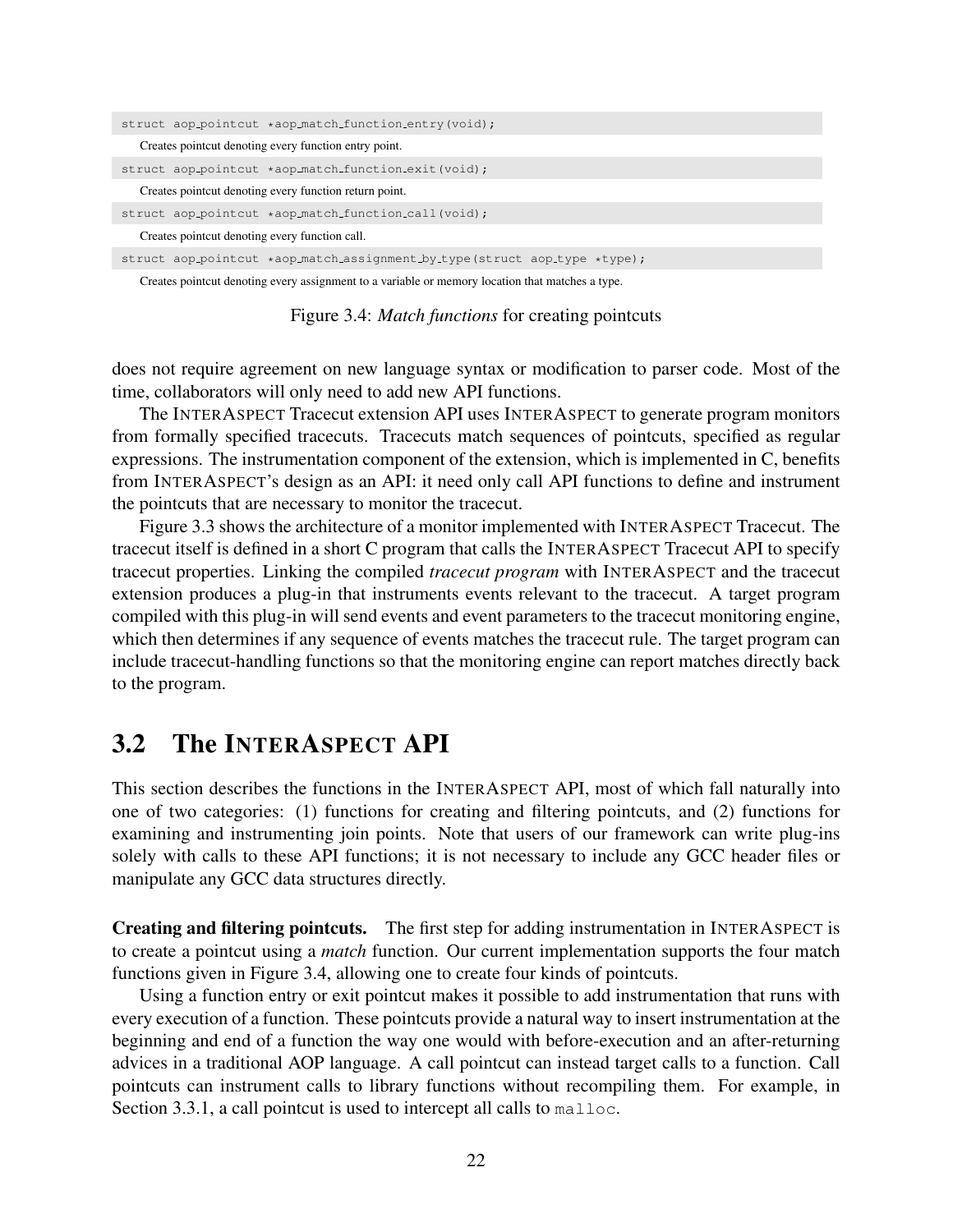```
struct aop_pointcut *aop_match_function_entry(void);
```

Creates pointcut denoting every function entry point.

```
struct aop_pointcut *aop_match_function_exit(void);
```

Creates pointcut denoting every function return point.

```
struct aop_pointcut *aop_match_function_call(void);
```

Creates pointcut denoting every function call.

```
struct aop_pointcut *aop_match_assignment_by_type(struct aop_type *type);
```

Creates pointcut denoting every assignment to a variable or memory location that matches a type.

Figure 3.4: *Match functions* for creating pointcuts

does not require agreement on new language syntax or modification to parser code. Most of the time, collaborators will only need to add new API functions.

The INTERASPECT Tracecut extension API uses INTERASPECT to generate program monitors from formally specified tracecuts. Tracecuts match sequences of pointcuts, specified as regular expressions. The instrumentation component of the extension, which is implemented in C, benefits from INTERASPECT's design as an API: it need only call API functions to define and instrument the pointcuts that are necessary to monitor the tracecut.

Figure 3.3 shows the architecture of a monitor implemented with INTERASPECT Tracecut. The tracecut itself is defined in a short C program that calls the INTERASPECT Tracecut API to specify tracecut properties. Linking the compiled *tracecut program* with INTERASPECT and the tracecut extension produces a plug-in that instruments events relevant to the tracecut. A target program compiled with this plug-in will send events and event parameters to the tracecut monitoring engine, which then determines if any sequence of events matches the tracecut rule. The target program can include tracecut-handling functions so that the monitoring engine can report matches directly back to the program.

## 3.2 The INTERASPECT API

This section describes the functions in the INTERASPECT API, most of which fall naturally into one of two categories: (1) functions for creating and filtering pointcuts, and (2) functions for examining and instrumenting join points. Note that users of our framework can write plug-ins solely with calls to these API functions; it is not necessary to include any GCC header files or manipulate any GCC data structures directly.

**Creating and filtering pointcuts.** The first step for adding instrumentation in INTERASPECT is to create a pointcut using a *match* function. Our current implementation supports the four match functions given in Figure 3.4, allowing one to create four kinds of pointcuts.

Using a function entry or exit pointcut makes it possible to add instrumentation that runs with every execution of a function. These pointcuts provide a natural way to insert instrumentation at the beginning and end of a function the way one would with before-execution and an after-returning advices in a traditional AOP language. A call pointcut can instead target calls to a function. Call pointcuts can instrument calls to library functions without recompiling them. For example, in Section 3.3.1, a call pointcut is used to intercept all calls to `malloc`.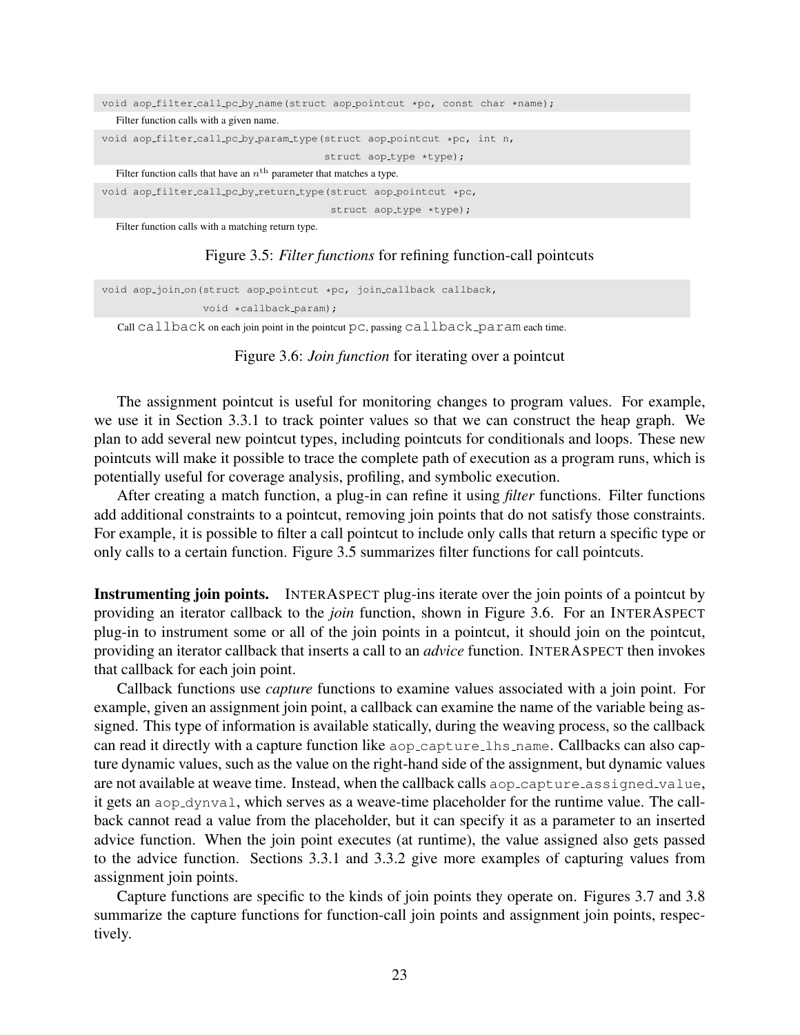```
void aop_filter_call_pc_by_name(struct aop_pointcut *pc, const char *name);
```

Filter function calls with a given name.

```
void aop_filter_call_pc_by_param_type(struct aop_pointcut *pc, int n,
                                      struct aop_type *type);
```

Filter function calls that have an $n^{\text{th}}$ parameter that matches a type.

```
void aop_filter_call_pc_by_return_type(struct aop_pointcut *pc,
                                       struct aop_type *type);
```

Filter function calls with a matching return type.

Figure 3.5: *Filter functions* for refining function-call pointcuts

```
void aop_join_on(struct aop_pointcut *pc, join_callback callback,
                 void *callback_param);
```

Call `callback` on each join point in the pointcut `pc`, passing `callback_param` each time.

Figure 3.6: *Join function* for iterating over a pointcut

The assignment pointcut is useful for monitoring changes to program values. For example, we use it in Section 3.3.1 to track pointer values so that we can construct the heap graph. We plan to add several new pointcut types, including pointcuts for conditionals and loops. These new pointcuts will make it possible to trace the complete path of execution as a program runs, which is potentially useful for coverage analysis, profiling, and symbolic execution.

After creating a match function, a plug-in can refine it using *filter* functions. Filter functions add additional constraints to a pointcut, removing join points that do not satisfy those constraints. For example, it is possible to filter a call pointcut to include only calls that return a specific type or only calls to a certain function. Figure 3.5 summarizes filter functions for call pointcuts.

**Instrumenting join points.** INTERASPECT plug-ins iterate over the join points of a pointcut by providing an iterator callback to the *join* function, shown in Figure 3.6. For an INTERASPECT plug-in to instrument some or all of the join points in a pointcut, it should join on the pointcut, providing an iterator callback that inserts a call to an *advice* function. INTERASPECT then invokes that callback for each join point.

Callback functions use *capture* functions to examine values associated with a join point. For example, given an assignment join point, a callback can examine the name of the variable being assigned. This type of information is available statically, during the weaving process, so the callback can read it directly with a capture function like `aop_capture_lhs_name`. Callbacks can also capture dynamic values, such as the value on the right-hand side of the assignment, but dynamic values are not available at weave time. Instead, when the callback calls `aop_capture_assigned_value`, it gets an `aop_dynval`, which serves as a weave-time placeholder for the runtime value. The callback cannot read a value from the placeholder, but it can specify it as a parameter to an inserted advice function. When the join point executes (at runtime), the value assigned also gets passed to the advice function. Sections 3.3.1 and 3.3.2 give more examples of capturing values from assignment join points.

Capture functions are specific to the kinds of join points they operate on. Figures 3.7 and 3.8 summarize the capture functions for function-call join points and assignment join points, respectively.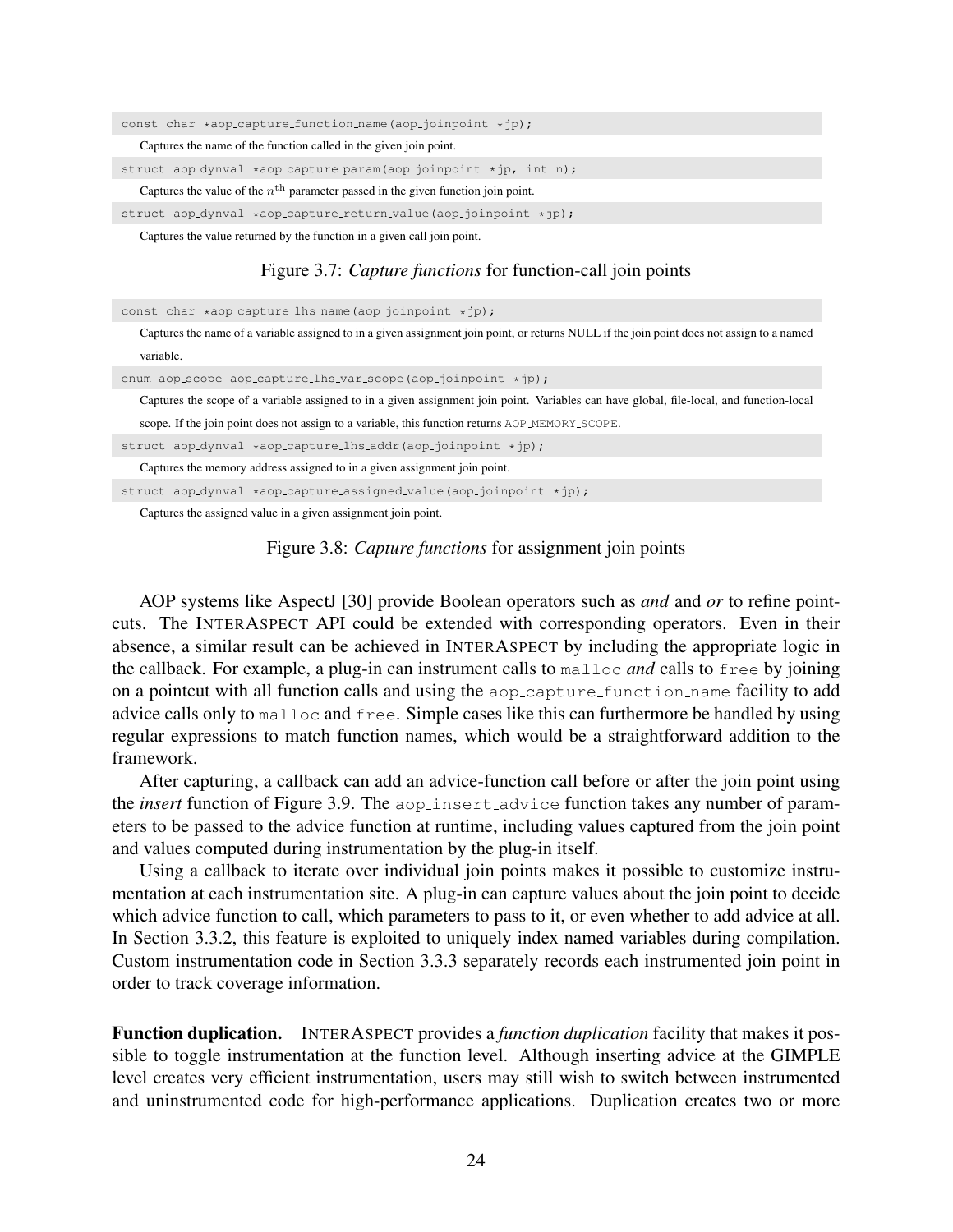```
const char *aop_capture_function_name(aop_joinpoint *jp);
```

Captures the name of the function called in the given join point.

```
struct aop_dynval *aop_capture_param(aop_joinpoint *jp, int n);
```

Captures the value of the $n^{\text{th}}$ parameter passed in the given function join point.

```
struct aop_dynval *aop_capture_return_value(aop_joinpoint *jp);
```

Captures the value returned by the function in a given call join point.

Figure 3.7: *Capture functions* for function-call join points

```
const char *aop_capture_lhs_name(aop_joinpoint *jp);
```

Captures the name of a variable assigned to in a given assignment join point, or returns NULL if the join point does not assign to a named variable.

```
enum aop_scope aop_capture_lhs_var_scope(aop_joinpoint *jp);
```

Captures the scope of a variable assigned to in a given assignment join point. Variables can have global, file-local, and function-local scope. If the join point does not assign to a variable, this function returns `AOP_MEMORY_SCOPE`.

```
struct aop_dynval *aop_capture_lhs_addr(aop_joinpoint *jp);
```

Captures the memory address assigned to in a given assignment join point.

```
struct aop_dynval *aop_capture_assigned_value(aop_joinpoint *jp);
```

Captures the assigned value in a given assignment join point.

Figure 3.8: *Capture functions* for assignment join points

AOP systems like AspectJ [30] provide Boolean operators such as *and* and *or* to refine pointcuts. The InterAspect API could be extended with corresponding operators. Even in their absence, a similar result can be achieved in InterAspect by including the appropriate logic in the callback. For example, a plug-in can instrument calls to `malloc` *and* calls to `free` by joining on a pointcut with all function calls and using the `aop_capture_function_name` facility to add advice calls only to `malloc` and `free`. Simple cases like this can furthermore be handled by using regular expressions to match function names, which would be a straightforward addition to the framework.

After capturing, a callback can add an advice-function call before or after the join point using the *insert* function of Figure 3.9. The `aop_insert_advice` function takes any number of parameters to be passed to the advice function at runtime, including values captured from the join point and values computed during instrumentation by the plug-in itself.

Using a callback to iterate over individual join points makes it possible to customize instrumentation at each instrumentation site. A plug-in can capture values about the join point to decide which advice function to call, which parameters to pass to it, or even whether to add advice at all. In Section 3.3.2, this feature is exploited to uniquely index named variables during compilation. Custom instrumentation code in Section 3.3.3 separately records each instrumented join point in order to track coverage information.

**Function duplication.** InterAspect provides a *function duplication* facility that makes it possible to toggle instrumentation at the function level. Although inserting advice at the GIMPLE level creates very efficient instrumentation, users may still wish to switch between instrumented and uninstrumented code for high-performance applications. Duplication creates two or more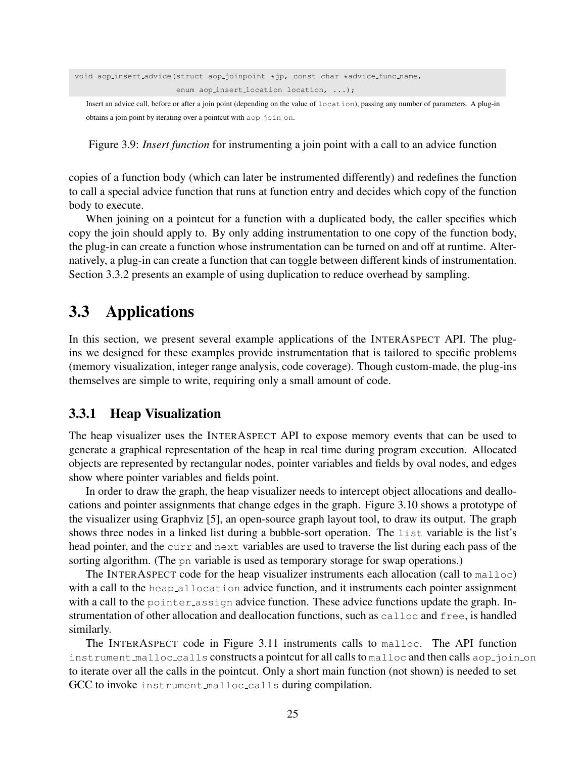```
void aop_insert_advice(struct aop_joinpoint *jp, const char *advice_func_name,
                       enum aop_insert_location location, ...);
```

Insert an advice call, before or after a join point (depending on the value of `location`), passing any number of parameters. A plug-in obtains a join point by iterating over a pointcut with `aop_join_on`.

Figure 3.9: *Insert function* for instrumenting a join point with a call to an advice function

copies of a function body (which can later be instrumented differently) and redefines the function to call a special advice function that runs at function entry and decides which copy of the function body to execute.

When joining on a pointcut for a function with a duplicated body, the caller specifies which copy the join should apply to. By only adding instrumentation to one copy of the function body, the plug-in can create a function whose instrumentation can be turned on and off at runtime. Alternatively, a plug-in can create a function that can toggle between different kinds of instrumentation. Section 3.3.2 presents an example of using duplication to reduce overhead by sampling.

## 3.3 Applications

In this section, we present several example applications of the INTERASPECT API. The plug-ins we designed for these examples provide instrumentation that is tailored to specific problems (memory visualization, integer range analysis, code coverage). Though custom-made, the plug-ins themselves are simple to write, requiring only a small amount of code.

### 3.3.1 Heap Visualization

The heap visualizer uses the INTERASPECT API to expose memory events that can be used to generate a graphical representation of the heap in real time during program execution. Allocated objects are represented by rectangular nodes, pointer variables and fields by oval nodes, and edges show where pointer variables and fields point.

In order to draw the graph, the heap visualizer needs to intercept object allocations and deallocations and pointer assignments that change edges in the graph. Figure 3.10 shows a prototype of the visualizer using Graphviz [5], an open-source graph layout tool, to draw its output. The graph shows three nodes in a linked list during a bubble-sort operation. The `list` variable is the list's head pointer, and the `curr` and `next` variables are used to traverse the list during each pass of the sorting algorithm. (The `pn` variable is used as temporary storage for swap operations.)

The INTERASPECT code for the heap visualizer instruments each allocation (call to `malloc`) with a call to the `heap_allocation` advice function, and it instruments each pointer assignment with a call to the `pointer_assign` advice function. These advice functions update the graph. Instrumentation of other allocation and deallocation functions, such as `calloc` and `free`, is handled similarly.

The INTERASPECT code in Figure 3.11 instruments calls to `malloc`. The API function `instrument_malloc_calls` constructs a pointcut for all calls to `malloc` and then calls `aop_join_on` to iterate over all the calls in the pointcut. Only a short main function (not shown) is needed to set GCC to invoke `instrument_malloc_calls` during compilation.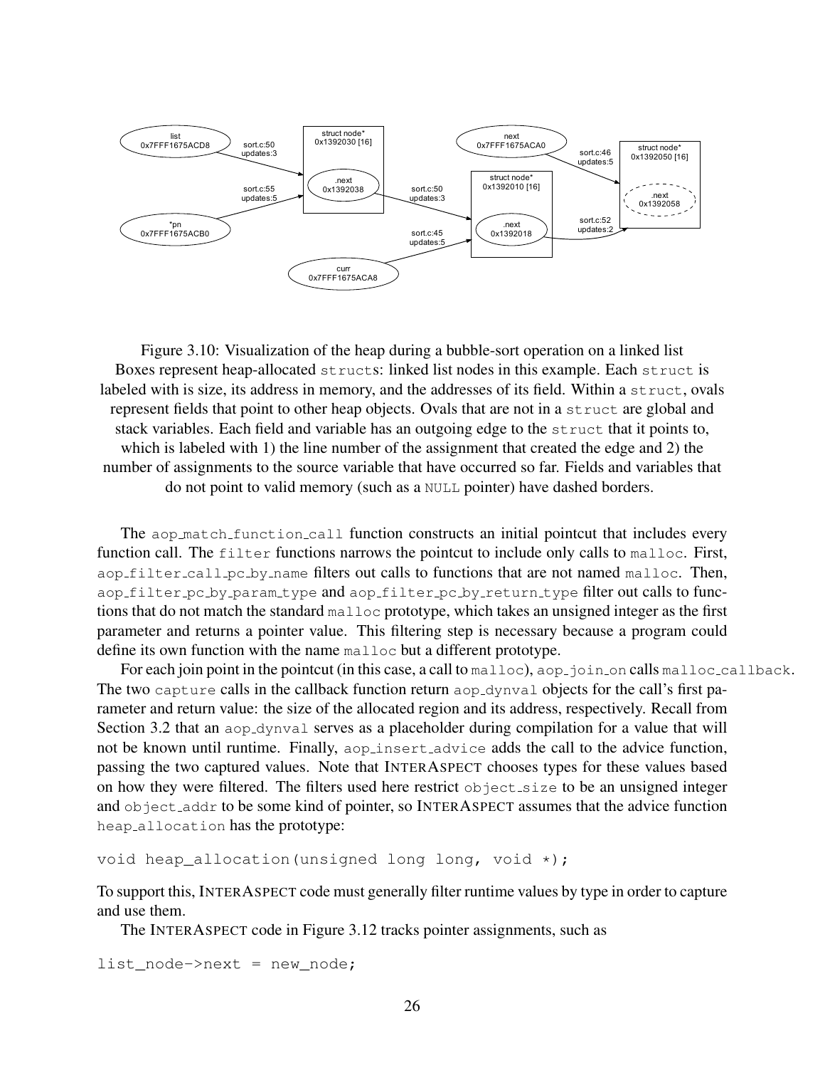Figure 3.10: Visualization of the heap during a bubble-sort operation on a linked list
Boxes represent heap-allocated `struct`s: linked list nodes in this example. Each `struct` is labeled with is size, its address in memory, and the addresses of its field. Within a `struct`, ovals represent fields that point to other heap objects. Ovals that are not in a `struct` are global and stack variables. Each field and variable has an outgoing edge to the `struct` that it points to, which is labeled with 1) the line number of the assignment that created the edge and 2) the number of assignments to the source variable that have occurred so far. Fields and variables that do not point to valid memory (such as a `NULL` pointer) have dashed borders.

The `aop_match_function_call` function constructs an initial pointcut that includes every function call. The `filter` functions narrows the pointcut to include only calls to `malloc`. First, `aop_filter_call_pc_by_name` filters out calls to functions that are not named `malloc`. Then, `aop_filter_pc_by_param_type` and `aop_filter_pc_by_return_type` filter out calls to functions that do not match the standard `malloc` prototype, which takes an unsigned integer as the first parameter and returns a pointer value. This filtering step is necessary because a program could define its own function with the name `malloc` but a different prototype.

For each join point in the pointcut (in this case, a call to `malloc`), `aop_join_on` calls `malloc_callback`. The two `capture` calls in the callback function return `aop_dynval` objects for the call's first parameter and return value: the size of the allocated region and its address, respectively. Recall from Section 3.2 that an `aop_dynval` serves as a placeholder during compilation for a value that will not be known until runtime. Finally, `aop_insert_advice` adds the call to the advice function, passing the two captured values. Note that INTERASPECT chooses types for these values based on how they were filtered. The filters used here restrict `object_size` to be an unsigned integer and `object_addr` to be some kind of pointer, so INTERASPECT assumes that the advice function `heap_allocation` has the prototype:

```
void heap_allocation(unsigned long long, void *);
```

To support this, INTERASPECT code must generally filter runtime values by type in order to capture and use them.

The INTERASPECT code in Figure 3.12 tracks pointer assignments, such as

```
list_node->next = new_node;
```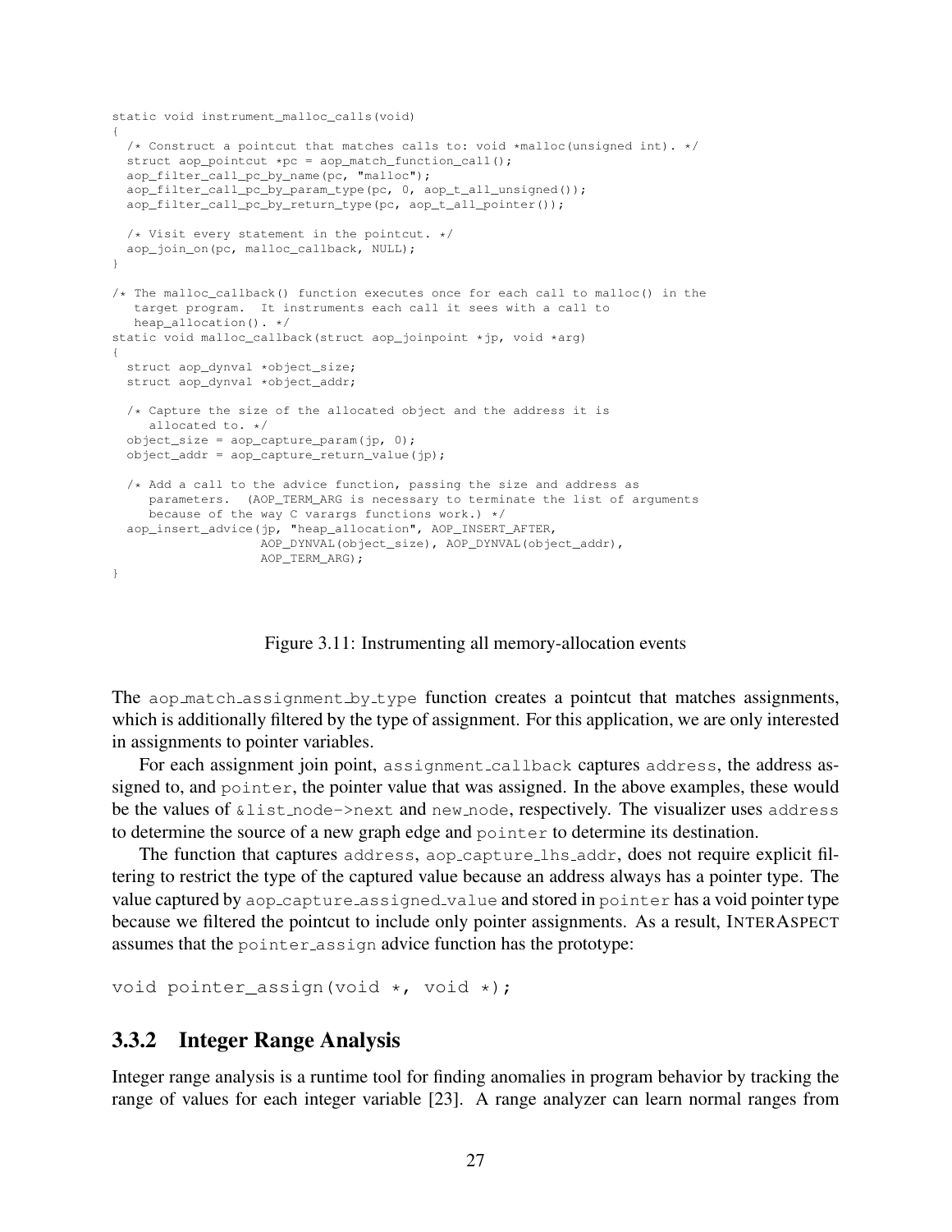```
static void instrument_malloc_calls(void)
{
  /* Construct a pointcut that matches calls to: void *malloc(unsigned int). */
  struct aop_pointcut *pc = aop_match_function_call();
  aop_filter_call_pc_by_name(pc, "malloc");
  aop_filter_call_pc_by_param_type(pc, 0, aop_t_all_unsigned());
  aop_filter_call_pc_by_return_type(pc, aop_t_all_pointer());

  /* Visit every statement in the pointcut. */
  aop_join_on(pc, malloc_callback, NULL);
}

/* The malloc_callback() function executes once for each call to malloc() in the
   target program.  It instruments each call it sees with a call to
   heap_allocation(). */
static void malloc_callback(struct aop_joinpoint *jp, void *arg)
{
  struct aop_dynval *object_size;
  struct aop_dynval *object_addr;

  /* Capture the size of the allocated object and the address it is
     allocated to. */
  object_size = aop_capture_param(jp, 0);
  object_addr = aop_capture_return_value(jp);

  /* Add a call to the advice function, passing the size and address as
     parameters.  (AOP_TERM_ARG is necessary to terminate the list of arguments
     because of the way C varargs functions work.) */
  aop_insert_advice(jp, "heap_allocation", AOP_INSERT_AFTER,
                    AOP_DYNVAL(object_size), AOP_DYNVAL(object_addr),
                    AOP_TERM_ARG);
}
```

Figure 3.11: Instrumenting all memory-allocation events

The `aop_match_assignment_by_type` function creates a pointcut that matches assignments, which is additionally filtered by the type of assignment. For this application, we are only interested in assignments to pointer variables.

For each assignment join point, `assignment_callback` captures `address`, the address assigned to, and `pointer`, the pointer value that was assigned. In the above examples, these would be the values of `&list_node->next` and `new_node`, respectively. The visualizer uses `address` to determine the source of a new graph edge and `pointer` to determine its destination.

The function that captures `address`, `aop_capture_lhs_addr`, does not require explicit filtering to restrict the type of the captured value because an address always has a pointer type. The value captured by `aop_capture_assigned_value` and stored in `pointer` has a void pointer type because we filtered the pointcut to include only pointer assignments. As a result, INTERASPECT assumes that the `pointer_assign` advice function has the prototype:

```
void pointer_assign(void *, void *);
```

### 3.3.2 Integer Range Analysis

Integer range analysis is a runtime tool for finding anomalies in program behavior by tracking the range of values for each integer variable [23]. A range analyzer can learn normal ranges from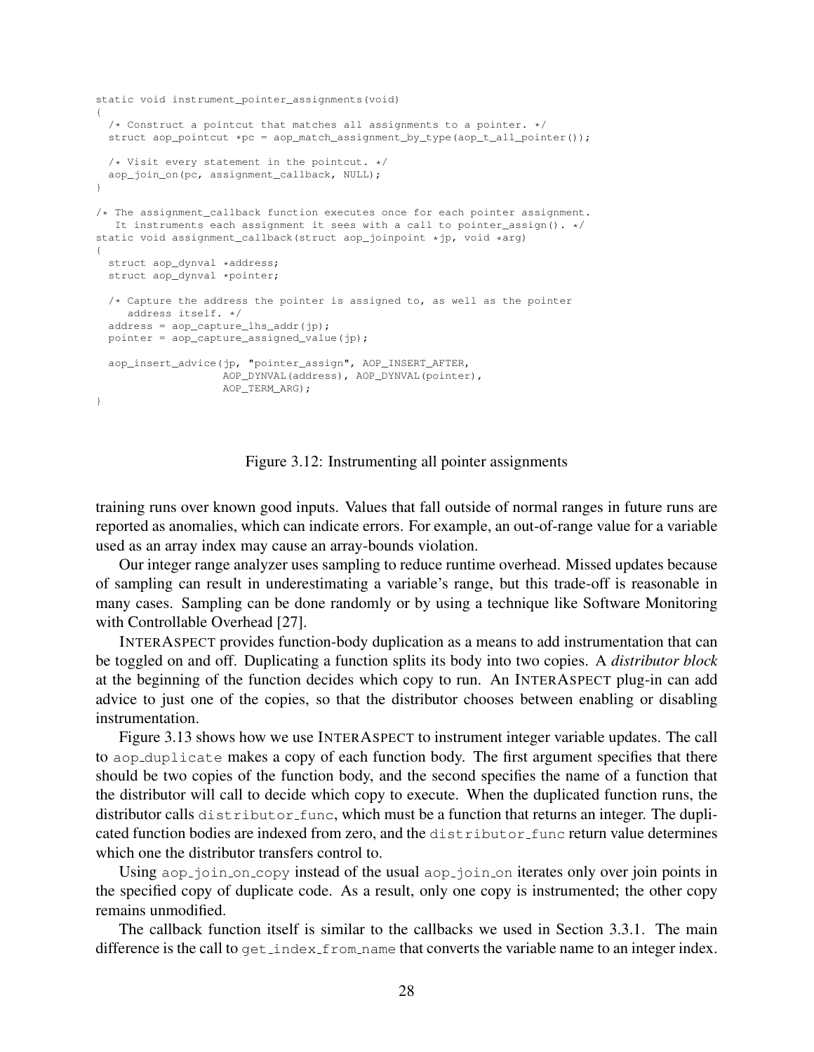```c
static void instrument_pointer_assignments(void)
{
  /* Construct a pointcut that matches all assignments to a pointer. */
  struct aop_pointcut *pc = aop_match_assignment_by_type(aop_t_all_pointer());

  /* Visit every statement in the pointcut. */
  aop_join_on(pc, assignment_callback, NULL);
}

/* The assignment_callback function executes once for each pointer assignment.
   It instruments each assignment it sees with a call to pointer_assign(). */
static void assignment_callback(struct aop_joinpoint *jp, void *arg)
{
  struct aop_dynval *address;
  struct aop_dynval *pointer;

  /* Capture the address the pointer is assigned to, as well as the pointer
     address itself. */
  address = aop_capture_lhs_addr(jp);
  pointer = aop_capture_assigned_value(jp);

  aop_insert_advice(jp, "pointer_assign", AOP_INSERT_AFTER,
                    AOP_DYNVAL(address), AOP_DYNVAL(pointer),
                    AOP_TERM_ARG);
}
```

Figure 3.12: Instrumenting all pointer assignments

training runs over known good inputs. Values that fall outside of normal ranges in future runs are reported as anomalies, which can indicate errors. For example, an out-of-range value for a variable used as an array index may cause an array-bounds violation.

Our integer range analyzer uses sampling to reduce runtime overhead. Missed updates because of sampling can result in underestimating a variable's range, but this trade-off is reasonable in many cases. Sampling can be done randomly or by using a technique like Software Monitoring with Controllable Overhead [27].

INTERASPECT provides function-body duplication as a means to add instrumentation that can be toggled on and off. Duplicating a function splits its body into two copies. A *distributor block* at the beginning of the function decides which copy to run. An INTERASPECT plug-in can add advice to just one of the copies, so that the distributor chooses between enabling or disabling instrumentation.

Figure 3.13 shows how we use INTERASPECT to instrument integer variable updates. The call to `aop_duplicate` makes a copy of each function body. The first argument specifies that there should be two copies of the function body, and the second specifies the name of a function that the distributor will call to decide which copy to execute. When the duplicated function runs, the distributor calls `distributor_func`, which must be a function that returns an integer. The duplicated function bodies are indexed from zero, and the `distributor_func` return value determines which one the distributor transfers control to.

Using `aop_join_on_copy` instead of the usual `aop_join_on` iterates only over join points in the specified copy of duplicate code. As a result, only one copy is instrumented; the other copy remains unmodified.

The callback function itself is similar to the callbacks we used in Section 3.3.1. The main difference is the call to `get_index_from_name` that converts the variable name to an integer index.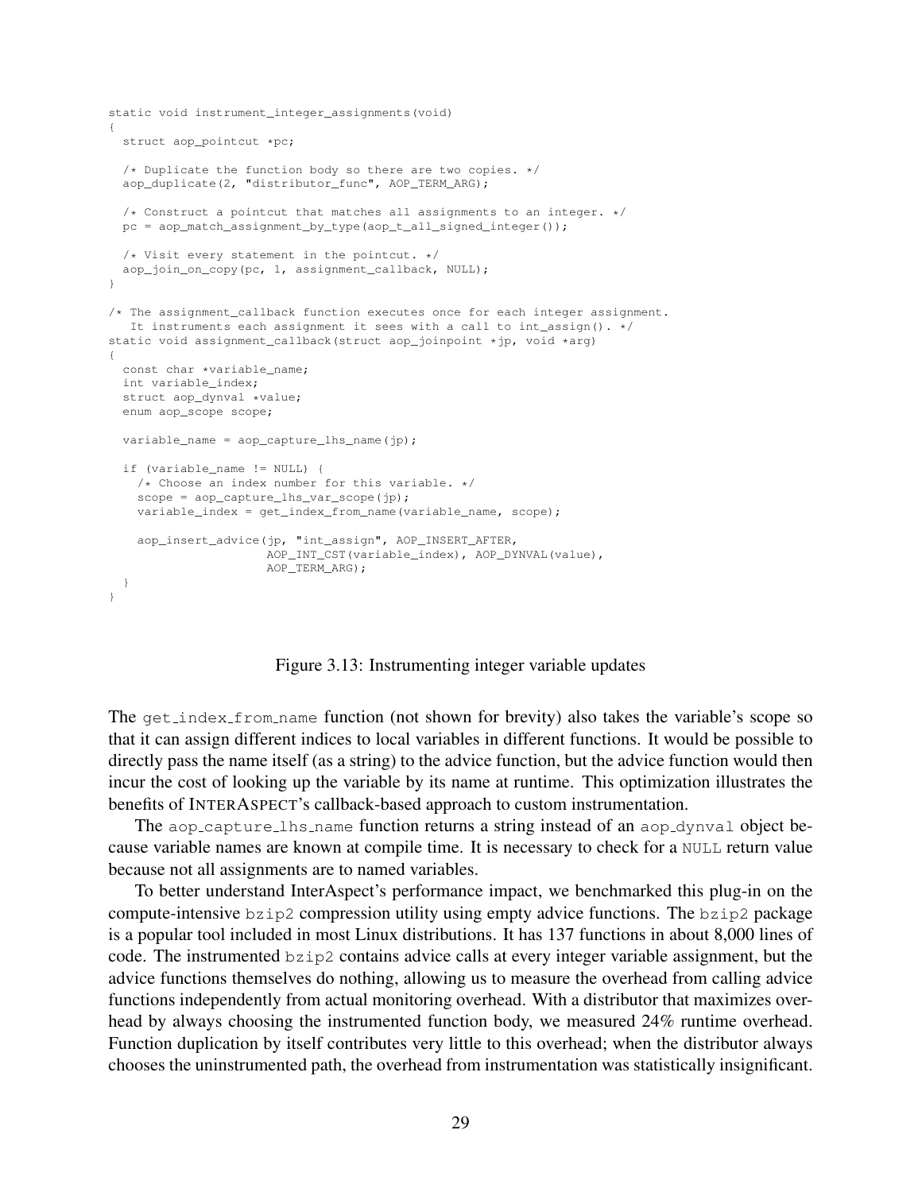```c
static void instrument_integer_assignments(void)
{
  struct aop_pointcut *pc;

  /* Duplicate the function body so there are two copies. */
  aop_duplicate(2, "distributor_func", AOP_TERM_ARG);

  /* Construct a pointcut that matches all assignments to an integer. */
  pc = aop_match_assignment_by_type(aop_t_all_signed_integer());

  /* Visit every statement in the pointcut. */
  aop_join_on_copy(pc, 1, assignment_callback, NULL);
}

/* The assignment_callback function executes once for each integer assignment.
   It instruments each assignment it sees with a call to int_assign(). */
static void assignment_callback(struct aop_joinpoint *jp, void *arg)
{
  const char *variable_name;
  int variable_index;
  struct aop_dynval *value;
  enum aop_scope scope;

  variable_name = aop_capture_lhs_name(jp);

  if (variable_name != NULL) {
    /* Choose an index number for this variable. */
    scope = aop_capture_lhs_var_scope(jp);
    variable_index = get_index_from_name(variable_name, scope);

    aop_insert_advice(jp, "int_assign", AOP_INSERT_AFTER,
                      AOP_INT_CST(variable_index), AOP_DYNVAL(value),
                      AOP_TERM_ARG);
  }
}
```

Figure 3.13: Instrumenting integer variable updates

The `get_index_from_name` function (not shown for brevity) also takes the variable's scope so that it can assign different indices to local variables in different functions. It would be possible to directly pass the name itself (as a string) to the advice function, but the advice function would then incur the cost of looking up the variable by its name at runtime. This optimization illustrates the benefits of INTERASPECT's callback-based approach to custom instrumentation.

The `aop_capture_lhs_name` function returns a string instead of an `aop_dynval` object because variable names are known at compile time. It is necessary to check for a `NULL` return value because not all assignments are to named variables.

To better understand InterAspect's performance impact, we benchmarked this plug-in on the compute-intensive `bzip2` compression utility using empty advice functions. The `bzip2` package is a popular tool included in most Linux distributions. It has 137 functions in about 8,000 lines of code. The instrumented `bzip2` contains advice calls at every integer variable assignment, but the advice functions themselves do nothing, allowing us to measure the overhead from calling advice functions independently from actual monitoring overhead. With a distributor that maximizes overhead by always choosing the instrumented function body, we measured 24% runtime overhead. Function duplication by itself contributes very little to this overhead; when the distributor always chooses the uninstrumented path, the overhead from instrumentation was statistically insignificant.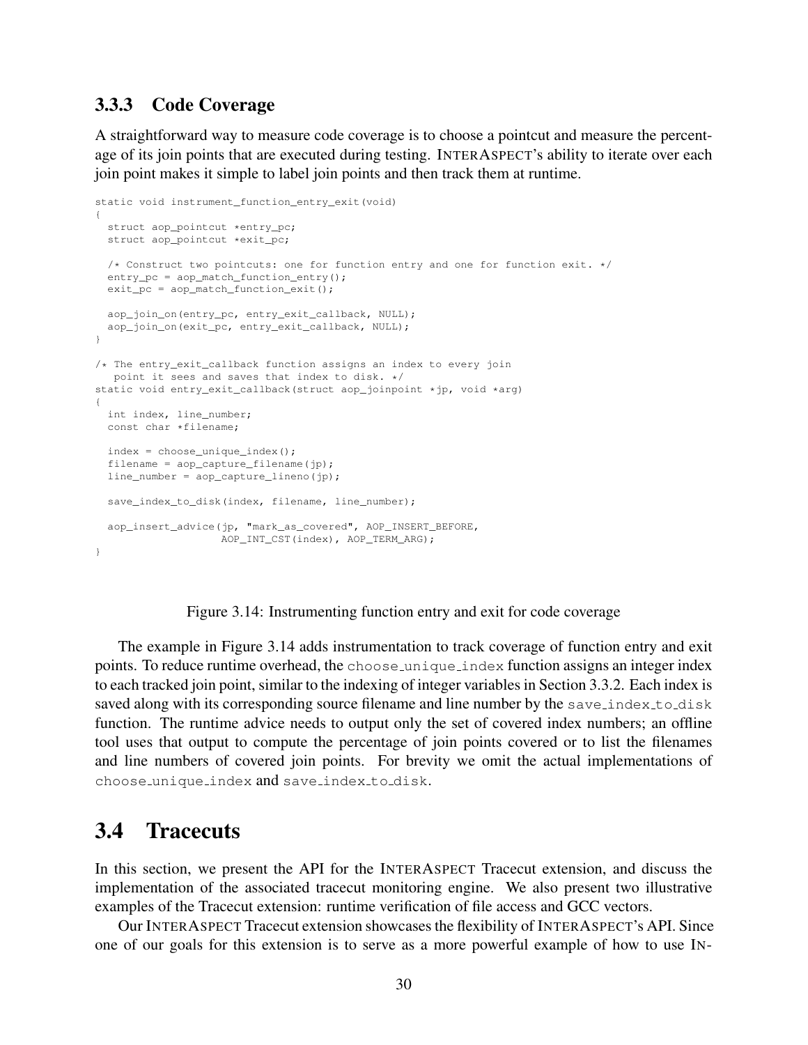### 3.3.3 Code Coverage

A straightforward way to measure code coverage is to choose a pointcut and measure the percentage of its join points that are executed during testing. INTERASPECT's ability to iterate over each join point makes it simple to label join points and then track them at runtime.

```
static void instrument_function_entry_exit(void)
{
  struct aop_pointcut *entry_pc;
  struct aop_pointcut *exit_pc;

  /* Construct two pointcuts: one for function entry and one for function exit. */
  entry_pc = aop_match_function_entry();
  exit_pc = aop_match_function_exit();

  aop_join_on(entry_pc, entry_exit_callback, NULL);
  aop_join_on(exit_pc, entry_exit_callback, NULL);
}

/* The entry_exit_callback function assigns an index to every join
   point it sees and saves that index to disk. */
static void entry_exit_callback(struct aop_joinpoint *jp, void *arg)
{
  int index, line_number;
  const char *filename;

  index = choose_unique_index();
  filename = aop_capture_filename(jp);
  line_number = aop_capture_lineno(jp);

  save_index_to_disk(index, filename, line_number);

  aop_insert_advice(jp, "mark_as_covered", AOP_INSERT_BEFORE,
                    AOP_INT_CST(index), AOP_TERM_ARG);
}
```

Figure 3.14: Instrumenting function entry and exit for code coverage

The example in Figure 3.14 adds instrumentation to track coverage of function entry and exit points. To reduce runtime overhead, the `choose_unique_index` function assigns an integer index to each tracked join point, similar to the indexing of integer variables in Section 3.3.2. Each index is saved along with its corresponding source filename and line number by the `save_index_to_disk` function. The runtime advice needs to output only the set of covered index numbers; an offline tool uses that output to compute the percentage of join points covered or to list the filenames and line numbers of covered join points. For brevity we omit the actual implementations of `choose_unique_index` and `save_index_to_disk`.

## 3.4 Tracecuts

In this section, we present the API for the INTERASPECT Tracecut extension, and discuss the implementation of the associated tracecut monitoring engine. We also present two illustrative examples of the Tracecut extension: runtime verification of file access and GCC vectors.

Our INTERASPECT Tracecut extension showcases the flexibility of INTERASPECT's API. Since one of our goals for this extension is to serve as a more powerful example of how to use IN-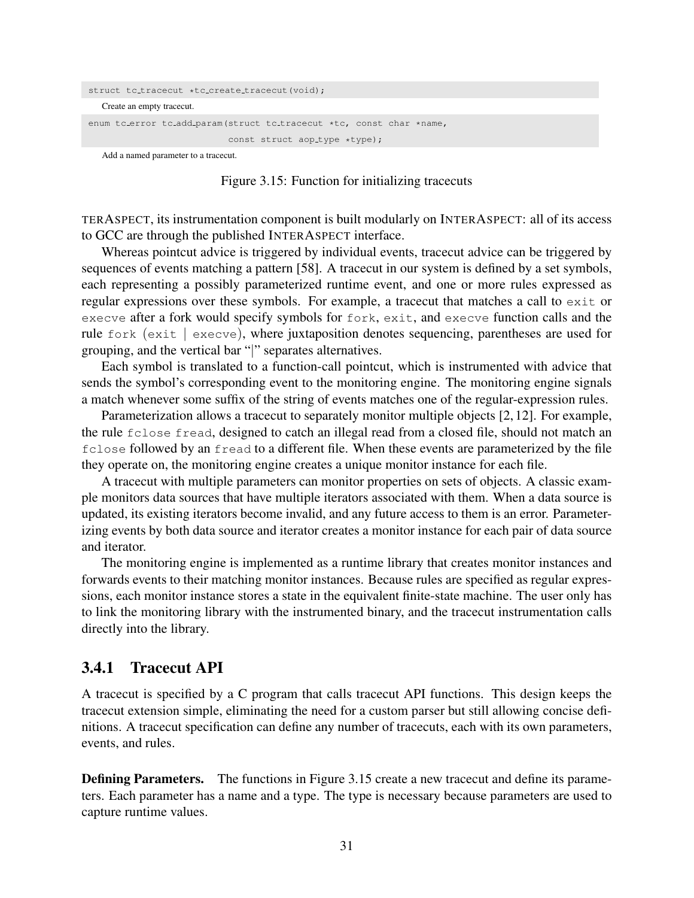```
struct tc_tracecut *tc_create_tracecut(void);
```

Create an empty tracecut.

```
enum tc_error tc_add_param(struct tc_tracecut *tc, const char *name,
                           const struct aop_type *type);
```

Add a named parameter to a tracecut.

Figure 3.15: Function for initializing tracecuts

TERASPECT, its instrumentation component is built modularly on INTERASPECT: all of its access to GCC are through the published INTERASPECT interface.

Whereas pointcut advice is triggered by individual events, tracecut advice can be triggered by sequences of events matching a pattern [58]. A tracecut in our system is defined by a set symbols, each representing a possibly parameterized runtime event, and one or more rules expressed as regular expressions over these symbols. For example, a tracecut that matches a call to `exit` or `execve` after a fork would specify symbols for `fork`, `exit`, and `execve` function calls and the rule `fork (exit | execve)`, where juxtaposition denotes sequencing, parentheses are used for grouping, and the vertical bar "|" separates alternatives.

Each symbol is translated to a function-call pointcut, which is instrumented with advice that sends the symbol's corresponding event to the monitoring engine. The monitoring engine signals a match whenever some suffix of the string of events matches one of the regular-expression rules.

Parameterization allows a tracecut to separately monitor multiple objects [2, 12]. For example, the rule `fclose fread`, designed to catch an illegal read from a closed file, should not match an `fclose` followed by an `fread` to a different file. When these events are parameterized by the file they operate on, the monitoring engine creates a unique monitor instance for each file.

A tracecut with multiple parameters can monitor properties on sets of objects. A classic example monitors data sources that have multiple iterators associated with them. When a data source is updated, its existing iterators become invalid, and any future access to them is an error. Parameterizing events by both data source and iterator creates a monitor instance for each pair of data source and iterator.

The monitoring engine is implemented as a runtime library that creates monitor instances and forwards events to their matching monitor instances. Because rules are specified as regular expressions, each monitor instance stores a state in the equivalent finite-state machine. The user only has to link the monitoring library with the instrumented binary, and the tracecut instrumentation calls directly into the library.

### 3.4.1 Tracecut API

A tracecut is specified by a C program that calls tracecut API functions. This design keeps the tracecut extension simple, eliminating the need for a custom parser but still allowing concise definitions. A tracecut specification can define any number of tracecuts, each with its own parameters, events, and rules.

**Defining Parameters.** The functions in Figure 3.15 create a new tracecut and define its parameters. Each parameter has a name and a type. The type is necessary because parameters are used to capture runtime values.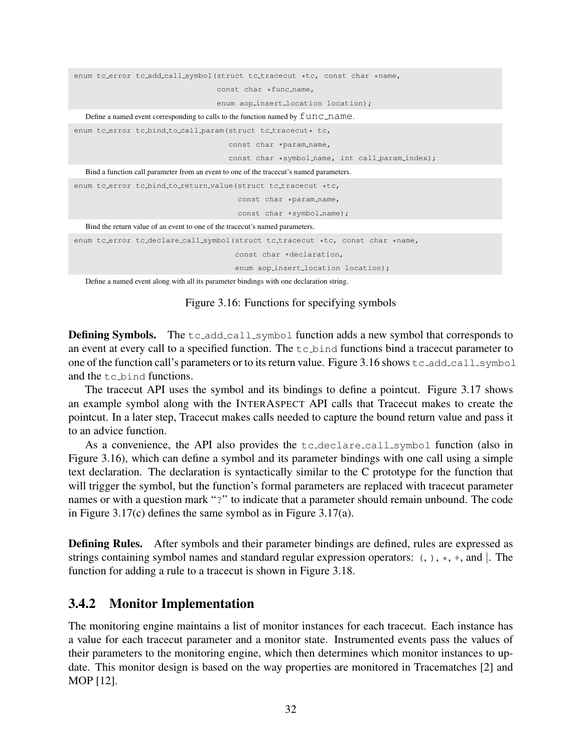```
enum tc_error tc_add_call_symbol(struct tc_tracecut *tc, const char *name,
                                 const char *func_name,
                                 enum aop_insert_location location);
```

Define a named event corresponding to calls to the function named by `func_name`.

```
enum tc_error tc_bind_to_call_param(struct tc_tracecut* tc,
                                    const char *param_name,
                                    const char *symbol_name, int call_param_index);
```

Bind a function call parameter from an event to one of the tracecut's named parameters.

```
enum tc_error tc_bind_to_return_value(struct tc_tracecut *tc,
                                      const char *param_name,
                                      const char *symbol_name);
```

Bind the return value of an event to one of the tracecut's named parameters.

```
enum tc_error tc_declare_call_symbol(struct tc_tracecut *tc, const char *name,
                                     const char *declaration,
                                     enum aop_insert_location location);
```

Define a named event along with all its parameter bindings with one declaration string.

Figure 3.16: Functions for specifying symbols

**Defining Symbols.** The `tc_add_call_symbol` function adds a new symbol that corresponds to an event at every call to a specified function. The `tc_bind` functions bind a tracecut parameter to one of the function call's parameters or to its return value. Figure 3.16 shows `tc_add_call_symbol` and the `tc_bind` functions.

The tracecut API uses the symbol and its bindings to define a pointcut. Figure 3.17 shows an example symbol along with the INTERASPECT API calls that Tracecut makes to create the pointcut. In a later step, Tracecut makes calls needed to capture the bound return value and pass it to an advice function.

As a convenience, the API also provides the `tc_declare_call_symbol` function (also in Figure 3.16), which can define a symbol and its parameter bindings with one call using a simple text declaration. The declaration is syntactically similar to the C prototype for the function that will trigger the symbol, but the function's formal parameters are replaced with tracecut parameter names or with a question mark "`?`" to indicate that a parameter should remain unbound. The code in Figure 3.17(c) defines the same symbol as in Figure 3.17(a).

**Defining Rules.** After symbols and their parameter bindings are defined, rules are expressed as strings containing symbol names and standard regular expression operators: `(`, `)`, `*`, `+`, and |. The function for adding a rule to a tracecut is shown in Figure 3.18.

### 3.4.2 Monitor Implementation

The monitoring engine maintains a list of monitor instances for each tracecut. Each instance has a value for each tracecut parameter and a monitor state. Instrumented events pass the values of their parameters to the monitoring engine, which then determines which monitor instances to update. This monitor design is based on the way properties are monitored in Tracematches [2] and MOP [12].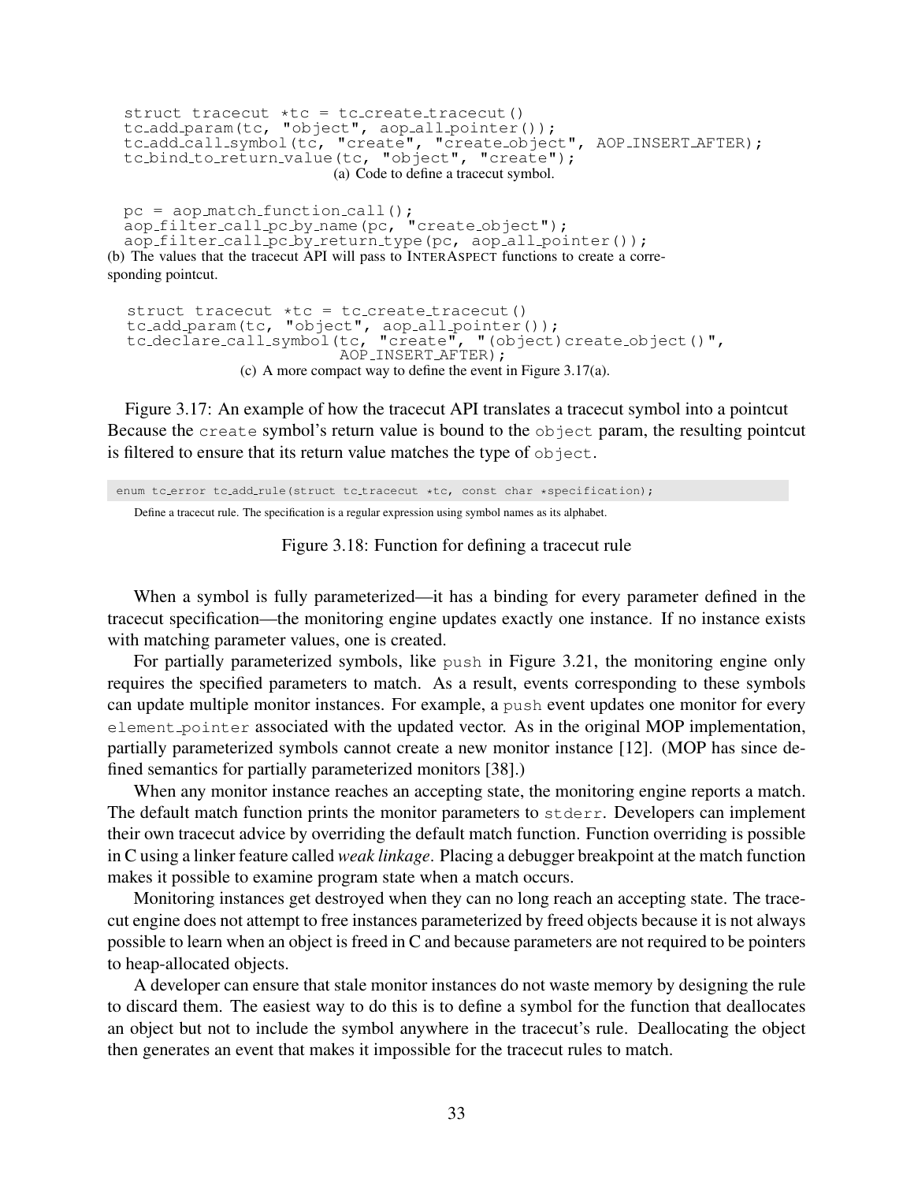```
struct tracecut *tc = tc_create_tracecut()
tc_add_param(tc, "object", aop_all_pointer());
tc_add_call_symbol(tc, "create", "create_object", AOP_INSERT_AFTER);
tc_bind_to_return_value(tc, "object", "create");
```

(a) Code to define a tracecut symbol.

```
pc = aop_match_function_call();
aop_filter_call_pc_by_name(pc, "create_object");
aop_filter_call_pc_by_return_type(pc, aop_all_pointer());
```

(b) The values that the tracecut API will pass to INTERASPECT functions to create a corresponding pointcut.

```
struct tracecut *tc = tc_create_tracecut()
tc_add_param(tc, "object", aop_all_pointer());
tc_declare_call_symbol(tc, "create", "(object)create_object()",
                       AOP_INSERT_AFTER);
```

(c) A more compact way to define the event in Figure 3.17(a).

Figure 3.17: An example of how the tracecut API translates a tracecut symbol into a pointcut Because the `create` symbol's return value is bound to the `object` param, the resulting pointcut is filtered to ensure that its return value matches the type of `object`.

```
enum tc_error tc_add_rule(struct tc_tracecut *tc, const char *specification);
```

Define a tracecut rule. The specification is a regular expression using symbol names as its alphabet.

Figure 3.18: Function for defining a tracecut rule

When a symbol is fully parameterized—it has a binding for every parameter defined in the tracecut specification—the monitoring engine updates exactly one instance. If no instance exists with matching parameter values, one is created.

For partially parameterized symbols, like `push` in Figure 3.21, the monitoring engine only requires the specified parameters to match. As a result, events corresponding to these symbols can update multiple monitor instances. For example, a `push` event updates one monitor for every `element_pointer` associated with the updated vector. As in the original MOP implementation, partially parameterized symbols cannot create a new monitor instance [12]. (MOP has since defined semantics for partially parameterized monitors [38].)

When any monitor instance reaches an accepting state, the monitoring engine reports a match. The default match function prints the monitor parameters to `stderr`. Developers can implement their own tracecut advice by overriding the default match function. Function overriding is possible in C using a linker feature called *weak linkage*. Placing a debugger breakpoint at the match function makes it possible to examine program state when a match occurs.

Monitoring instances get destroyed when they can no long reach an accepting state. The tracecut engine does not attempt to free instances parameterized by freed objects because it is not always possible to learn when an object is freed in C and because parameters are not required to be pointers to heap-allocated objects.

A developer can ensure that stale monitor instances do not waste memory by designing the rule to discard them. The easiest way to do this is to define a symbol for the function that deallocates an object but not to include the symbol anywhere in the tracecut's rule. Deallocating the object then generates an event that makes it impossible for the tracecut rules to match.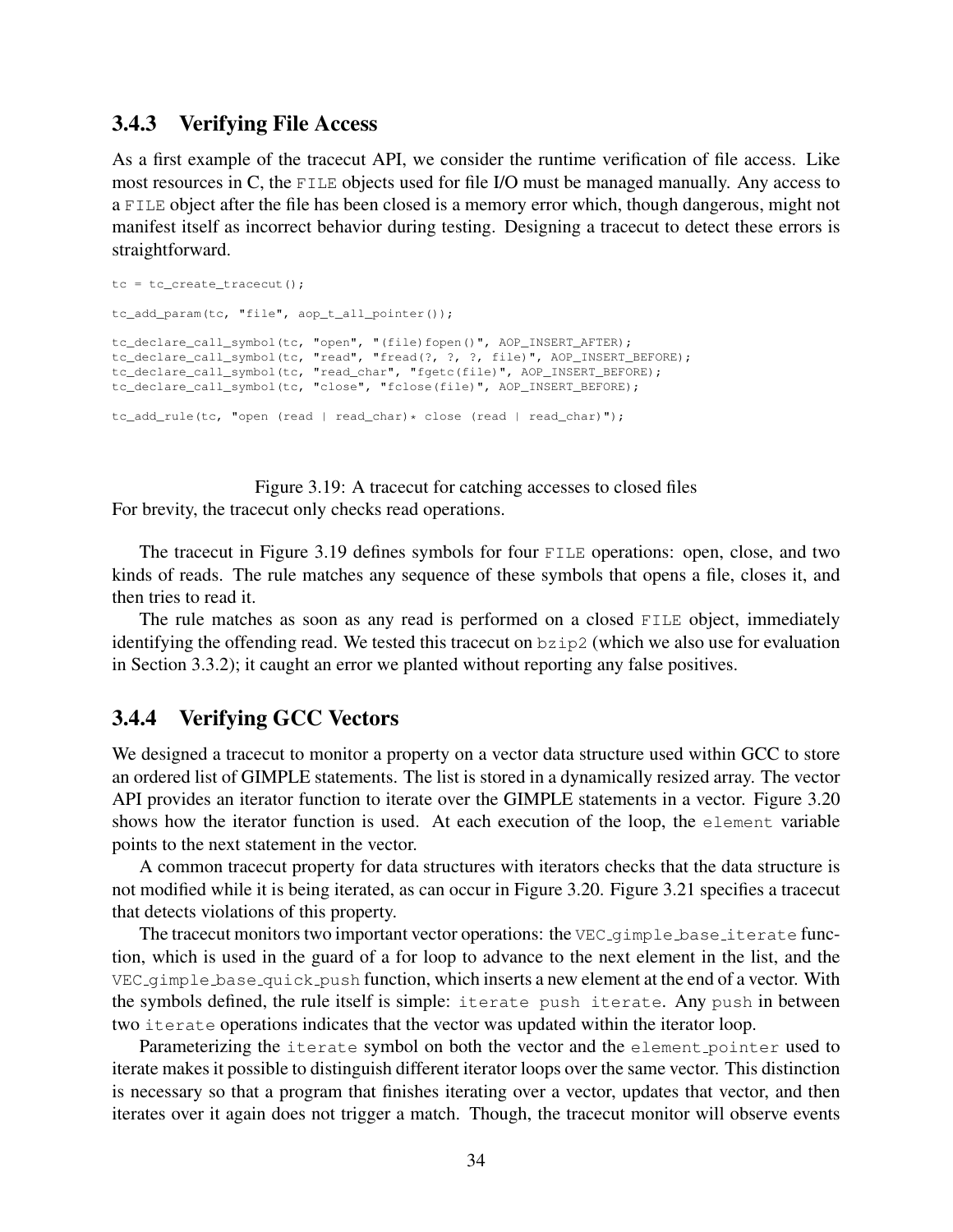### 3.4.3 Verifying File Access

As a first example of the tracecut API, we consider the runtime verification of file access. Like most resources in C, the `FILE` objects used for file I/O must be managed manually. Any access to a `FILE` object after the file has been closed is a memory error which, though dangerous, might not manifest itself as incorrect behavior during testing. Designing a tracecut to detect these errors is straightforward.

```
tc = tc_create_tracecut();

tc_add_param(tc, "file", aop_t_all_pointer());

tc_declare_call_symbol(tc, "open", "(file)fopen()", AOP_INSERT_AFTER);
tc_declare_call_symbol(tc, "read", "fread(?, ?, ?, file)", AOP_INSERT_BEFORE);
tc_declare_call_symbol(tc, "read_char", "fgetc(file)", AOP_INSERT_BEFORE);
tc_declare_call_symbol(tc, "close", "fclose(file)", AOP_INSERT_BEFORE);

tc_add_rule(tc, "open (read | read_char)* close (read | read_char)");
```

Figure 3.19: A tracecut for catching accesses to closed files
For brevity, the tracecut only checks read operations.

The tracecut in Figure 3.19 defines symbols for four `FILE` operations: open, close, and two kinds of reads. The rule matches any sequence of these symbols that opens a file, closes it, and then tries to read it.

The rule matches as soon as any read is performed on a closed `FILE` object, immediately identifying the offending read. We tested this tracecut on `bzip2` (which we also use for evaluation in Section 3.3.2); it caught an error we planted without reporting any false positives.

### 3.4.4 Verifying GCC Vectors

We designed a tracecut to monitor a property on a vector data structure used within GCC to store an ordered list of GIMPLE statements. The list is stored in a dynamically resized array. The vector API provides an iterator function to iterate over the GIMPLE statements in a vector. Figure 3.20 shows how the iterator function is used. At each execution of the loop, the `element` variable points to the next statement in the vector.

A common tracecut property for data structures with iterators checks that the data structure is not modified while it is being iterated, as can occur in Figure 3.20. Figure 3.21 specifies a tracecut that detects violations of this property.

The tracecut monitors two important vector operations: the `VEC_gimple_base_iterate` function, which is used in the guard of a for loop to advance to the next element in the list, and the `VEC_gimple_base_quick_push` function, which inserts a new element at the end of a vector. With the symbols defined, the rule itself is simple: `iterate push iterate`. Any `push` in between two `iterate` operations indicates that the vector was updated within the iterator loop.

Parameterizing the `iterate` symbol on both the vector and the `element_pointer` used to iterate makes it possible to distinguish different iterator loops over the same vector. This distinction is necessary so that a program that finishes iterating over a vector, updates that vector, and then iterates over it again does not trigger a match. Though, the tracecut monitor will observe events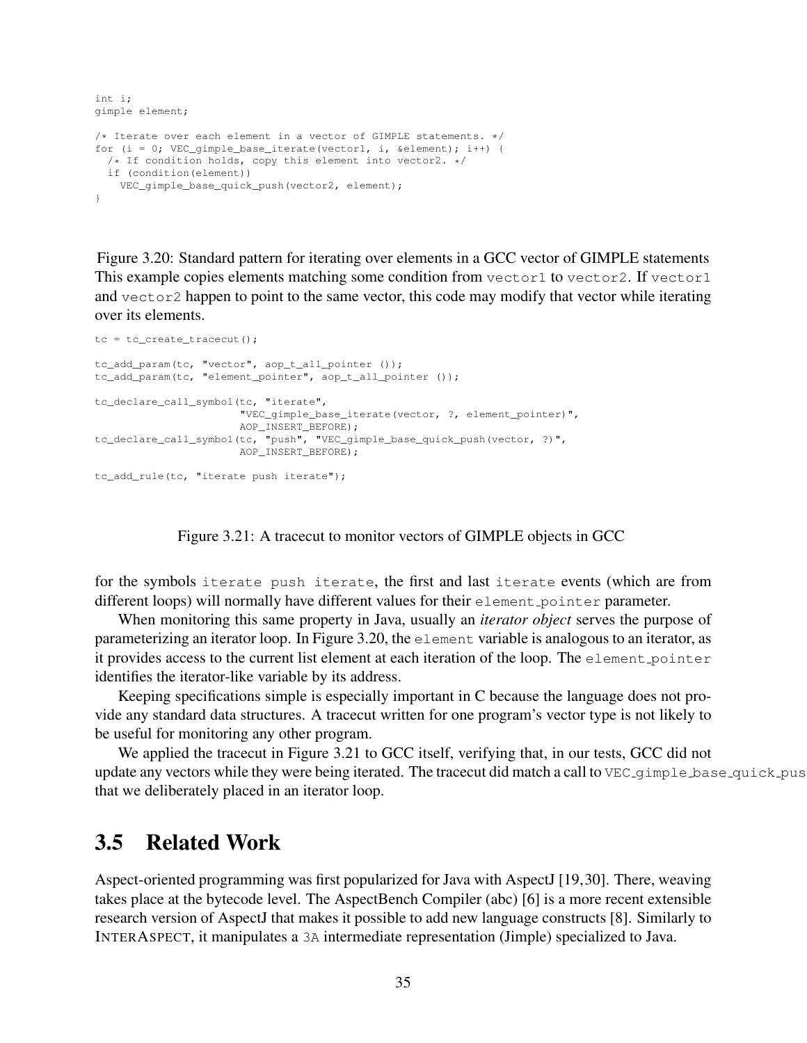```
int i;
gimple element;

/* Iterate over each element in a vector of GIMPLE statements. */
for (i = 0; VEC_gimple_base_iterate(vector1, i, &element); i++) {
  /* If condition holds, copy this element into vector2. */
  if (condition(element))
    VEC_gimple_base_quick_push(vector2, element);
}
```

Figure 3.20: Standard pattern for iterating over elements in a GCC vector of GIMPLE statements This example copies elements matching some condition from `vector1` to `vector2`. If `vector1` and `vector2` happen to point to the same vector, this code may modify that vector while iterating over its elements.

```
tc = tc_create_tracecut();

tc_add_param(tc, "vector", aop_t_all_pointer ());
tc_add_param(tc, "element_pointer", aop_t_all_pointer ());

tc_declare_call_symbol(tc, "iterate",
                       "VEC_gimple_base_iterate(vector, ?, element_pointer)",
                       AOP_INSERT_BEFORE);
tc_declare_call_symbol(tc, "push", "VEC_gimple_base_quick_push(vector, ?)",
                       AOP_INSERT_BEFORE);

tc_add_rule(tc, "iterate push iterate");
```

Figure 3.21: A tracecut to monitor vectors of GIMPLE objects in GCC

for the symbols `iterate push iterate`, the first and last `iterate` events (which are from different loops) will normally have different values for their `element_pointer` parameter.

When monitoring this same property in Java, usually an *iterator object* serves the purpose of parameterizing an iterator loop. In Figure 3.20, the `element` variable is analogous to an iterator, as it provides access to the current list element at each iteration of the loop. The `element_pointer` identifies the iterator-like variable by its address.

Keeping specifications simple is especially important in C because the language does not provide any standard data structures. A tracecut written for one program's vector type is not likely to be useful for monitoring any other program.

We applied the tracecut in Figure 3.21 to GCC itself, verifying that, in our tests, GCC did not update any vectors while they were being iterated. The tracecut did match a call to `VEC_gimple_base_quick_pus` that we deliberately placed in an iterator loop.

## 3.5 Related Work

Aspect-oriented programming was first popularized for Java with AspectJ [19,30]. There, weaving takes place at the bytecode level. The AspectBench Compiler (abc) [6] is a more recent extensible research version of AspectJ that makes it possible to add new language constructs [8]. Similarly to INTERASPECT, it manipulates a `3A` intermediate representation (Jimple) specialized to Java.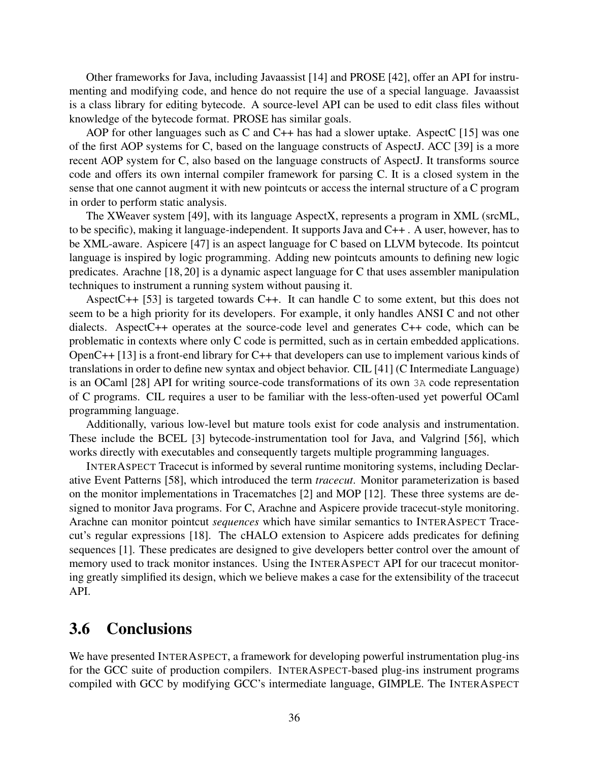Other frameworks for Java, including Javaassist [14] and PROSE [42], offer an API for instrumenting and modifying code, and hence do not require the use of a special language. Javaassist is a class library for editing bytecode. A source-level API can be used to edit class files without knowledge of the bytecode format. PROSE has similar goals.

AOP for other languages such as C and C++ has had a slower uptake. AspectC [15] was one of the first AOP systems for C, based on the language constructs of AspectJ. ACC [39] is a more recent AOP system for C, also based on the language constructs of AspectJ. It transforms source code and offers its own internal compiler framework for parsing C. It is a closed system in the sense that one cannot augment it with new pointcuts or access the internal structure of a C program in order to perform static analysis.

The XWeaver system [49], with its language AspectX, represents a program in XML (srcML, to be specific), making it language-independent. It supports Java and C++ . A user, however, has to be XML-aware. Aspicere [47] is an aspect language for C based on LLVM bytecode. Its pointcut language is inspired by logic programming. Adding new pointcuts amounts to defining new logic predicates. Arachne [18, 20] is a dynamic aspect language for C that uses assembler manipulation techniques to instrument a running system without pausing it.

AspectC++ [53] is targeted towards C++. It can handle C to some extent, but this does not seem to be a high priority for its developers. For example, it only handles ANSI C and not other dialects. AspectC++ operates at the source-code level and generates C++ code, which can be problematic in contexts where only C code is permitted, such as in certain embedded applications. OpenC++ [13] is a front-end library for C++ that developers can use to implement various kinds of translations in order to define new syntax and object behavior. CIL [41] (C Intermediate Language) is an OCaml [28] API for writing source-code transformations of its own `3A` code representation of C programs. CIL requires a user to be familiar with the less-often-used yet powerful OCaml programming language.

Additionally, various low-level but mature tools exist for code analysis and instrumentation. These include the BCEL [3] bytecode-instrumentation tool for Java, and Valgrind [56], which works directly with executables and consequently targets multiple programming languages.

INTERASPECT Tracecut is informed by several runtime monitoring systems, including Declarative Event Patterns [58], which introduced the term *tracecut*. Monitor parameterization is based on the monitor implementations in Tracematches [2] and MOP [12]. These three systems are designed to monitor Java programs. For C, Arachne and Aspicere provide tracecut-style monitoring. Arachne can monitor pointcut *sequences* which have similar semantics to INTERASPECT Tracecut's regular expressions [18]. The cHALO extension to Aspicere adds predicates for defining sequences [1]. These predicates are designed to give developers better control over the amount of memory used to track monitor instances. Using the INTERASPECT API for our tracecut monitoring greatly simplified its design, which we believe makes a case for the extensibility of the tracecut API.

## 3.6 Conclusions

We have presented INTERASPECT, a framework for developing powerful instrumentation plug-ins for the GCC suite of production compilers. INTERASPECT-based plug-ins instrument programs compiled with GCC by modifying GCC's intermediate language, GIMPLE. The INTERASPECT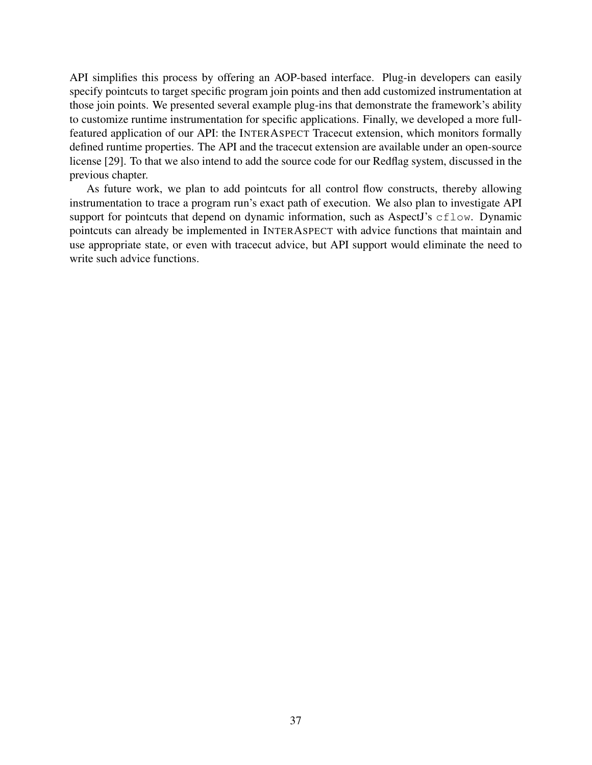API simplifies this process by offering an AOP-based interface. Plug-in developers can easily specify pointcuts to target specific program join points and then add customized instrumentation at those join points. We presented several example plug-ins that demonstrate the framework's ability to customize runtime instrumentation for specific applications. Finally, we developed a more full-featured application of our API: the INTERASPECT Tracecut extension, which monitors formally defined runtime properties. The API and the tracecut extension are available under an open-source license [29]. To that we also intend to add the source code for our Redflag system, discussed in the previous chapter.

As future work, we plan to add pointcuts for all control flow constructs, thereby allowing instrumentation to trace a program run's exact path of execution. We also plan to investigate API support for pointcuts that depend on dynamic information, such as AspectJ's `cflow`. Dynamic pointcuts can already be implemented in INTERASPECT with advice functions that maintain and use appropriate state, or even with tracecut advice, but API support would eliminate the need to write such advice functions.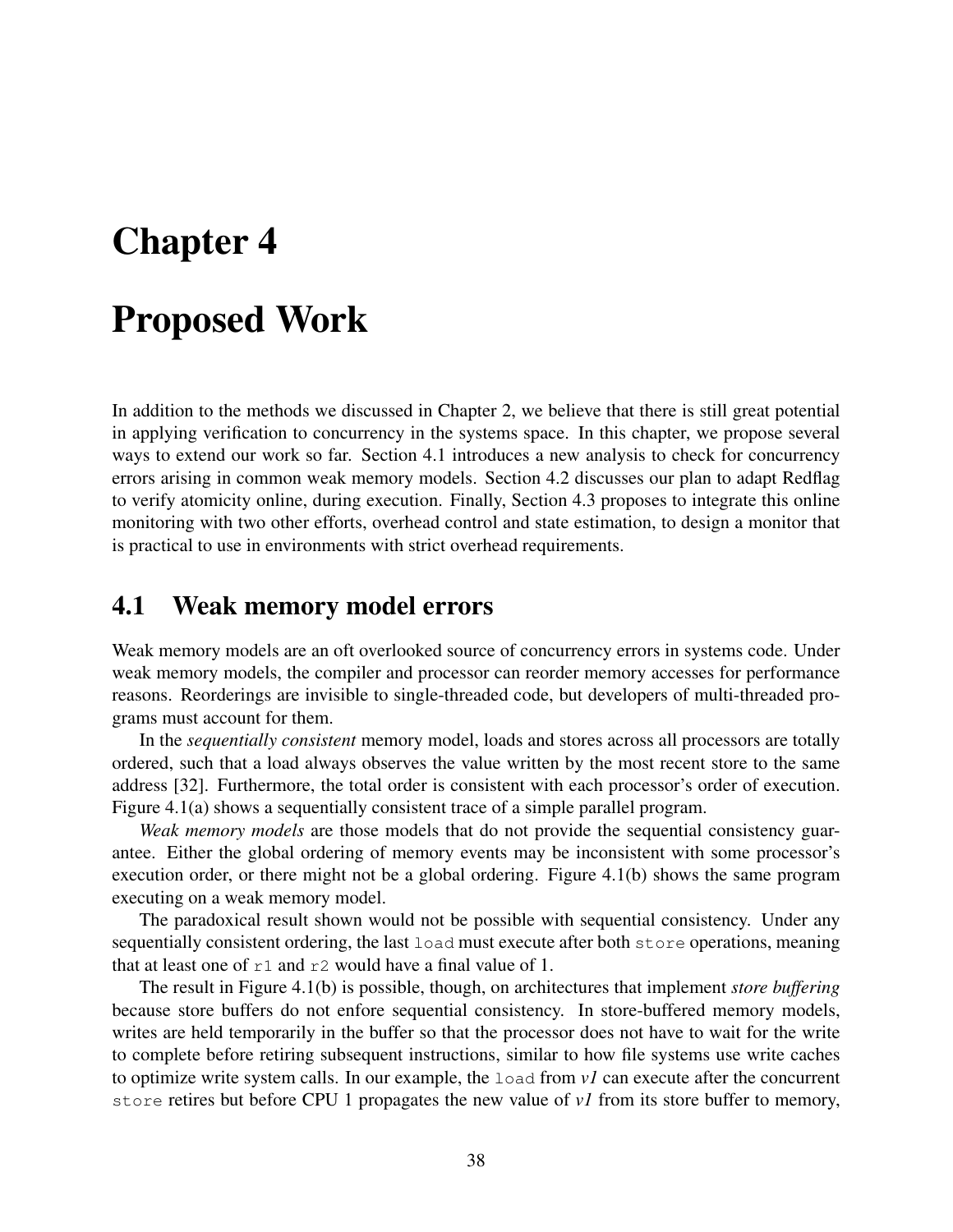# Chapter 4

# Proposed Work

In addition to the methods we discussed in Chapter 2, we believe that there is still great potential in applying verification to concurrency in the systems space. In this chapter, we propose several ways to extend our work so far. Section 4.1 introduces a new analysis to check for concurrency errors arising in common weak memory models. Section 4.2 discusses our plan to adapt Redflag to verify atomicity online, during execution. Finally, Section 4.3 proposes to integrate this online monitoring with two other efforts, overhead control and state estimation, to design a monitor that is practical to use in environments with strict overhead requirements.

## 4.1 Weak memory model errors

Weak memory models are an oft overlooked source of concurrency errors in systems code. Under weak memory models, the compiler and processor can reorder memory accesses for performance reasons. Reorderings are invisible to single-threaded code, but developers of multi-threaded programs must account for them.

In the *sequentially consistent* memory model, loads and stores across all processors are totally ordered, such that a load always observes the value written by the most recent store to the same address [32]. Furthermore, the total order is consistent with each processor's order of execution. Figure 4.1(a) shows a sequentially consistent trace of a simple parallel program.

*Weak memory models* are those models that do not provide the sequential consistency guarantee. Either the global ordering of memory events may be inconsistent with some processor's execution order, or there might not be a global ordering. Figure 4.1(b) shows the same program executing on a weak memory model.

The paradoxical result shown would not be possible with sequential consistency. Under any sequentially consistent ordering, the last `load` must execute after both `store` operations, meaning that at least one of `r1` and `r2` would have a final value of 1.

The result in Figure 4.1(b) is possible, though, on architectures that implement *store buffering* because store buffers do not enfore sequential consistency. In store-buffered memory models, writes are held temporarily in the buffer so that the processor does not have to wait for the write to complete before retiring subsequent instructions, similar to how file systems use write caches to optimize write system calls. In our example, the `load` from *v1* can execute after the concurrent `store` retires but before CPU 1 propagates the new value of *v1* from its store buffer to memory,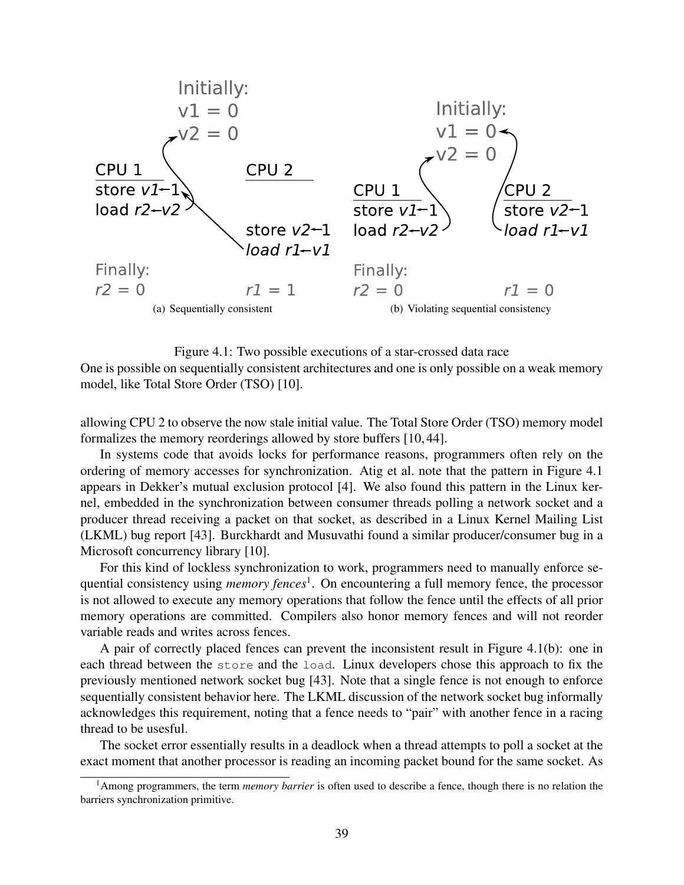Figure 4.1: Two possible executions of a star-crossed data race

One is possible on sequentially consistent architectures and one is only possible on a weak memory model, like Total Store Order (TSO) [10].

allowing CPU 2 to observe the now stale initial value. The Total Store Order (TSO) memory model formalizes the memory reorderings allowed by store buffers [10, 44].

In systems code that avoids locks for performance reasons, programmers often rely on the ordering of memory accesses for synchronization. Atig et al. note that the pattern in Figure 4.1 appears in Dekker's mutual exclusion protocol [4]. We also found this pattern in the Linux kernel, embedded in the synchronization between consumer threads polling a network socket and a producer thread receiving a packet on that socket, as described in a Linux Kernel Mailing List (LKML) bug report [43]. Burckhardt and Musuvathi found a similar producer/consumer bug in a Microsoft concurrency library [10].

For this kind of lockless synchronization to work, programmers need to manually enforce sequential consistency using *memory fences*[1]. On encountering a full memory fence, the processor is not allowed to execute any memory operations that follow the fence until the effects of all prior memory operations are committed. Compilers also honor memory fences and will not reorder variable reads and writes across fences.

A pair of correctly placed fences can prevent the inconsistent result in Figure 4.1(b): one in each thread between the `store` and the `load`. Linux developers chose this approach to fix the previously mentioned network socket bug [43]. Note that a single fence is not enough to enforce sequentially consistent behavior here. The LKML discussion of the network socket bug informally acknowledges this requirement, noting that a fence needs to "pair" with another fence in a racing thread to be usesful.

The socket error essentially results in a deadlock when a thread attempts to poll a socket at the exact moment that another processor is reading an incoming packet bound for the same socket. As

[1] Among programmers, the term *memory barrier* is often used to describe a fence, though there is no relation the barriers synchronization primitive.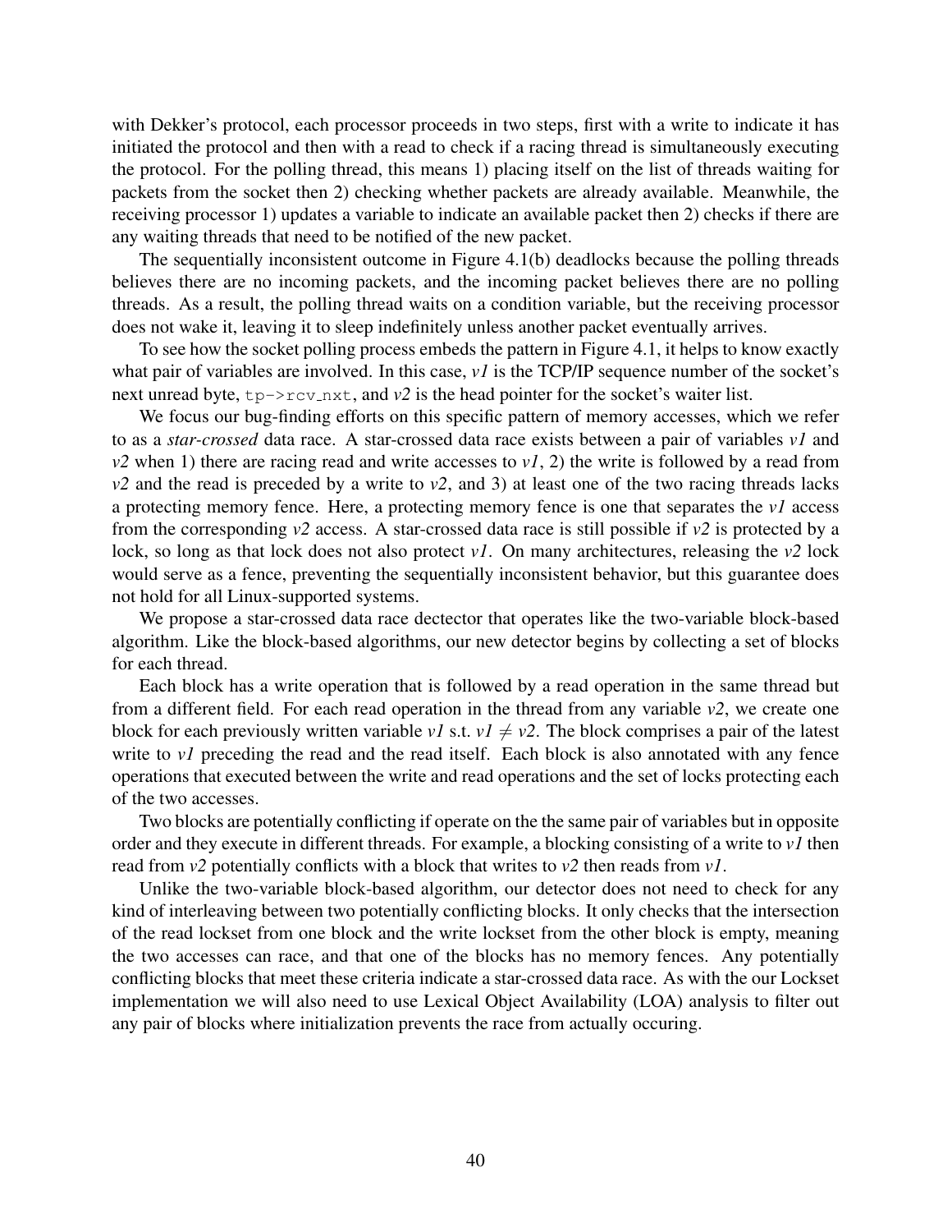with Dekker's protocol, each processor proceeds in two steps, first with a write to indicate it has initiated the protocol and then with a read to check if a racing thread is simultaneously executing the protocol. For the polling thread, this means 1) placing itself on the list of threads waiting for packets from the socket then 2) checking whether packets are already available. Meanwhile, the receiving processor 1) updates a variable to indicate an available packet then 2) checks if there are any waiting threads that need to be notified of the new packet.

The sequentially inconsistent outcome in Figure 4.1(b) deadlocks because the polling threads believes there are no incoming packets, and the incoming packet believes there are no polling threads. As a result, the polling thread waits on a condition variable, but the receiving processor does not wake it, leaving it to sleep indefinitely unless another packet eventually arrives.

To see how the socket polling process embeds the pattern in Figure 4.1, it helps to know exactly what pair of variables are involved. In this case, *v1* is the TCP/IP sequence number of the socket's next unread byte, `tp->rcv_nxt`, and *v2* is the head pointer for the socket's waiter list.

We focus our bug-finding efforts on this specific pattern of memory accesses, which we refer to as a *star-crossed* data race. A star-crossed data race exists between a pair of variables *v1* and *v2* when 1) there are racing read and write accesses to *v1*, 2) the write is followed by a read from *v2* and the read is preceded by a write to *v2*, and 3) at least one of the two racing threads lacks a protecting memory fence. Here, a protecting memory fence is one that separates the *v1* access from the corresponding *v2* access. A star-crossed data race is still possible if *v2* is protected by a lock, so long as that lock does not also protect *v1*. On many architectures, releasing the *v2* lock would serve as a fence, preventing the sequentially inconsistent behavior, but this guarantee does not hold for all Linux-supported systems.

We propose a star-crossed data race dectector that operates like the two-variable block-based algorithm. Like the block-based algorithms, our new detector begins by collecting a set of blocks for each thread.

Each block has a write operation that is followed by a read operation in the same thread but from a different field. For each read operation in the thread from any variable *v2*, we create one block for each previously written variable *v1* s.t. $v1 \neq v2$. The block comprises a pair of the latest write to *v1* preceding the read and the read itself. Each block is also annotated with any fence operations that executed between the write and read operations and the set of locks protecting each of the two accesses.

Two blocks are potentially conflicting if operate on the the same pair of variables but in opposite order and they execute in different threads. For example, a blocking consisting of a write to *v1* then read from *v2* potentially conflicts with a block that writes to *v2* then reads from *v1*.

Unlike the two-variable block-based algorithm, our detector does not need to check for any kind of interleaving between two potentially conflicting blocks. It only checks that the intersection of the read lockset from one block and the write lockset from the other block is empty, meaning the two accesses can race, and that one of the blocks has no memory fences. Any potentially conflicting blocks that meet these criteria indicate a star-crossed data race. As with the our Lockset implementation we will also need to use Lexical Object Availability (LOA) analysis to filter out any pair of blocks where initialization prevents the race from actually occuring.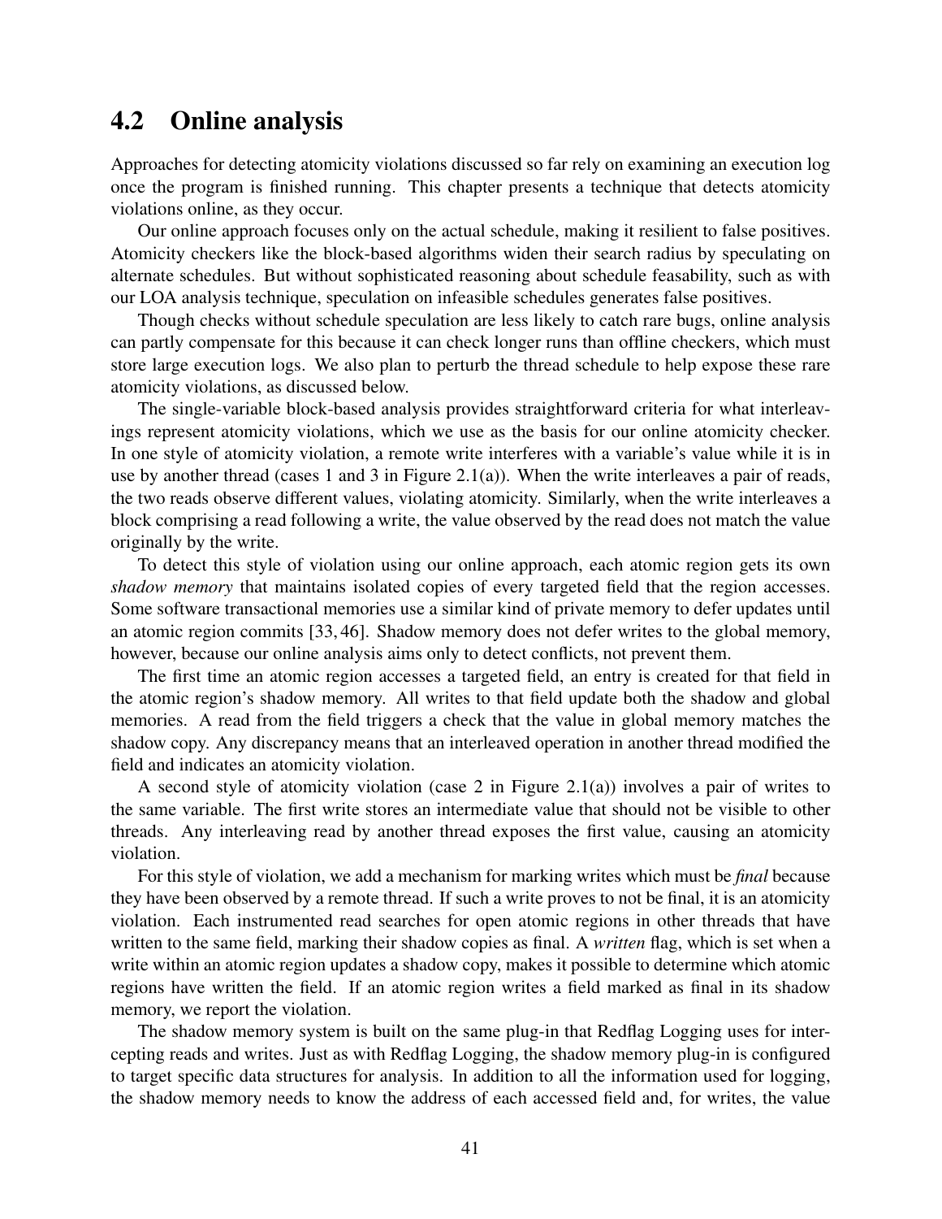## 4.2 Online analysis

Approaches for detecting atomicity violations discussed so far rely on examining an execution log once the program is finished running. This chapter presents a technique that detects atomicity violations online, as they occur.

Our online approach focuses only on the actual schedule, making it resilient to false positives. Atomicity checkers like the block-based algorithms widen their search radius by speculating on alternate schedules. But without sophisticated reasoning about schedule feasability, such as with our LOA analysis technique, speculation on infeasible schedules generates false positives.

Though checks without schedule speculation are less likely to catch rare bugs, online analysis can partly compensate for this because it can check longer runs than offline checkers, which must store large execution logs. We also plan to perturb the thread schedule to help expose these rare atomicity violations, as discussed below.

The single-variable block-based analysis provides straightforward criteria for what interleavings represent atomicity violations, which we use as the basis for our online atomicity checker. In one style of atomicity violation, a remote write interferes with a variable's value while it is in use by another thread (cases 1 and 3 in Figure 2.1(a)). When the write interleaves a pair of reads, the two reads observe different values, violating atomicity. Similarly, when the write interleaves a block comprising a read following a write, the value observed by the read does not match the value originally by the write.

To detect this style of violation using our online approach, each atomic region gets its own *shadow memory* that maintains isolated copies of every targeted field that the region accesses. Some software transactional memories use a similar kind of private memory to defer updates until an atomic region commits [33, 46]. Shadow memory does not defer writes to the global memory, however, because our online analysis aims only to detect conflicts, not prevent them.

The first time an atomic region accesses a targeted field, an entry is created for that field in the atomic region's shadow memory. All writes to that field update both the shadow and global memories. A read from the field triggers a check that the value in global memory matches the shadow copy. Any discrepancy means that an interleaved operation in another thread modified the field and indicates an atomicity violation.

A second style of atomicity violation (case 2 in Figure 2.1(a)) involves a pair of writes to the same variable. The first write stores an intermediate value that should not be visible to other threads. Any interleaving read by another thread exposes the first value, causing an atomicity violation.

For this style of violation, we add a mechanism for marking writes which must be *final* because they have been observed by a remote thread. If such a write proves to not be final, it is an atomicity violation. Each instrumented read searches for open atomic regions in other threads that have written to the same field, marking their shadow copies as final. A *written* flag, which is set when a write within an atomic region updates a shadow copy, makes it possible to determine which atomic regions have written the field. If an atomic region writes a field marked as final in its shadow memory, we report the violation.

The shadow memory system is built on the same plug-in that Redflag Logging uses for intercepting reads and writes. Just as with Redflag Logging, the shadow memory plug-in is configured to target specific data structures for analysis. In addition to all the information used for logging, the shadow memory needs to know the address of each accessed field and, for writes, the value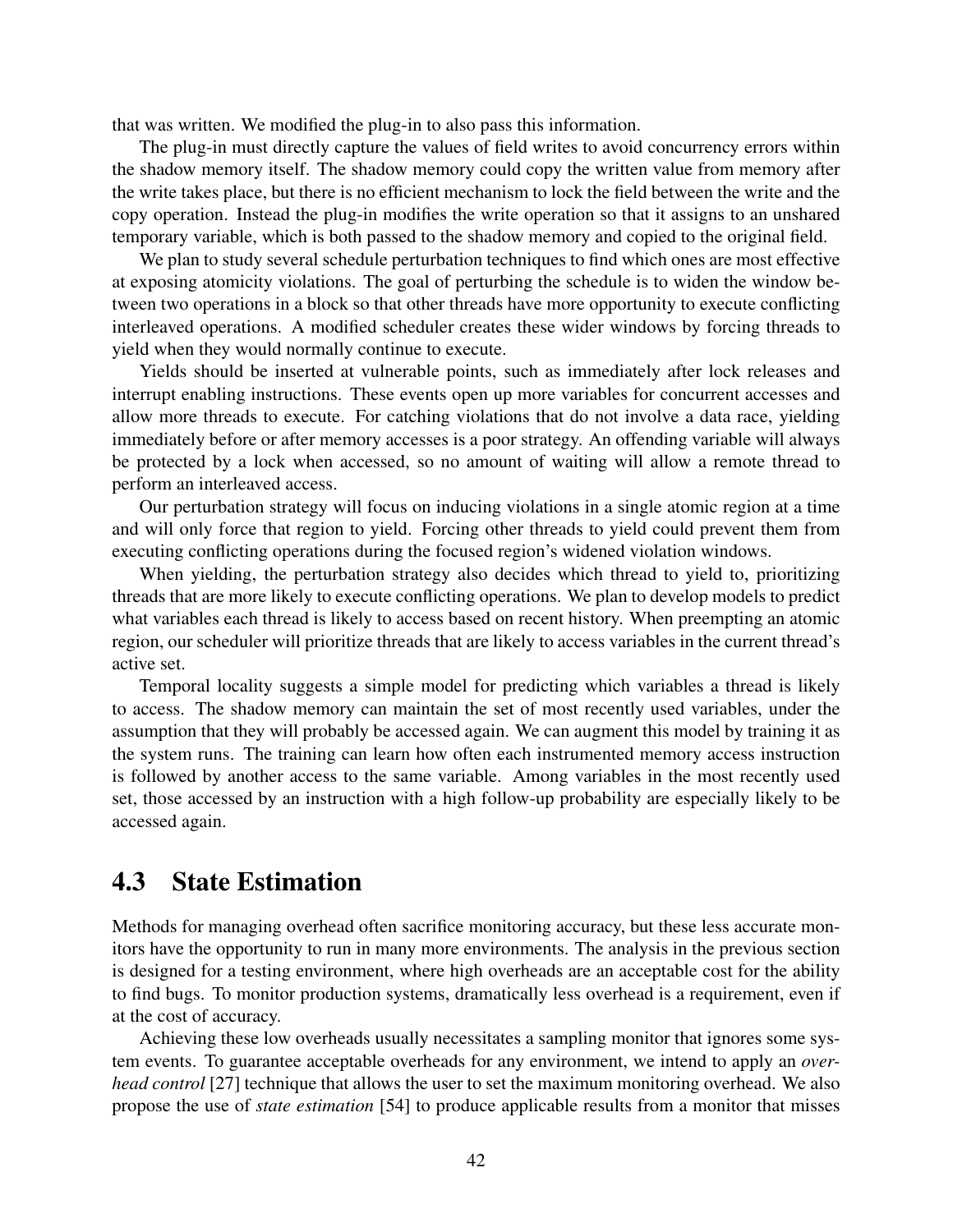that was written. We modified the plug-in to also pass this information.

The plug-in must directly capture the values of field writes to avoid concurrency errors within the shadow memory itself. The shadow memory could copy the written value from memory after the write takes place, but there is no efficient mechanism to lock the field between the write and the copy operation. Instead the plug-in modifies the write operation so that it assigns to an unshared temporary variable, which is both passed to the shadow memory and copied to the original field.

We plan to study several schedule perturbation techniques to find which ones are most effective at exposing atomicity violations. The goal of perturbing the schedule is to widen the window between two operations in a block so that other threads have more opportunity to execute conflicting interleaved operations. A modified scheduler creates these wider windows by forcing threads to yield when they would normally continue to execute.

Yields should be inserted at vulnerable points, such as immediately after lock releases and interrupt enabling instructions. These events open up more variables for concurrent accesses and allow more threads to execute. For catching violations that do not involve a data race, yielding immediately before or after memory accesses is a poor strategy. An offending variable will always be protected by a lock when accessed, so no amount of waiting will allow a remote thread to perform an interleaved access.

Our perturbation strategy will focus on inducing violations in a single atomic region at a time and will only force that region to yield. Forcing other threads to yield could prevent them from executing conflicting operations during the focused region's widened violation windows.

When yielding, the perturbation strategy also decides which thread to yield to, prioritizing threads that are more likely to execute conflicting operations. We plan to develop models to predict what variables each thread is likely to access based on recent history. When preempting an atomic region, our scheduler will prioritize threads that are likely to access variables in the current thread's active set.

Temporal locality suggests a simple model for predicting which variables a thread is likely to access. The shadow memory can maintain the set of most recently used variables, under the assumption that they will probably be accessed again. We can augment this model by training it as the system runs. The training can learn how often each instrumented memory access instruction is followed by another access to the same variable. Among variables in the most recently used set, those accessed by an instruction with a high follow-up probability are especially likely to be accessed again.

## 4.3 State Estimation

Methods for managing overhead often sacrifice monitoring accuracy, but these less accurate monitors have the opportunity to run in many more environments. The analysis in the previous section is designed for a testing environment, where high overheads are an acceptable cost for the ability to find bugs. To monitor production systems, dramatically less overhead is a requirement, even if at the cost of accuracy.

Achieving these low overheads usually necessitates a sampling monitor that ignores some system events. To guarantee acceptable overheads for any environment, we intend to apply an *overhead control* [27] technique that allows the user to set the maximum monitoring overhead. We also propose the use of *state estimation* [54] to produce applicable results from a monitor that misses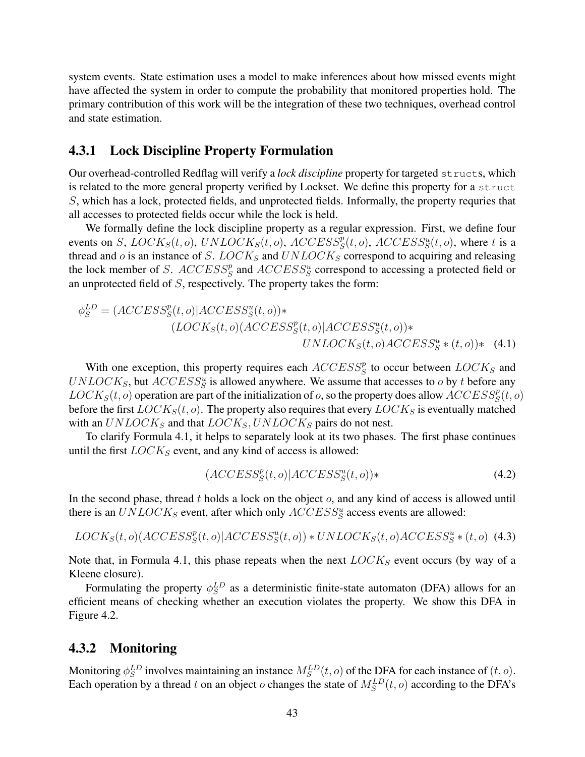system events. State estimation uses a model to make inferences about how missed events might have affected the system in order to compute the probability that monitored properties hold. The primary contribution of this work will be the integration of these two techniques, overhead control and state estimation.

### 4.3.1 Lock Discipline Property Formulation

Our overhead-controlled Redflag will verify a *lock discipline* property for targeted `struct`s, which is related to the more general property verified by Lockset. We define this property for a `struct` $S$, which has a lock, protected fields, and unprotected fields. Informally, the property requries that all accesses to protected fields occur while the lock is held.

We formally define the lock discipline property as a regular expression. First, we define four events on $S$, $LOCK_S(t,o)$, $UNLOCK_S(t,o)$, $ACCESS_S^p(t,o)$, $ACCESS_S^u(t,o)$, where $t$ is a thread and $o$ is an instance of $S$. $LOCK_S$ and $UNLOCK_S$ correspond to acquiring and releasing the lock member of $S$. $ACCESS_S^p$ and $ACCESS_S^u$ correspond to accessing a protected field or an unprotected field of $S$, respectively. The property takes the form:

$$\phi_S^{LD} = (ACCESS_S^p(t,o)|ACCESS_S^u(t,o))* \\ (LOCK_S(t,o)(ACCESS_S^p(t,o)|ACCESS_S^u(t,o))* \\ UNLOCK_S(t,o)ACCESS_S^u*(t,o))* \quad (4.1)$$

With one exception, this property requires each $ACCESS_S^p$ to occur between $LOCK_S$ and $UNLOCK_S$, but $ACCESS_S^u$ is allowed anywhere. We assume that accesses to $o$ by $t$ before any $LOCK_S(t,o)$ operation are part of the initialization of $o$, so the property does allow $ACCESS_S^p(t,o)$ before the first $LOCK_S(t,o)$. The property also requires that every $LOCK_S$ is eventually matched with an $UNLOCK_S$ and that $LOCK_S, UNLOCK_S$ pairs do not nest.

To clarify Formula 4.1, it helps to separately look at its two phases. The first phase continues until the first $LOCK_S$ event, and any kind of access is allowed:

$$(ACCESS_S^p(t,o)|ACCESS_S^u(t,o))* \quad (4.2)$$

In the second phase, thread $t$ holds a lock on the object $o$, and any kind of access is allowed until there is an $UNLOCK_S$ event, after which only $ACCESS_S^u$ access events are allowed:

$$LOCK_S(t,o)(ACCESS_S^p(t,o)|ACCESS_S^u(t,o)) * UNLOCK_S(t,o)ACCESS_S^u*(t,o) \quad (4.3)$$

Note that, in Formula 4.1, this phase repeats when the next $LOCK_S$ event occurs (by way of a Kleene closure).

Formulating the property $\phi_S^{LD}$ as a deterministic finite-state automaton (DFA) allows for an efficient means of checking whether an execution violates the property. We show this DFA in Figure 4.2.

### 4.3.2 Monitoring

Monitoring $\phi_S^{LD}$ involves maintaining an instance $M_S^{LD}(t,o)$ of the DFA for each instance of $(t,o)$. Each operation by a thread $t$ on an object $o$ changes the state of $M_S^{LD}(t,o)$ according to the DFA's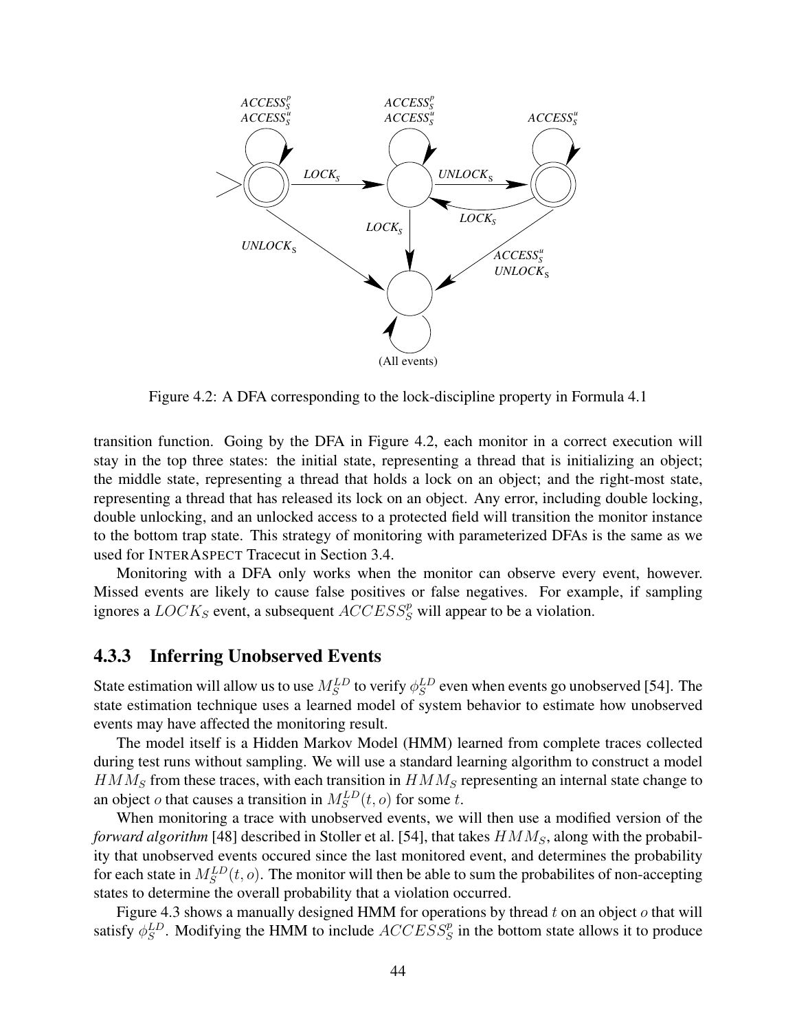Figure 4.2: A DFA corresponding to the lock-discipline property in Formula 4.1

transition function. Going by the DFA in Figure 4.2, each monitor in a correct execution will stay in the top three states: the initial state, representing a thread that is initializing an object; the middle state, representing a thread that holds a lock on an object; and the right-most state, representing a thread that has released its lock on an object. Any error, including double locking, double unlocking, and an unlocked access to a protected field will transition the monitor instance to the bottom trap state. This strategy of monitoring with parameterized DFAs is the same as we used for INTERASPECT Tracecut in Section 3.4.

Monitoring with a DFA only works when the monitor can observe every event, however. Missed events are likely to cause false positives or false negatives. For example, if sampling ignores a $LOCK_S$ event, a subsequent $ACCESS_S^p$ will appear to be a violation.

### 4.3.3 Inferring Unobserved Events

State estimation will allow us to use $M_S^{LD}$ to verify $\phi_S^{LD}$ even when events go unobserved [54]. The state estimation technique uses a learned model of system behavior to estimate how unobserved events may have affected the monitoring result.

The model itself is a Hidden Markov Model (HMM) learned from complete traces collected during test runs without sampling. We will use a standard learning algorithm to construct a model $HMM_S$ from these traces, with each transition in $HMM_S$ representing an internal state change to an object $o$ that causes a transition in $M_S^{LD}(t, o)$ for some $t$.

When monitoring a trace with unobserved events, we will then use a modified version of the *forward algorithm* [48] described in Stoller et al. [54], that takes $HMM_S$, along with the probability that unobserved events occured since the last monitored event, and determines the probability for each state in $M_S^{LD}(t, o)$. The monitor will then be able to sum the probabilites of non-accepting states to determine the overall probability that a violation occurred.

Figure 4.3 shows a manually designed HMM for operations by thread $t$ on an object $o$ that will satisfy $\phi_S^{LD}$. Modifying the HMM to include $ACCESS_S^p$ in the bottom state allows it to produce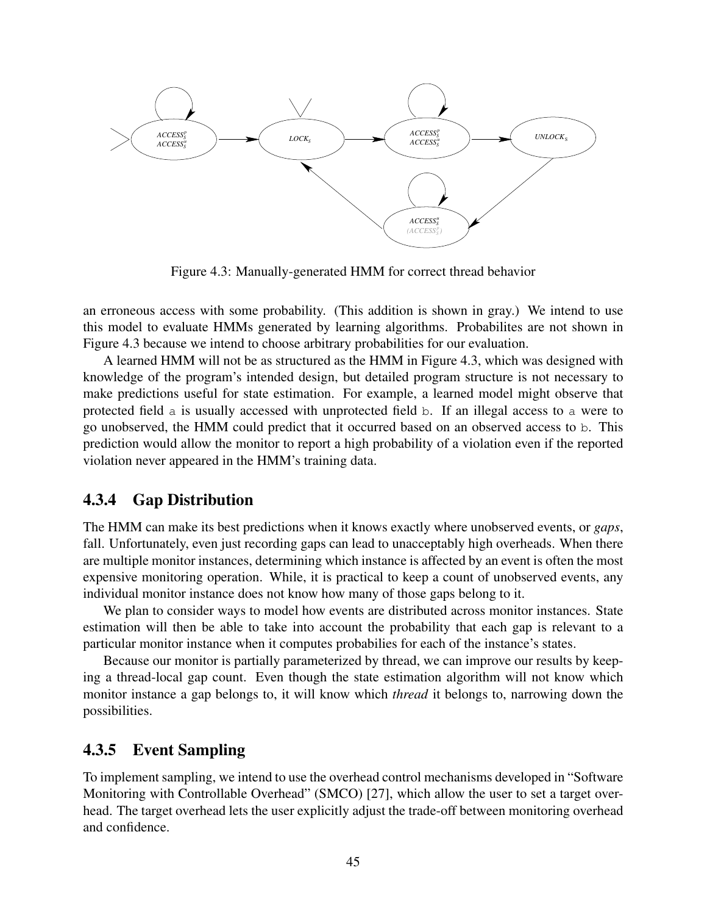Figure 4.3: Manually-generated HMM for correct thread behavior

an erroneous access with some probability. (This addition is shown in gray.) We intend to use this model to evaluate HMMs generated by learning algorithms. Probabilites are not shown in Figure 4.3 because we intend to choose arbitrary probabilities for our evaluation.

A learned HMM will not be as structured as the HMM in Figure 4.3, which was designed with knowledge of the program's intended design, but detailed program structure is not necessary to make predictions useful for state estimation. For example, a learned model might observe that protected field `a` is usually accessed with unprotected field `b`. If an illegal access to `a` were to go unobserved, the HMM could predict that it occurred based on an observed access to `b`. This prediction would allow the monitor to report a high probability of a violation even if the reported violation never appeared in the HMM's training data.

### 4.3.4 Gap Distribution

The HMM can make its best predictions when it knows exactly where unobserved events, or *gaps*, fall. Unfortunately, even just recording gaps can lead to unacceptably high overheads. When there are multiple monitor instances, determining which instance is affected by an event is often the most expensive monitoring operation. While, it is practical to keep a count of unobserved events, any individual monitor instance does not know how many of those gaps belong to it.

We plan to consider ways to model how events are distributed across monitor instances. State estimation will then be able to take into account the probability that each gap is relevant to a particular monitor instance when it computes probabilies for each of the instance's states.

Because our monitor is partially parameterized by thread, we can improve our results by keeping a thread-local gap count. Even though the state estimation algorithm will not know which monitor instance a gap belongs to, it will know which *thread* it belongs to, narrowing down the possibilities.

### 4.3.5 Event Sampling

To implement sampling, we intend to use the overhead control mechanisms developed in "Software Monitoring with Controllable Overhead" (SMCO) [27], which allow the user to set a target overhead. The target overhead lets the user explicitly adjust the trade-off between monitoring overhead and confidence.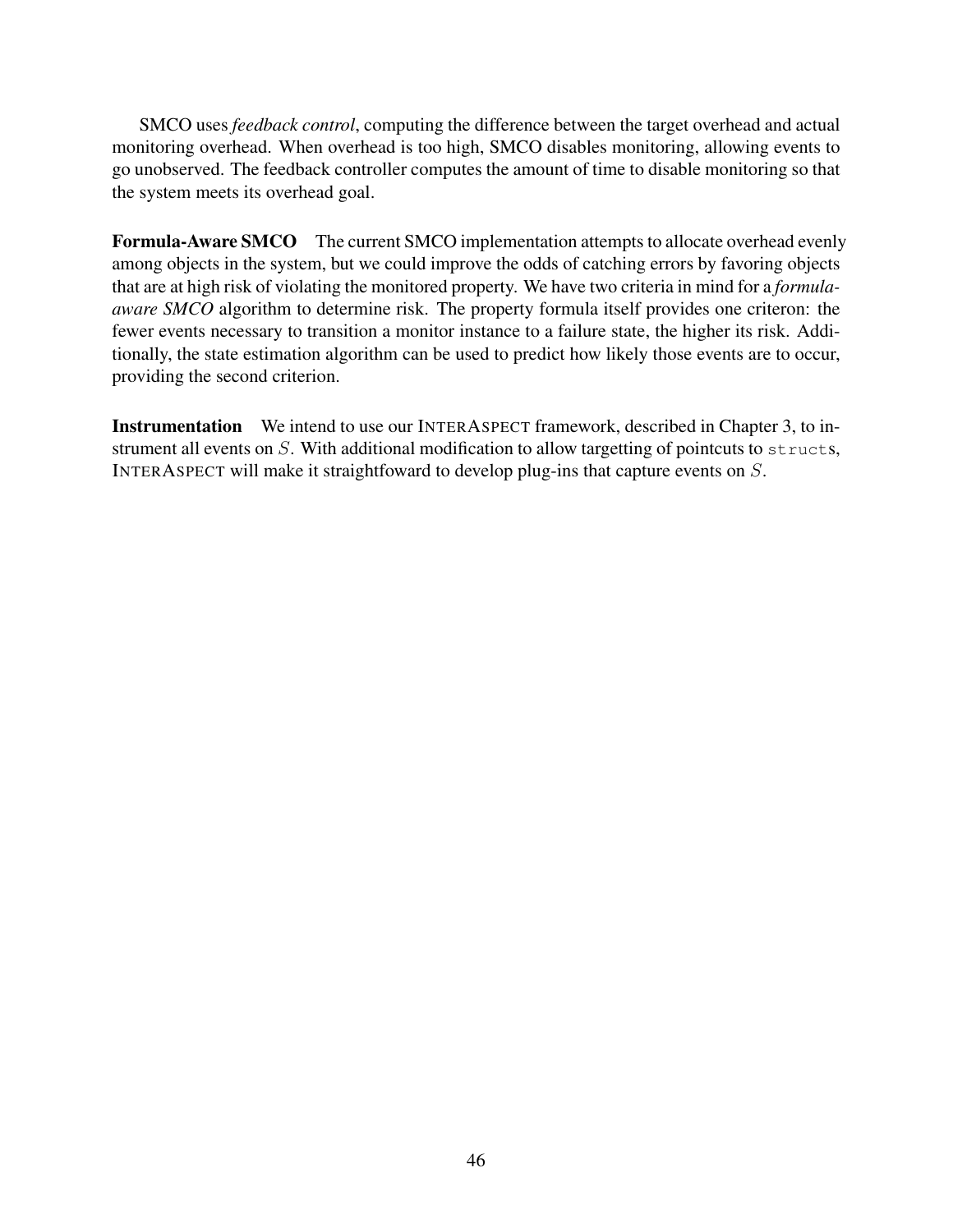SMCO uses *feedback control*, computing the difference between the target overhead and actual monitoring overhead. When overhead is too high, SMCO disables monitoring, allowing events to go unobserved. The feedback controller computes the amount of time to disable monitoring so that the system meets its overhead goal.

**Formula-Aware SMCO** The current SMCO implementation attempts to allocate overhead evenly among objects in the system, but we could improve the odds of catching errors by favoring objects that are at high risk of violating the monitored property. We have two criteria in mind for a *formula-aware SMCO* algorithm to determine risk. The property formula itself provides one criteron: the fewer events necessary to transition a monitor instance to a failure state, the higher its risk. Additionally, the state estimation algorithm can be used to predict how likely those events are to occur, providing the second criterion.

**Instrumentation** We intend to use our INTERASPECT framework, described in Chapter 3, to instrument all events on $S$. With additional modification to allow targetting of pointcuts to `struct`s, INTERASPECT will make it straightfoward to develop plug-ins that capture events on $S$.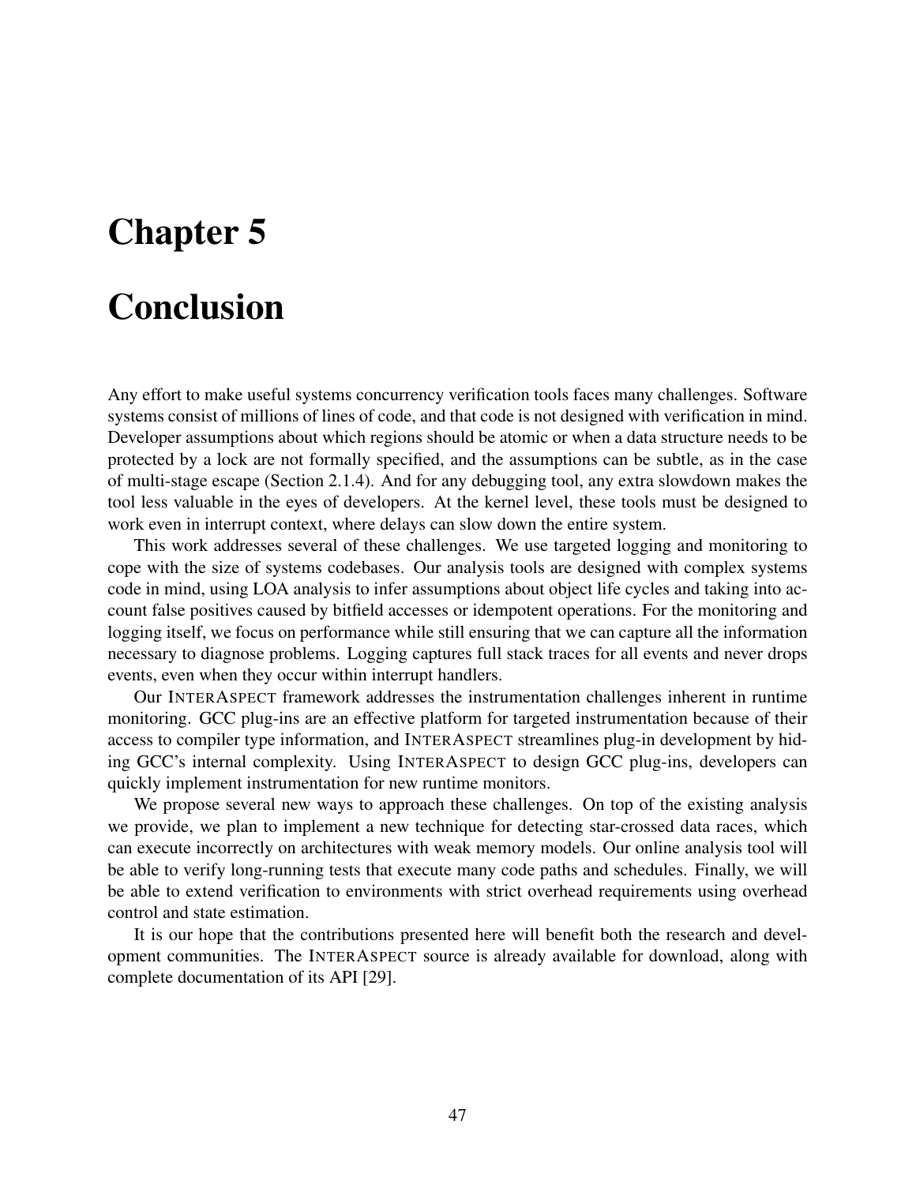# Chapter 5

# Conclusion

Any effort to make useful systems concurrency verification tools faces many challenges. Software systems consist of millions of lines of code, and that code is not designed with verification in mind. Developer assumptions about which regions should be atomic or when a data structure needs to be protected by a lock are not formally specified, and the assumptions can be subtle, as in the case of multi-stage escape (Section 2.1.4). And for any debugging tool, any extra slowdown makes the tool less valuable in the eyes of developers. At the kernel level, these tools must be designed to work even in interrupt context, where delays can slow down the entire system.

This work addresses several of these challenges. We use targeted logging and monitoring to cope with the size of systems codebases. Our analysis tools are designed with complex systems code in mind, using LOA analysis to infer assumptions about object life cycles and taking into account false positives caused by bitfield accesses or idempotent operations. For the monitoring and logging itself, we focus on performance while still ensuring that we can capture all the information necessary to diagnose problems. Logging captures full stack traces for all events and never drops events, even when they occur within interrupt handlers.

Our INTERASPECT framework addresses the instrumentation challenges inherent in runtime monitoring. GCC plug-ins are an effective platform for targeted instrumentation because of their access to compiler type information, and INTERASPECT streamlines plug-in development by hiding GCC's internal complexity. Using INTERASPECT to design GCC plug-ins, developers can quickly implement instrumentation for new runtime monitors.

We propose several new ways to approach these challenges. On top of the existing analysis we provide, we plan to implement a new technique for detecting star-crossed data races, which can execute incorrectly on architectures with weak memory models. Our online analysis tool will be able to verify long-running tests that execute many code paths and schedules. Finally, we will be able to extend verification to environments with strict overhead requirements using overhead control and state estimation.

It is our hope that the contributions presented here will benefit both the research and development communities. The INTERASPECT source is already available for download, along with complete documentation of its API [29].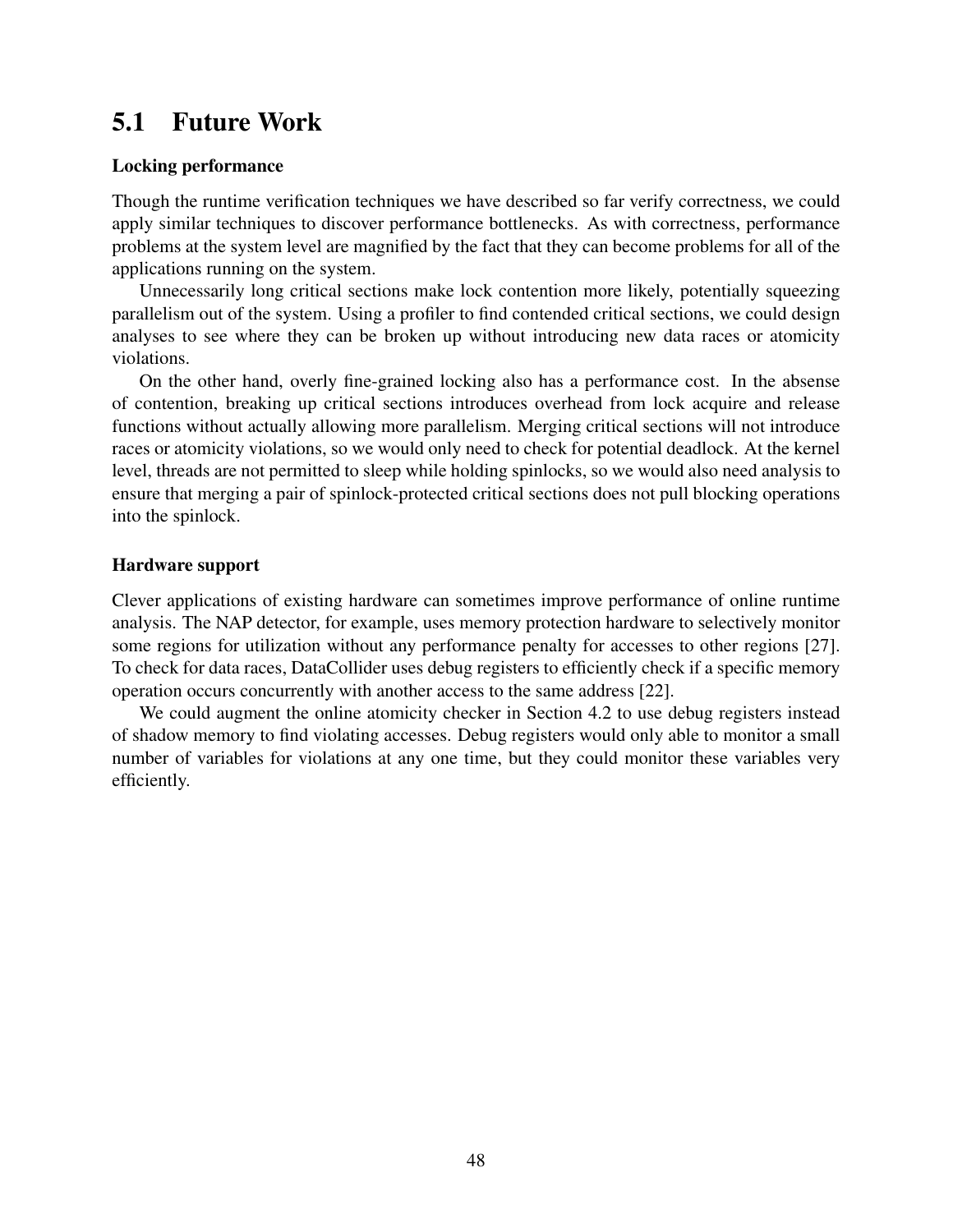## 5.1 Future Work

**Locking performance**

Though the runtime verification techniques we have described so far verify correctness, we could apply similar techniques to discover performance bottlenecks. As with correctness, performance problems at the system level are magnified by the fact that they can become problems for all of the applications running on the system.

Unnecessarily long critical sections make lock contention more likely, potentially squeezing parallelism out of the system. Using a profiler to find contended critical sections, we could design analyses to see where they can be broken up without introducing new data races or atomicity violations.

On the other hand, overly fine-grained locking also has a performance cost. In the absense of contention, breaking up critical sections introduces overhead from lock acquire and release functions without actually allowing more parallelism. Merging critical sections will not introduce races or atomicity violations, so we would only need to check for potential deadlock. At the kernel level, threads are not permitted to sleep while holding spinlocks, so we would also need analysis to ensure that merging a pair of spinlock-protected critical sections does not pull blocking operations into the spinlock.

**Hardware support**

Clever applications of existing hardware can sometimes improve performance of online runtime analysis. The NAP detector, for example, uses memory protection hardware to selectively monitor some regions for utilization without any performance penalty for accesses to other regions [27]. To check for data races, DataCollider uses debug registers to efficiently check if a specific memory operation occurs concurrently with another access to the same address [22].

We could augment the online atomicity checker in Section 4.2 to use debug registers instead of shadow memory to find violating accesses. Debug registers would only able to monitor a small number of variables for violations at any one time, but they could monitor these variables very efficiently.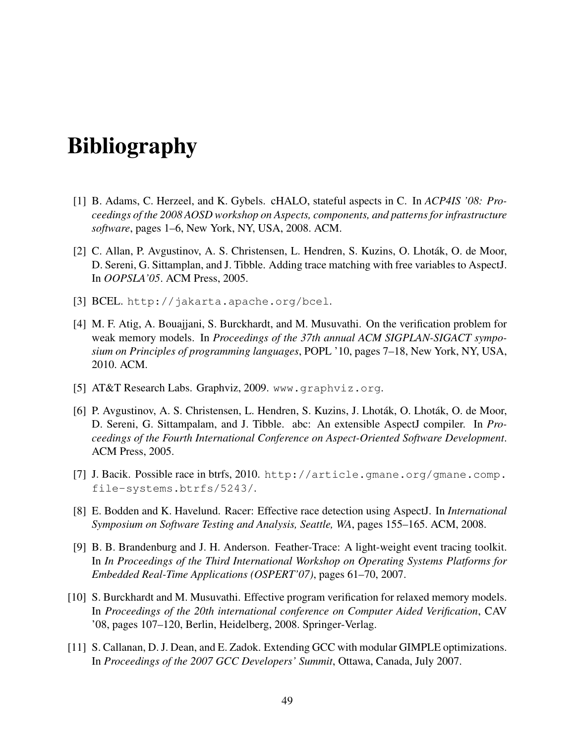# Bibliography

[1] B. Adams, C. Herzeel, and K. Gybels. cHALO, stateful aspects in C. In *ACP4IS '08: Proceedings of the 2008 AOSD workshop on Aspects, components, and patterns for infrastructure software*, pages 1–6, New York, NY, USA, 2008. ACM.

[2] C. Allan, P. Avgustinov, A. S. Christensen, L. Hendren, S. Kuzins, O. Lhoták, O. de Moor, D. Sereni, G. Sittamplan, and J. Tibble. Adding trace matching with free variables to AspectJ. In *OOPSLA'05*. ACM Press, 2005.

[3] BCEL. `http://jakarta.apache.org/bcel`.

[4] M. F. Atig, A. Bouajjani, S. Burckhardt, and M. Musuvathi. On the verification problem for weak memory models. In *Proceedings of the 37th annual ACM SIGPLAN-SIGACT symposium on Principles of programming languages*, POPL '10, pages 7–18, New York, NY, USA, 2010. ACM.

[5] AT&T Research Labs. Graphviz, 2009. `www.graphviz.org`.

[6] P. Avgustinov, A. S. Christensen, L. Hendren, S. Kuzins, J. Lhoták, O. Lhoták, O. de Moor, D. Sereni, G. Sittampalam, and J. Tibble. abc: An extensible AspectJ compiler. In *Proceedings of the Fourth International Conference on Aspect-Oriented Software Development*. ACM Press, 2005.

[7] J. Bacik. Possible race in btrfs, 2010. `http://article.gmane.org/gmane.comp.file-systems.btrfs/5243/`.

[8] E. Bodden and K. Havelund. Racer: Effective race detection using AspectJ. In *International Symposium on Software Testing and Analysis, Seattle, WA*, pages 155–165. ACM, 2008.

[9] B. B. Brandenburg and J. H. Anderson. Feather-Trace: A light-weight event tracing toolkit. In *In Proceedings of the Third International Workshop on Operating Systems Platforms for Embedded Real-Time Applications (OSPERT'07)*, pages 61–70, 2007.

[10] S. Burckhardt and M. Musuvathi. Effective program verification for relaxed memory models. In *Proceedings of the 20th international conference on Computer Aided Verification*, CAV '08, pages 107–120, Berlin, Heidelberg, 2008. Springer-Verlag.

[11] S. Callanan, D. J. Dean, and E. Zadok. Extending GCC with modular GIMPLE optimizations. In *Proceedings of the 2007 GCC Developers' Summit*, Ottawa, Canada, July 2007.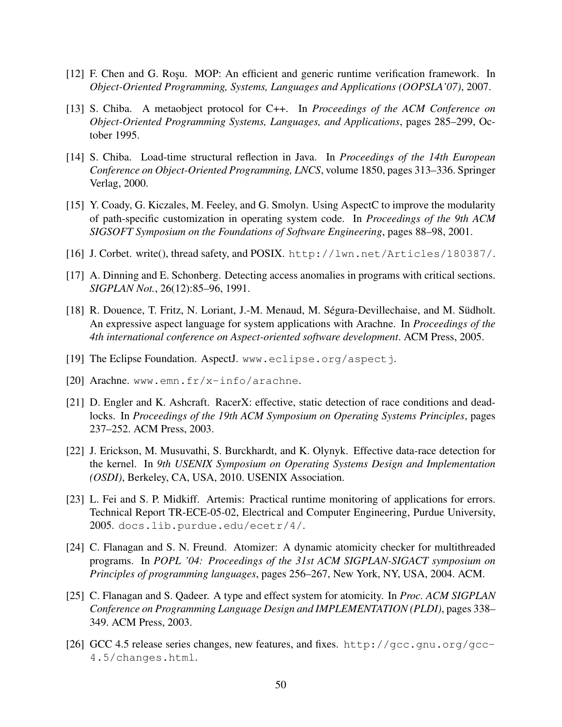[12] F. Chen and G. Roşu. MOP: An efficient and generic runtime verification framework. In *Object-Oriented Programming, Systems, Languages and Applications (OOPSLA'07)*, 2007.

[13] S. Chiba. A metaobject protocol for C++. In *Proceedings of the ACM Conference on Object-Oriented Programming Systems, Languages, and Applications*, pages 285–299, October 1995.

[14] S. Chiba. Load-time structural reflection in Java. In *Proceedings of the 14th European Conference on Object-Oriented Programming, LNCS*, volume 1850, pages 313–336. Springer Verlag, 2000.

[15] Y. Coady, G. Kiczales, M. Feeley, and G. Smolyn. Using AspectC to improve the modularity of path-specific customization in operating system code. In *Proceedings of the 9th ACM SIGSOFT Symposium on the Foundations of Software Engineering*, pages 88–98, 2001.

[16] J. Corbet. write(), thread safety, and POSIX. `http://lwn.net/Articles/180387/`.

[17] A. Dinning and E. Schonberg. Detecting access anomalies in programs with critical sections. *SIGPLAN Not.*, 26(12):85–96, 1991.

[18] R. Douence, T. Fritz, N. Loriant, J.-M. Menaud, M. Ségura-Devillechaise, and M. Südholt. An expressive aspect language for system applications with Arachne. In *Proceedings of the 4th international conference on Aspect-oriented software development*. ACM Press, 2005.

[19] The Eclipse Foundation. AspectJ. `www.eclipse.org/aspectj`.

[20] Arachne. `www.emn.fr/x-info/arachne`.

[21] D. Engler and K. Ashcraft. RacerX: effective, static detection of race conditions and deadlocks. In *Proceedings of the 19th ACM Symposium on Operating Systems Principles*, pages 237–252. ACM Press, 2003.

[22] J. Erickson, M. Musuvathi, S. Burckhardt, and K. Olynyk. Effective data-race detection for the kernel. In *9th USENIX Symposium on Operating Systems Design and Implementation (OSDI)*, Berkeley, CA, USA, 2010. USENIX Association.

[23] L. Fei and S. P. Midkiff. Artemis: Practical runtime monitoring of applications for errors. Technical Report TR-ECE-05-02, Electrical and Computer Engineering, Purdue University, 2005. `docs.lib.purdue.edu/ecetr/4/`.

[24] C. Flanagan and S. N. Freund. Atomizer: A dynamic atomicity checker for multithreaded programs. In *POPL '04: Proceedings of the 31st ACM SIGPLAN-SIGACT symposium on Principles of programming languages*, pages 256–267, New York, NY, USA, 2004. ACM.

[25] C. Flanagan and S. Qadeer. A type and effect system for atomicity. In *Proc. ACM SIGPLAN Conference on Programming Language Design and IMPLEMENTATION (PLDI)*, pages 338–349. ACM Press, 2003.

[26] GCC 4.5 release series changes, new features, and fixes. `http://gcc.gnu.org/gcc-4.5/changes.html`.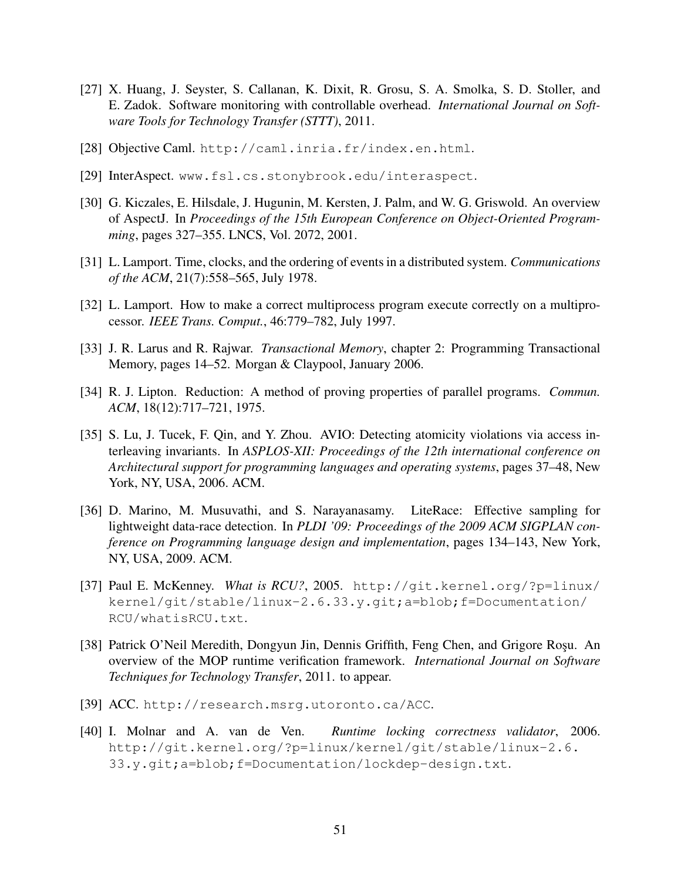[27] X. Huang, J. Seyster, S. Callanan, K. Dixit, R. Grosu, S. A. Smolka, S. D. Stoller, and E. Zadok. Software monitoring with controllable overhead. *International Journal on Software Tools for Technology Transfer (STTT)*, 2011.

[28] Objective Caml. `http://caml.inria.fr/index.en.html`.

[29] InterAspect. `www.fsl.cs.stonybrook.edu/interaspect`.

[30] G. Kiczales, E. Hilsdale, J. Hugunin, M. Kersten, J. Palm, and W. G. Griswold. An overview of AspectJ. In *Proceedings of the 15th European Conference on Object-Oriented Programming*, pages 327–355. LNCS, Vol. 2072, 2001.

[31] L. Lamport. Time, clocks, and the ordering of events in a distributed system. *Communications of the ACM*, 21(7):558–565, July 1978.

[32] L. Lamport. How to make a correct multiprocess program execute correctly on a multiprocessor. *IEEE Trans. Comput.*, 46:779–782, July 1997.

[33] J. R. Larus and R. Rajwar. *Transactional Memory*, chapter 2: Programming Transactional Memory, pages 14–52. Morgan & Claypool, January 2006.

[34] R. J. Lipton. Reduction: A method of proving properties of parallel programs. *Commun. ACM*, 18(12):717–721, 1975.

[35] S. Lu, J. Tucek, F. Qin, and Y. Zhou. AVIO: Detecting atomicity violations via access interleaving invariants. In *ASPLOS-XII: Proceedings of the 12th international conference on Architectural support for programming languages and operating systems*, pages 37–48, New York, NY, USA, 2006. ACM.

[36] D. Marino, M. Musuvathi, and S. Narayanasamy. LiteRace: Effective sampling for lightweight data-race detection. In *PLDI '09: Proceedings of the 2009 ACM SIGPLAN conference on Programming language design and implementation*, pages 134–143, New York, NY, USA, 2009. ACM.

[37] Paul E. McKenney. *What is RCU?*, 2005. `http://git.kernel.org/?p=linux/kernel/git/stable/linux-2.6.33.y.git;a=blob;f=Documentation/RCU/whatisRCU.txt`.

[38] Patrick O'Neil Meredith, Dongyun Jin, Dennis Griffith, Feng Chen, and Grigore Roşu. An overview of the MOP runtime verification framework. *International Journal on Software Techniques for Technology Transfer*, 2011. to appear.

[39] ACC. `http://research.msrg.utoronto.ca/ACC`.

[40] I. Molnar and A. van de Ven. *Runtime locking correctness validator*, 2006. `http://git.kernel.org/?p=linux/kernel/git/stable/linux-2.6.33.y.git;a=blob;f=Documentation/lockdep-design.txt`.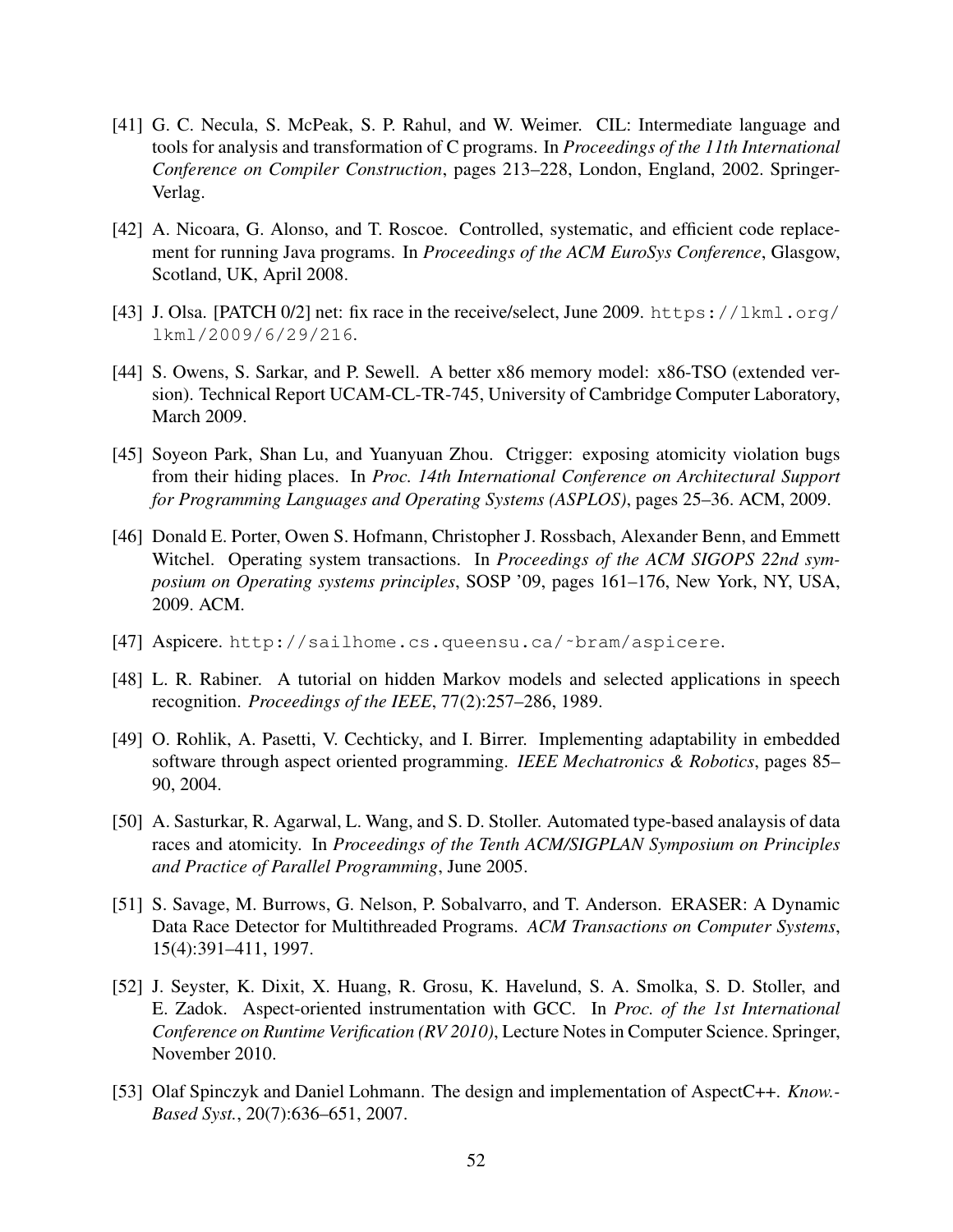[41] G. C. Necula, S. McPeak, S. P. Rahul, and W. Weimer. CIL: Intermediate language and tools for analysis and transformation of C programs. In *Proceedings of the 11th International Conference on Compiler Construction*, pages 213–228, London, England, 2002. Springer-Verlag.

[42] A. Nicoara, G. Alonso, and T. Roscoe. Controlled, systematic, and efficient code replacement for running Java programs. In *Proceedings of the ACM EuroSys Conference*, Glasgow, Scotland, UK, April 2008.

[43] J. Olsa. [PATCH 0/2] net: fix race in the receive/select, June 2009. `https://lkml.org/lkml/2009/6/29/216`.

[44] S. Owens, S. Sarkar, and P. Sewell. A better x86 memory model: x86-TSO (extended version). Technical Report UCAM-CL-TR-745, University of Cambridge Computer Laboratory, March 2009.

[45] Soyeon Park, Shan Lu, and Yuanyuan Zhou. Ctrigger: exposing atomicity violation bugs from their hiding places. In *Proc. 14th International Conference on Architectural Support for Programming Languages and Operating Systems (ASPLOS)*, pages 25–36. ACM, 2009.

[46] Donald E. Porter, Owen S. Hofmann, Christopher J. Rossbach, Alexander Benn, and Emmett Witchel. Operating system transactions. In *Proceedings of the ACM SIGOPS 22nd symposium on Operating systems principles*, SOSP '09, pages 161–176, New York, NY, USA, 2009. ACM.

[47] Aspicere. `http://sailhome.cs.queensu.ca/~bram/aspicere`.

[48] L. R. Rabiner. A tutorial on hidden Markov models and selected applications in speech recognition. *Proceedings of the IEEE*, 77(2):257–286, 1989.

[49] O. Rohlik, A. Pasetti, V. Cechticky, and I. Birrer. Implementing adaptability in embedded software through aspect oriented programming. *IEEE Mechatronics & Robotics*, pages 85–90, 2004.

[50] A. Sasturkar, R. Agarwal, L. Wang, and S. D. Stoller. Automated type-based analaysis of data races and atomicity. In *Proceedings of the Tenth ACM/SIGPLAN Symposium on Principles and Practice of Parallel Programming*, June 2005.

[51] S. Savage, M. Burrows, G. Nelson, P. Sobalvarro, and T. Anderson. ERASER: A Dynamic Data Race Detector for Multithreaded Programs. *ACM Transactions on Computer Systems*, 15(4):391–411, 1997.

[52] J. Seyster, K. Dixit, X. Huang, R. Grosu, K. Havelund, S. A. Smolka, S. D. Stoller, and E. Zadok. Aspect-oriented instrumentation with GCC. In *Proc. of the 1st International Conference on Runtime Verification (RV 2010)*, Lecture Notes in Computer Science. Springer, November 2010.

[53] Olaf Spinczyk and Daniel Lohmann. The design and implementation of AspectC++. *Know.-Based Syst.*, 20(7):636–651, 2007.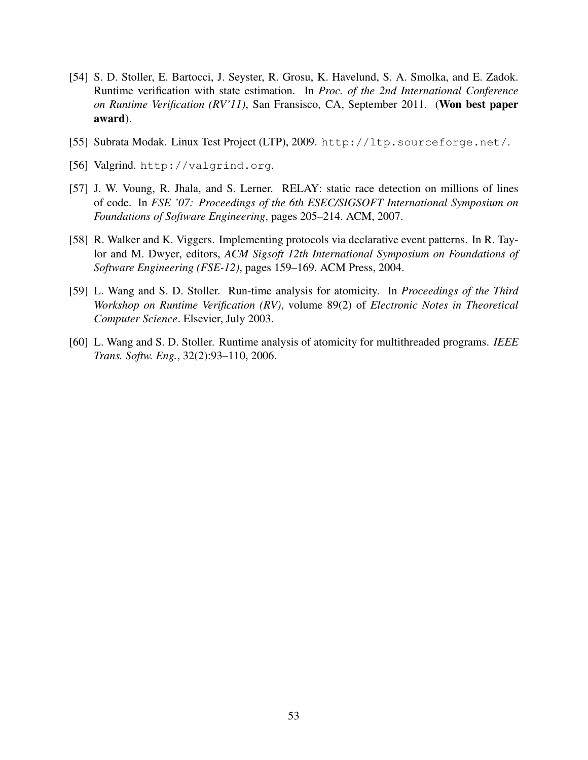[54] S. D. Stoller, E. Bartocci, J. Seyster, R. Grosu, K. Havelund, S. A. Smolka, and E. Zadok. Runtime verification with state estimation. In *Proc. of the 2nd International Conference on Runtime Verification (RV'11)*, San Fransisco, CA, September 2011. (**Won best paper award**).

[55] Subrata Modak. Linux Test Project (LTP), 2009. `http://ltp.sourceforge.net/`.

[56] Valgrind. `http://valgrind.org`.

[57] J. W. Voung, R. Jhala, and S. Lerner. RELAY: static race detection on millions of lines of code. In *FSE '07: Proceedings of the 6th ESEC/SIGSOFT International Symposium on Foundations of Software Engineering*, pages 205–214. ACM, 2007.

[58] R. Walker and K. Viggers. Implementing protocols via declarative event patterns. In R. Taylor and M. Dwyer, editors, *ACM Sigsoft 12th International Symposium on Foundations of Software Engineering (FSE-12)*, pages 159–169. ACM Press, 2004.

[59] L. Wang and S. D. Stoller. Run-time analysis for atomicity. In *Proceedings of the Third Workshop on Runtime Verification (RV)*, volume 89(2) of *Electronic Notes in Theoretical Computer Science*. Elsevier, July 2003.

[60] L. Wang and S. D. Stoller. Runtime analysis of atomicity for multithreaded programs. *IEEE Trans. Softw. Eng.*, 32(2):93–110, 2006.